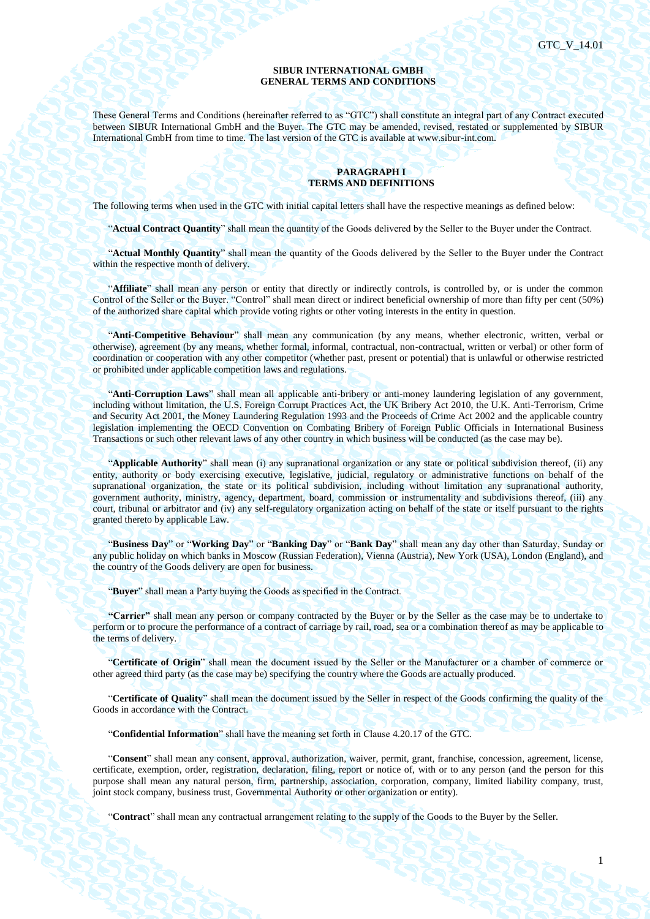**SIBUR INTERNATIONAL GMBH**
**GENERAL TERMS AND CONDITIONS**

These General Terms and Conditions (hereinafter referred to as "GTC") shall constitute an integral part of any Contract executed between SIBUR International GmbH and the Buyer. The GTC may be amended, revised, restated or supplemented by SIBUR International GmbH from time to time. The last version of the GTC is available at www.sibur-int.com.

## PARAGRAPH I
## TERMS AND DEFINITIONS

The following terms when used in the GTC with initial capital letters shall have the respective meanings as defined below:

"**Actual Contract Quantity**" shall mean the quantity of the Goods delivered by the Seller to the Buyer under the Contract.

"**Actual Monthly Quantity**" shall mean the quantity of the Goods delivered by the Seller to the Buyer under the Contract within the respective month of delivery.

"**Affiliate**" shall mean any person or entity that directly or indirectly controls, is controlled by, or is under the common Control of the Seller or the Buyer. "Control" shall mean direct or indirect beneficial ownership of more than fifty per cent (50%) of the authorized share capital which provide voting rights or other voting interests in the entity in question.

"**Anti-Competitive Behaviour**" shall mean any communication (by any means, whether electronic, written, verbal or otherwise), agreement (by any means, whether formal, informal, contractual, non-contractual, written or verbal) or other form of coordination or cooperation with any other competitor (whether past, present or potential) that is unlawful or otherwise restricted or prohibited under applicable competition laws and regulations.

"**Anti-Corruption Laws**" shall mean all applicable anti-bribery or anti-money laundering legislation of any government, including without limitation, the U.S. Foreign Corrupt Practices Act, the UK Bribery Act 2010, the U.K. Anti-Terrorism, Crime and Security Act 2001, the Money Laundering Regulation 1993 and the Proceeds of Crime Act 2002 and the applicable country legislation implementing the OECD Convention on Combating Bribery of Foreign Public Officials in International Business Transactions or such other relevant laws of any other country in which business will be conducted (as the case may be).

"**Applicable Authority**" shall mean (i) any supranational organization or any state or political subdivision thereof, (ii) any entity, authority or body exercising executive, legislative, judicial, regulatory or administrative functions on behalf of the supranational organization, the state or its political subdivision, including without limitation any supranational authority, government authority, ministry, agency, department, board, commission or instrumentality and subdivisions thereof, (iii) any court, tribunal or arbitrator and (iv) any self-regulatory organization acting on behalf of the state or itself pursuant to the rights granted thereto by applicable Law.

"**Business Day**" or "**Working Day**" or "**Banking Day**" or "**Bank Day**" shall mean any day other than Saturday, Sunday or any public holiday on which banks in Moscow (Russian Federation), Vienna (Austria), New York (USA), London (England), and the country of the Goods delivery are open for business.

"**Buyer**" shall mean a Party buying the Goods as specified in the Contract.

**"Carrier"** shall mean any person or company contracted by the Buyer or by the Seller as the case may be to undertake to perform or to procure the performance of a contract of carriage by rail, road, sea or a combination thereof as may be applicable to the terms of delivery.

"**Certificate of Origin**" shall mean the document issued by the Seller or the Manufacturer or a chamber of commerce or other agreed third party (as the case may be) specifying the country where the Goods are actually produced.

"**Certificate of Quality**" shall mean the document issued by the Seller in respect of the Goods confirming the quality of the Goods in accordance with the Contract.

"**Confidential Information**" shall have the meaning set forth in Clause 4.20.17 of the GTC.

"**Consent**" shall mean any consent, approval, authorization, waiver, permit, grant, franchise, concession, agreement, license, certificate, exemption, order, registration, declaration, filing, report or notice of, with or to any person (and the person for this purpose shall mean any natural person, firm, partnership, association, corporation, company, limited liability company, trust, joint stock company, business trust, Governmental Authority or other organization or entity).

"**Contract**" shall mean any contractual arrangement relating to the supply of the Goods to the Buyer by the Seller.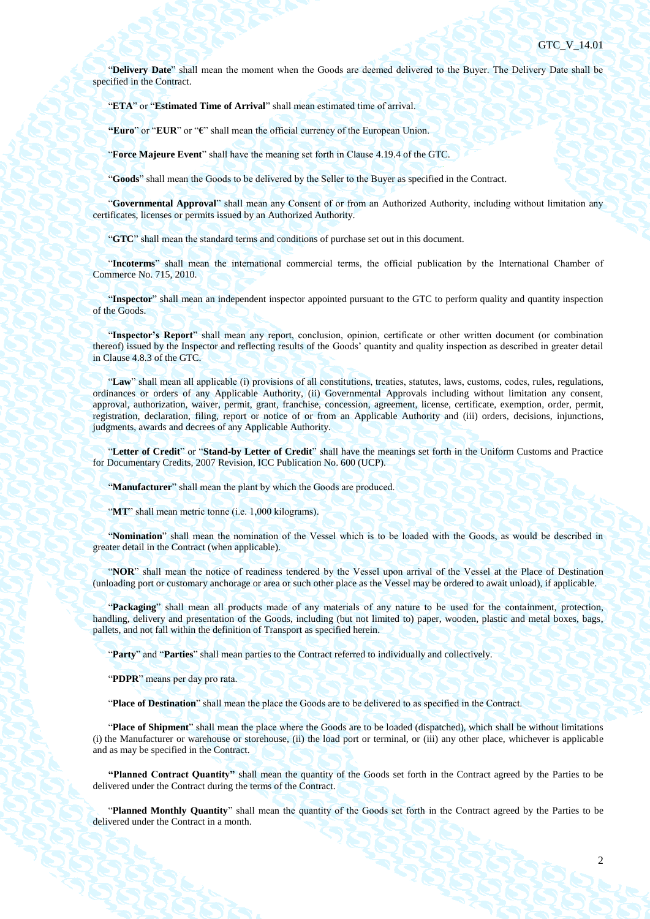"**Delivery Date**" shall mean the moment when the Goods are deemed delivered to the Buyer. The Delivery Date shall be specified in the Contract.

"**ETA**" or "**Estimated Time of Arrival**" shall mean estimated time of arrival.

**"Euro**" or "**EUR**" or "**€**" shall mean the official currency of the European Union.

"**Force Majeure Event**" shall have the meaning set forth in Clause 4.19.4 of the GTC.

"**Goods**" shall mean the Goods to be delivered by the Seller to the Buyer as specified in the Contract.

"**Governmental Approval**" shall mean any Consent of or from an Authorized Authority, including without limitation any certificates, licenses or permits issued by an Authorized Authority.

"**GTC**" shall mean the standard terms and conditions of purchase set out in this document.

"**Incoterms**" shall mean the international commercial terms, the official publication by the International Chamber of Commerce No. 715, 2010.

"**Inspector**" shall mean an independent inspector appointed pursuant to the GTC to perform quality and quantity inspection of the Goods.

"**Inspector's Report**" shall mean any report, conclusion, opinion, certificate or other written document (or combination thereof) issued by the Inspector and reflecting results of the Goods' quantity and quality inspection as described in greater detail in Clause 4.8.3 of the GTC.

"**Law**" shall mean all applicable (i) provisions of all constitutions, treaties, statutes, laws, customs, codes, rules, regulations, ordinances or orders of any Applicable Authority, (ii) Governmental Approvals including without limitation any consent, approval, authorization, waiver, permit, grant, franchise, concession, agreement, license, certificate, exemption, order, permit, registration, declaration, filing, report or notice of or from an Applicable Authority and (iii) orders, decisions, injunctions, judgments, awards and decrees of any Applicable Authority.

"**Letter of Credit**" or "**Stand-by Letter of Credit**" shall have the meanings set forth in the Uniform Customs and Practice for Documentary Credits, 2007 Revision, ICC Publication No. 600 (UCP).

"**Manufacturer**" shall mean the plant by which the Goods are produced.

"**MT**" shall mean metric tonne (i.e. 1,000 kilograms).

"**Nomination**" shall mean the nomination of the Vessel which is to be loaded with the Goods, as would be described in greater detail in the Contract (when applicable).

"**NOR**" shall mean the notice of readiness tendered by the Vessel upon arrival of the Vessel at the Place of Destination (unloading port or customary anchorage or area or such other place as the Vessel may be ordered to await unload), if applicable.

"**Packaging**" shall mean all products made of any materials of any nature to be used for the containment, protection, handling, delivery and presentation of the Goods, including (but not limited to) paper, wooden, plastic and metal boxes, bags, pallets, and not fall within the definition of Transport as specified herein.

"**Party**" and "**Parties**" shall mean parties to the Contract referred to individually and collectively.

"**PDPR**" means per day pro rata.

"**Place of Destination**" shall mean the place the Goods are to be delivered to as specified in the Contract.

"**Place of Shipment**" shall mean the place where the Goods are to be loaded (dispatched), which shall be without limitations (i) the Manufacturer or warehouse or storehouse, (ii) the load port or terminal, or (iii) any other place, whichever is applicable and as may be specified in the Contract.

**"Planned Contract Quantity"** shall mean the quantity of the Goods set forth in the Contract agreed by the Parties to be delivered under the Contract during the terms of the Contract.

"**Planned Monthly Quantity**" shall mean the quantity of the Goods set forth in the Contract agreed by the Parties to be delivered under the Contract in a month.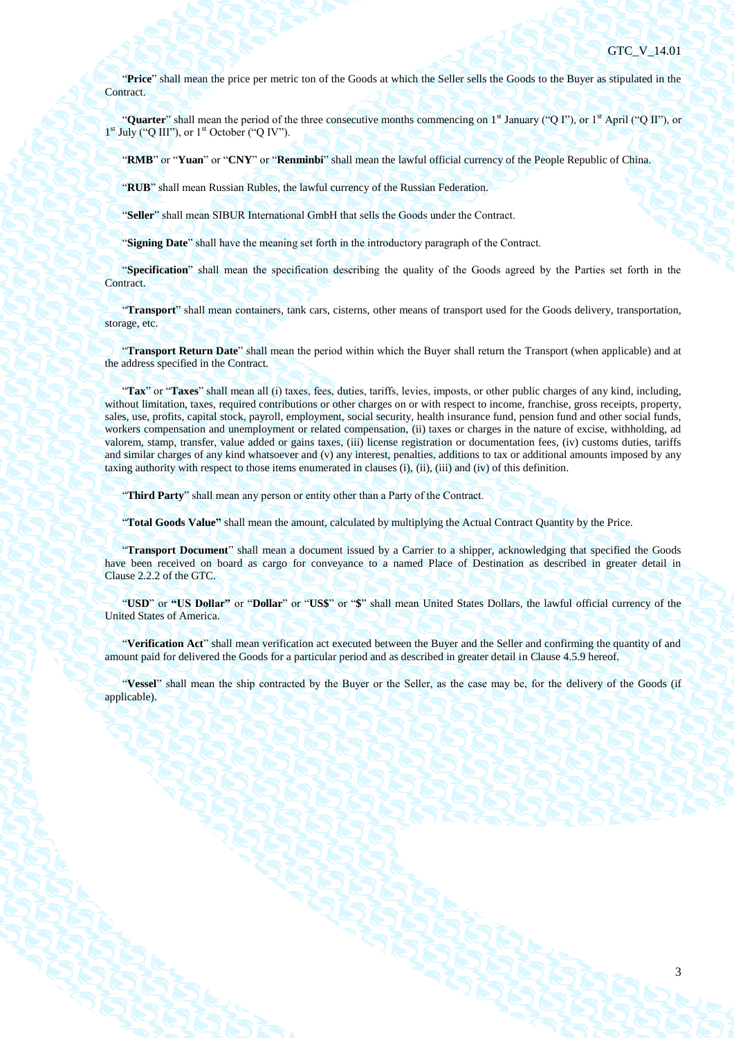"**Price**" shall mean the price per metric ton of the Goods at which the Seller sells the Goods to the Buyer as stipulated in the Contract.

"**Quarter**" shall mean the period of the three consecutive months commencing on 1st January ("Q I"), or 1st April ("Q II"), or 1st July ("Q III"), or 1st October ("Q IV").

"**RMB**" or "**Yuan**" or "**CNY**" or "**Renminbi**" shall mean the lawful official currency of the People Republic of China.

"**RUB**" shall mean Russian Rubles, the lawful currency of the Russian Federation.

"**Seller**" shall mean SIBUR International GmbH that sells the Goods under the Contract.

"**Signing Date**" shall have the meaning set forth in the introductory paragraph of the Contract.

"**Specification**" shall mean the specification describing the quality of the Goods agreed by the Parties set forth in the Contract.

"**Transport**" shall mean containers, tank cars, cisterns, other means of transport used for the Goods delivery, transportation, storage, etc.

"**Transport Return Date**" shall mean the period within which the Buyer shall return the Transport (when applicable) and at the address specified in the Contract.

"**Tax**" or "**Taxes**" shall mean all (i) taxes, fees, duties, tariffs, levies, imposts, or other public charges of any kind, including, without limitation, taxes, required contributions or other charges on or with respect to income, franchise, gross receipts, property, sales, use, profits, capital stock, payroll, employment, social security, health insurance fund, pension fund and other social funds, workers compensation and unemployment or related compensation, (ii) taxes or charges in the nature of excise, withholding, ad valorem, stamp, transfer, value added or gains taxes, (iii) license registration or documentation fees, (iv) customs duties, tariffs and similar charges of any kind whatsoever and (v) any interest, penalties, additions to tax or additional amounts imposed by any taxing authority with respect to those items enumerated in clauses (i), (ii), (iii) and (iv) of this definition.

"**Third Party**" shall mean any person or entity other than a Party of the Contract.

"**Total Goods Value"** shall mean the amount, calculated by multiplying the Actual Contract Quantity by the Price.

"**Transport Document**" shall mean a document issued by a Carrier to a shipper, acknowledging that specified the Goods have been received on board as cargo for conveyance to a named Place of Destination as described in greater detail in Clause 2.2.2 of the GTC.

"**USD**" or **"US Dollar"** or "**Dollar**" or "**US$**" or "**$**" shall mean United States Dollars, the lawful official currency of the United States of America.

"**Verification Act**" shall mean verification act executed between the Buyer and the Seller and confirming the quantity of and amount paid for delivered the Goods for a particular period and as described in greater detail in Clause 4.5.9 hereof.

"**Vessel**" shall mean the ship contracted by the Buyer or the Seller, as the case may be, for the delivery of the Goods (if applicable).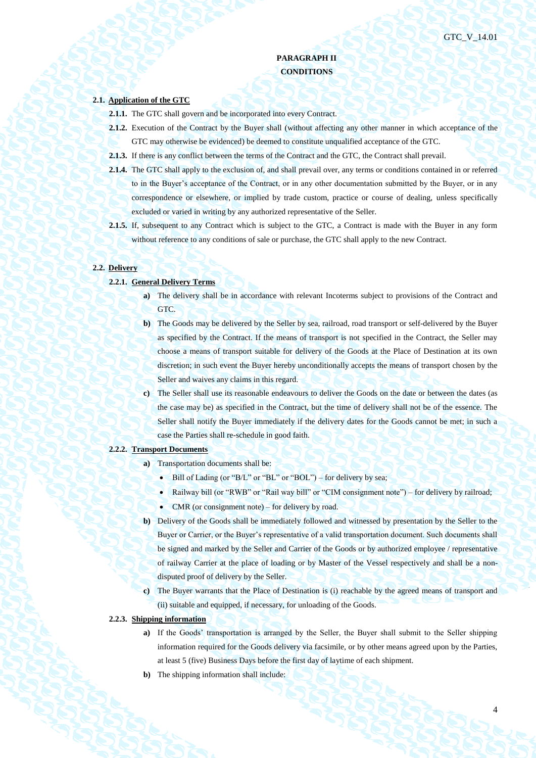## PARAGRAPH II
## CONDITIONS

**2.1. Application of the GTC**

**2.1.1.** The GTC shall govern and be incorporated into every Contract.

**2.1.2.** Execution of the Contract by the Buyer shall (without affecting any other manner in which acceptance of the GTC may otherwise be evidenced) be deemed to constitute unqualified acceptance of the GTC.

**2.1.3.** If there is any conflict between the terms of the Contract and the GTC, the Contract shall prevail.

**2.1.4.** The GTC shall apply to the exclusion of, and shall prevail over, any terms or conditions contained in or referred to in the Buyer's acceptance of the Contract, or in any other documentation submitted by the Buyer, or in any correspondence or elsewhere, or implied by trade custom, practice or course of dealing, unless specifically excluded or varied in writing by any authorized representative of the Seller.

**2.1.5.** If, subsequent to any Contract which is subject to the GTC, a Contract is made with the Buyer in any form without reference to any conditions of sale or purchase, the GTC shall apply to the new Contract.

**2.2. Delivery**

**2.2.1. General Delivery Terms**

**a)** The delivery shall be in accordance with relevant Incoterms subject to provisions of the Contract and GTC.

**b)** The Goods may be delivered by the Seller by sea, railroad, road transport or self-delivered by the Buyer as specified by the Contract. If the means of transport is not specified in the Contract, the Seller may choose a means of transport suitable for delivery of the Goods at the Place of Destination at its own discretion; in such event the Buyer hereby unconditionally accepts the means of transport chosen by the Seller and waives any claims in this regard.

**c)** The Seller shall use its reasonable endeavours to deliver the Goods on the date or between the dates (as the case may be) as specified in the Contract, but the time of delivery shall not be of the essence. The Seller shall notify the Buyer immediately if the delivery dates for the Goods cannot be met; in such a case the Parties shall re-schedule in good faith.

**2.2.2. Transport Documents**

**a)** Transportation documents shall be:

- Bill of Lading (or "B/L" or "BL" or "BOL") – for delivery by sea;
- Railway bill (or "RWB" or "Rail way bill" or "CIM consignment note") – for delivery by railroad;
- CMR (or consignment note) – for delivery by road.

**b)** Delivery of the Goods shall be immediately followed and witnessed by presentation by the Seller to the Buyer or Carrier, or the Buyer's representative of a valid transportation document. Such documents shall be signed and marked by the Seller and Carrier of the Goods or by authorized employee / representative of railway Carrier at the place of loading or by Master of the Vessel respectively and shall be a non-disputed proof of delivery by the Seller.

**c)** The Buyer warrants that the Place of Destination is (i) reachable by the agreed means of transport and (ii) suitable and equipped, if necessary, for unloading of the Goods.

**2.2.3. Shipping information**

**a)** If the Goods' transportation is arranged by the Seller, the Buyer shall submit to the Seller shipping information required for the Goods delivery via facsimile, or by other means agreed upon by the Parties, at least 5 (five) Business Days before the first day of laytime of each shipment.

**b)** The shipping information shall include: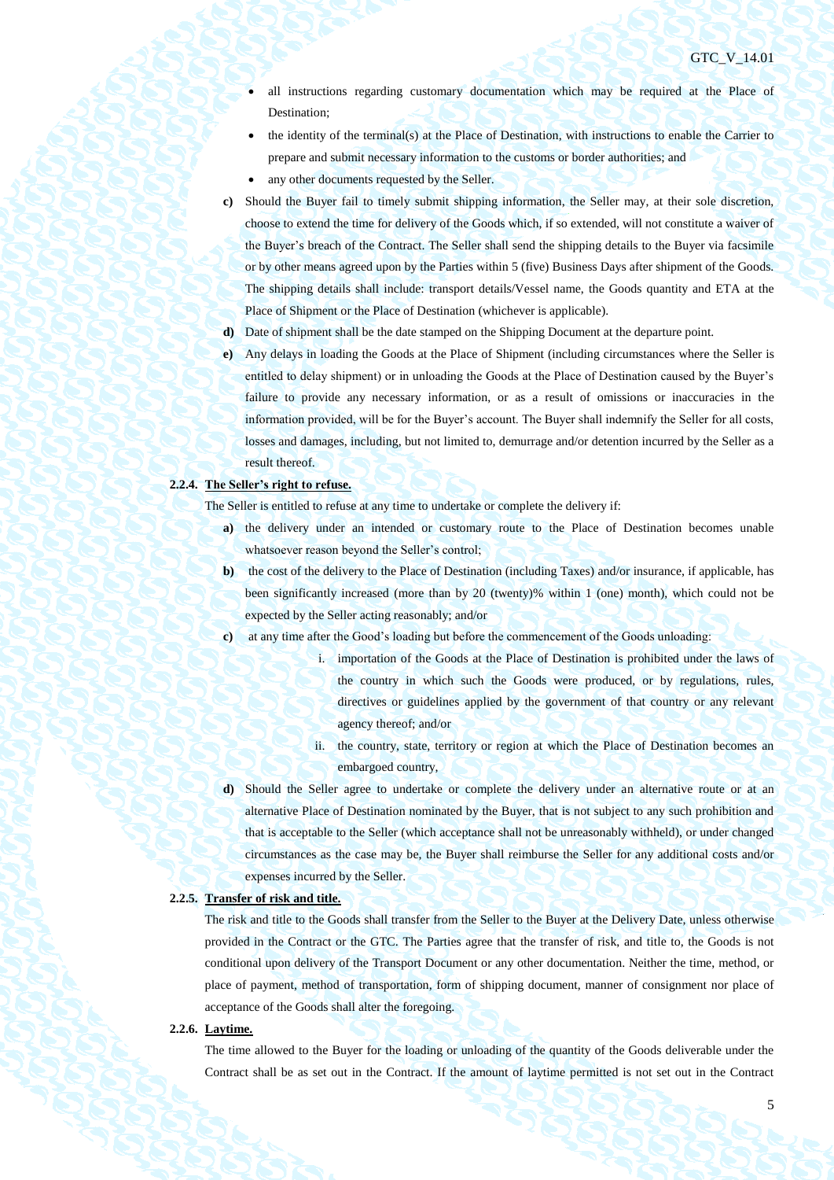- all instructions regarding customary documentation which may be required at the Place of Destination;
- the identity of the terminal(s) at the Place of Destination, with instructions to enable the Carrier to prepare and submit necessary information to the customs or border authorities; and
- any other documents requested by the Seller.

**c)** Should the Buyer fail to timely submit shipping information, the Seller may, at their sole discretion, choose to extend the time for delivery of the Goods which, if so extended, will not constitute a waiver of the Buyer's breach of the Contract. The Seller shall send the shipping details to the Buyer via facsimile or by other means agreed upon by the Parties within 5 (five) Business Days after shipment of the Goods. The shipping details shall include: transport details/Vessel name, the Goods quantity and ETA at the Place of Shipment or the Place of Destination (whichever is applicable).

**d)** Date of shipment shall be the date stamped on the Shipping Document at the departure point.

**e)** Any delays in loading the Goods at the Place of Shipment (including circumstances where the Seller is entitled to delay shipment) or in unloading the Goods at the Place of Destination caused by the Buyer's failure to provide any necessary information, or as a result of omissions or inaccuracies in the information provided, will be for the Buyer's account. The Buyer shall indemnify the Seller for all costs, losses and damages, including, but not limited to, demurrage and/or detention incurred by the Seller as a result thereof.

**2.2.4. <u>The Seller's right to refuse.</u>**

The Seller is entitled to refuse at any time to undertake or complete the delivery if:

**a)** the delivery under an intended or customary route to the Place of Destination becomes unable whatsoever reason beyond the Seller's control;

**b)** the cost of the delivery to the Place of Destination (including Taxes) and/or insurance, if applicable, has been significantly increased (more than by 20 (twenty)% within 1 (one) month), which could not be expected by the Seller acting reasonably; and/or

**c)** at any time after the Good's loading but before the commencement of the Goods unloading:

  i. importation of the Goods at the Place of Destination is prohibited under the laws of the country in which such the Goods were produced, or by regulations, rules, directives or guidelines applied by the government of that country or any relevant agency thereof; and/or

  ii. the country, state, territory or region at which the Place of Destination becomes an embargoed country,

**d)** Should the Seller agree to undertake or complete the delivery under an alternative route or at an alternative Place of Destination nominated by the Buyer, that is not subject to any such prohibition and that is acceptable to the Seller (which acceptance shall not be unreasonably withheld), or under changed circumstances as the case may be, the Buyer shall reimburse the Seller for any additional costs and/or expenses incurred by the Seller.

**2.2.5. <u>Transfer of risk and title.</u>**

The risk and title to the Goods shall transfer from the Seller to the Buyer at the Delivery Date, unless otherwise provided in the Contract or the GTC. The Parties agree that the transfer of risk, and title to, the Goods is not conditional upon delivery of the Transport Document or any other documentation. Neither the time, method, or place of payment, method of transportation, form of shipping document, manner of consignment nor place of acceptance of the Goods shall alter the foregoing.

**2.2.6. <u>Laytime.</u>**

The time allowed to the Buyer for the loading or unloading of the quantity of the Goods deliverable under the Contract shall be as set out in the Contract. If the amount of laytime permitted is not set out in the Contract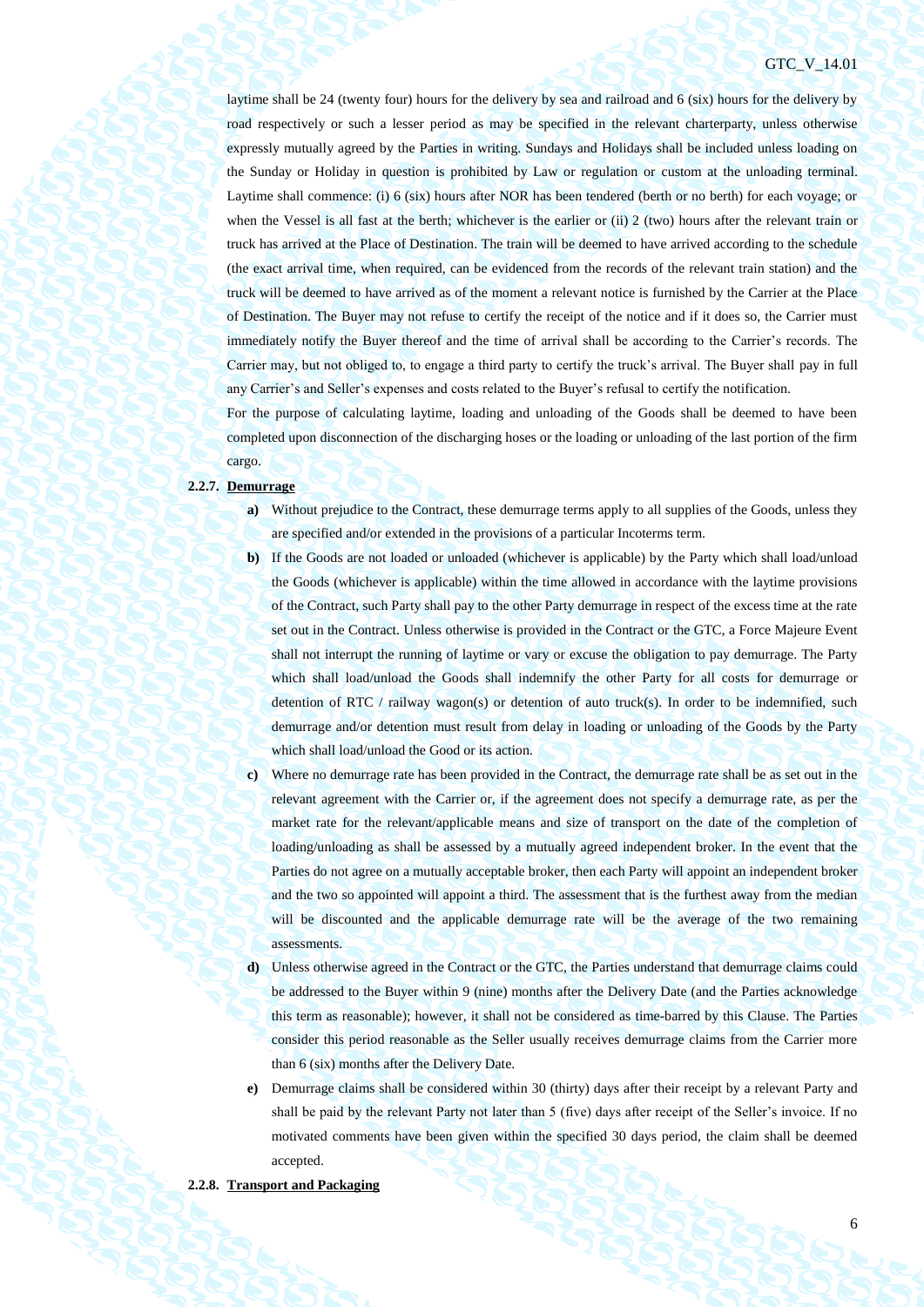laytime shall be 24 (twenty four) hours for the delivery by sea and railroad and 6 (six) hours for the delivery by road respectively or such a lesser period as may be specified in the relevant charterparty, unless otherwise expressly mutually agreed by the Parties in writing. Sundays and Holidays shall be included unless loading on the Sunday or Holiday in question is prohibited by Law or regulation or custom at the unloading terminal. Laytime shall commence: (i) 6 (six) hours after NOR has been tendered (berth or no berth) for each voyage; or when the Vessel is all fast at the berth; whichever is the earlier or (ii) 2 (two) hours after the relevant train or truck has arrived at the Place of Destination. The train will be deemed to have arrived according to the schedule (the exact arrival time, when required, can be evidenced from the records of the relevant train station) and the truck will be deemed to have arrived as of the moment a relevant notice is furnished by the Carrier at the Place of Destination. The Buyer may not refuse to certify the receipt of the notice and if it does so, the Carrier must immediately notify the Buyer thereof and the time of arrival shall be according to the Carrier's records. The Carrier may, but not obliged to, to engage a third party to certify the truck's arrival. The Buyer shall pay in full any Carrier's and Seller's expenses and costs related to the Buyer's refusal to certify the notification.

For the purpose of calculating laytime, loading and unloading of the Goods shall be deemed to have been completed upon disconnection of the discharging hoses or the loading or unloading of the last portion of the firm cargo.

**2.2.7. Demurrage**

**a)** Without prejudice to the Contract, these demurrage terms apply to all supplies of the Goods, unless they are specified and/or extended in the provisions of a particular Incoterms term.

**b)** If the Goods are not loaded or unloaded (whichever is applicable) by the Party which shall load/unload the Goods (whichever is applicable) within the time allowed in accordance with the laytime provisions of the Contract, such Party shall pay to the other Party demurrage in respect of the excess time at the rate set out in the Contract. Unless otherwise is provided in the Contract or the GTC, a Force Majeure Event shall not interrupt the running of laytime or vary or excuse the obligation to pay demurrage. The Party which shall load/unload the Goods shall indemnify the other Party for all costs for demurrage or detention of RTC / railway wagon(s) or detention of auto truck(s). In order to be indemnified, such demurrage and/or detention must result from delay in loading or unloading of the Goods by the Party which shall load/unload the Good or its action.

**c)** Where no demurrage rate has been provided in the Contract, the demurrage rate shall be as set out in the relevant agreement with the Carrier or, if the agreement does not specify a demurrage rate, as per the market rate for the relevant/applicable means and size of transport on the date of the completion of loading/unloading as shall be assessed by a mutually agreed independent broker. In the event that the Parties do not agree on a mutually acceptable broker, then each Party will appoint an independent broker and the two so appointed will appoint a third. The assessment that is the furthest away from the median will be discounted and the applicable demurrage rate will be the average of the two remaining assessments.

**d)** Unless otherwise agreed in the Contract or the GTC, the Parties understand that demurrage claims could be addressed to the Buyer within 9 (nine) months after the Delivery Date (and the Parties acknowledge this term as reasonable); however, it shall not be considered as time-barred by this Clause. The Parties consider this period reasonable as the Seller usually receives demurrage claims from the Carrier more than 6 (six) months after the Delivery Date.

**e)** Demurrage claims shall be considered within 30 (thirty) days after their receipt by a relevant Party and shall be paid by the relevant Party not later than 5 (five) days after receipt of the Seller's invoice. If no motivated comments have been given within the specified 30 days period, the claim shall be deemed accepted.

**2.2.8. Transport and Packaging**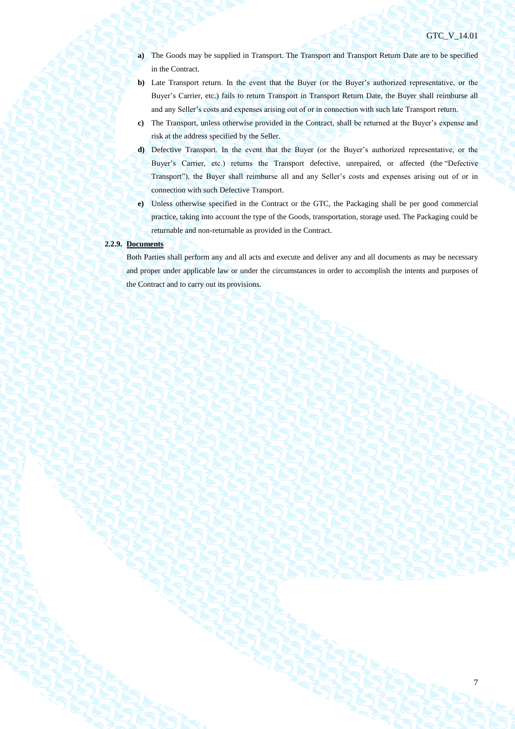**a)** The Goods may be supplied in Transport. The Transport and Transport Return Date are to be specified in the Contract.

**b)** Late Transport return. In the event that the Buyer (or the Buyer's authorized representative, or the Buyer's Carrier, etc.) fails to return Transport in Transport Return Date, the Buyer shall reimburse all and any Seller's costs and expenses arising out of or in connection with such late Transport return.

**c)** The Transport, unless otherwise provided in the Contract, shall be returned at the Buyer's expense and risk at the address specified by the Seller.

**d)** Defective Transport. In the event that the Buyer (or the Buyer's authorized representative, or the Buyer's Carrier, etc.) returns the Transport defective, unrepaired, or affected (the "Defective Transport"), the Buyer shall reimburse all and any Seller's costs and expenses arising out of or in connection with such Defective Transport.

**e)** Unless otherwise specified in the Contract or the GTC, the Packaging shall be per good commercial practice, taking into account the type of the Goods, transportation, storage used. The Packaging could be returnable and non-returnable as provided in the Contract.

**2.2.9. Documents**

Both Parties shall perform any and all acts and execute and deliver any and all documents as may be necessary and proper under applicable law or under the circumstances in order to accomplish the intents and purposes of the Contract and to carry out its provisions.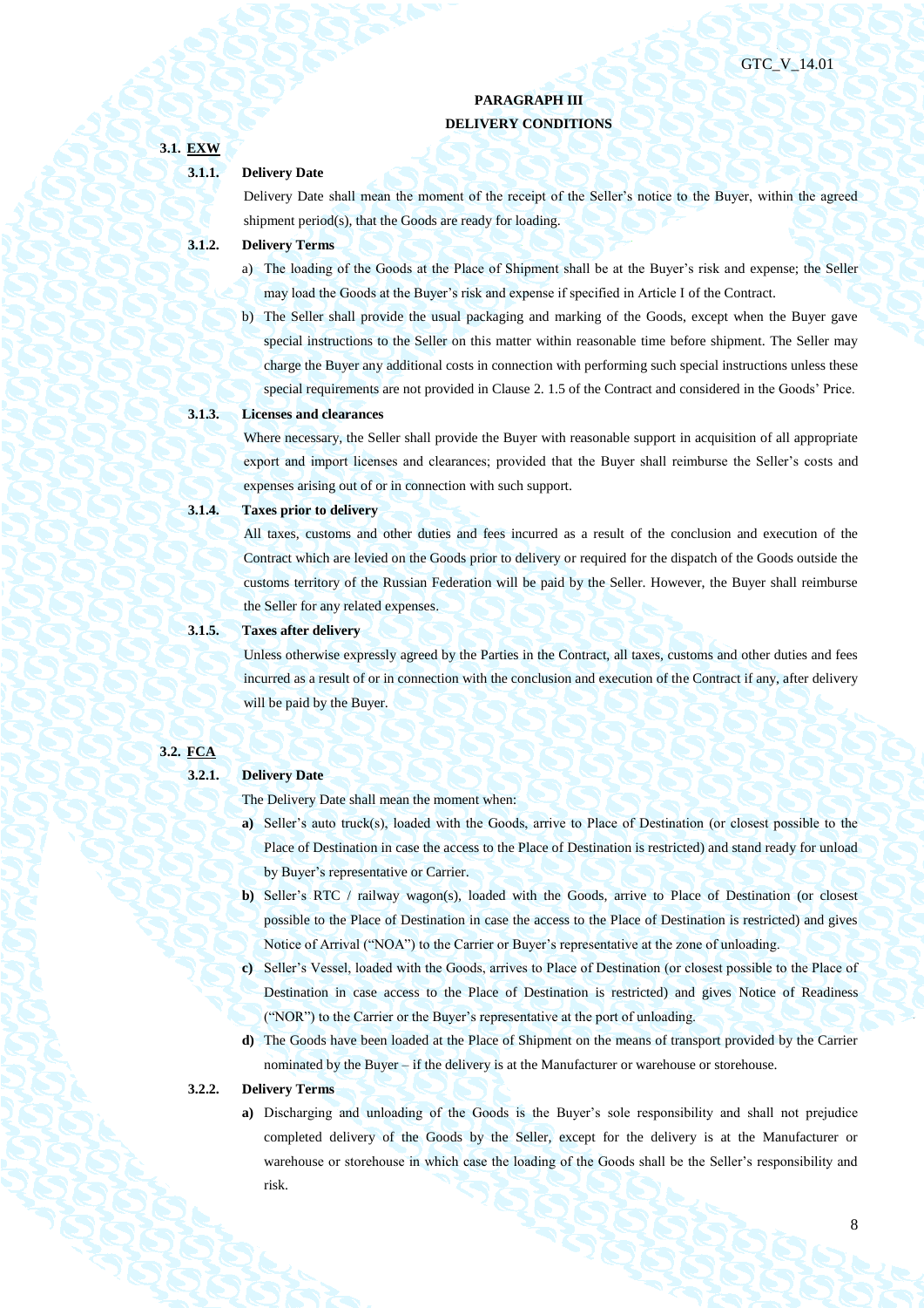## PARAGRAPH III
## DELIVERY CONDITIONS

**3.1. EXW**

**3.1.1. Delivery Date**

Delivery Date shall mean the moment of the receipt of the Seller's notice to the Buyer, within the agreed shipment period(s), that the Goods are ready for loading.

**3.1.2. Delivery Terms**

a) The loading of the Goods at the Place of Shipment shall be at the Buyer's risk and expense; the Seller may load the Goods at the Buyer's risk and expense if specified in Article I of the Contract.

b) The Seller shall provide the usual packaging and marking of the Goods, except when the Buyer gave special instructions to the Seller on this matter within reasonable time before shipment. The Seller may charge the Buyer any additional costs in connection with performing such special instructions unless these special requirements are not provided in Clause 2. 1.5 of the Contract and considered in the Goods' Price.

**3.1.3. Licenses and clearances**

Where necessary, the Seller shall provide the Buyer with reasonable support in acquisition of all appropriate export and import licenses and clearances; provided that the Buyer shall reimburse the Seller's costs and expenses arising out of or in connection with such support.

**3.1.4. Taxes prior to delivery**

All taxes, customs and other duties and fees incurred as a result of the conclusion and execution of the Contract which are levied on the Goods prior to delivery or required for the dispatch of the Goods outside the customs territory of the Russian Federation will be paid by the Seller. However, the Buyer shall reimburse the Seller for any related expenses.

**3.1.5. Taxes after delivery**

Unless otherwise expressly agreed by the Parties in the Contract, all taxes, customs and other duties and fees incurred as a result of or in connection with the conclusion and execution of the Contract if any, after delivery will be paid by the Buyer.

**3.2. FCA**

**3.2.1. Delivery Date**

The Delivery Date shall mean the moment when:

**a)** Seller's auto truck(s), loaded with the Goods, arrive to Place of Destination (or closest possible to the Place of Destination in case the access to the Place of Destination is restricted) and stand ready for unload by Buyer's representative or Carrier.

**b)** Seller's RTC / railway wagon(s), loaded with the Goods, arrive to Place of Destination (or closest possible to the Place of Destination in case the access to the Place of Destination is restricted) and gives Notice of Arrival ("NOA") to the Carrier or Buyer's representative at the zone of unloading.

**c)** Seller's Vessel, loaded with the Goods, arrives to Place of Destination (or closest possible to the Place of Destination in case access to the Place of Destination is restricted) and gives Notice of Readiness ("NOR") to the Carrier or the Buyer's representative at the port of unloading.

**d)** The Goods have been loaded at the Place of Shipment on the means of transport provided by the Carrier nominated by the Buyer – if the delivery is at the Manufacturer or warehouse or storehouse.

**3.2.2. Delivery Terms**

**a)** Discharging and unloading of the Goods is the Buyer's sole responsibility and shall not prejudice completed delivery of the Goods by the Seller, except for the delivery is at the Manufacturer or warehouse or storehouse in which case the loading of the Goods shall be the Seller's responsibility and risk.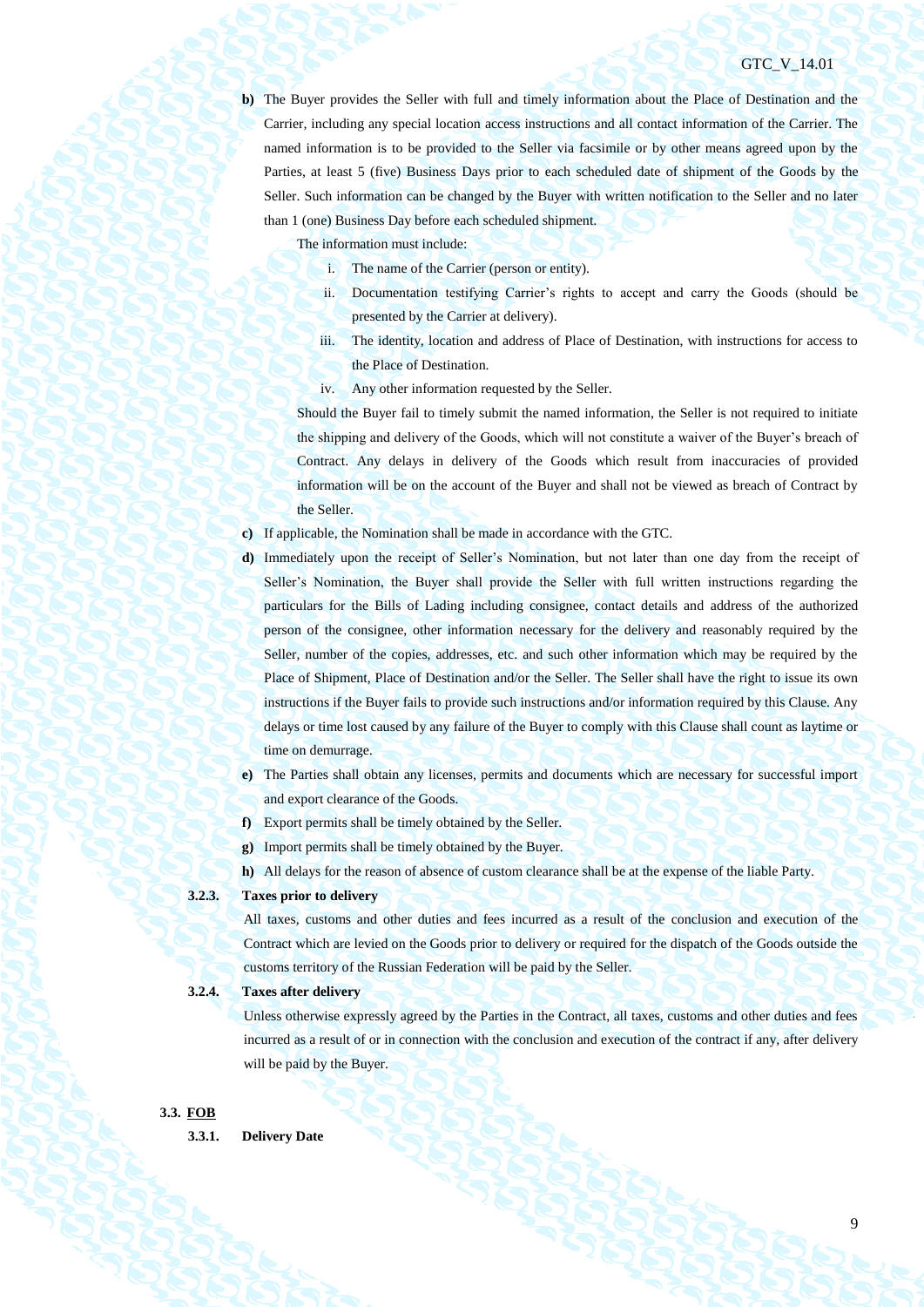**b)** The Buyer provides the Seller with full and timely information about the Place of Destination and the Carrier, including any special location access instructions and all contact information of the Carrier. The named information is to be provided to the Seller via facsimile or by other means agreed upon by the Parties, at least 5 (five) Business Days prior to each scheduled date of shipment of the Goods by the Seller. Such information can be changed by the Buyer with written notification to the Seller and no later than 1 (one) Business Day before each scheduled shipment.

The information must include:

i. The name of the Carrier (person or entity).

ii. Documentation testifying Carrier's rights to accept and carry the Goods (should be presented by the Carrier at delivery).

iii. The identity, location and address of Place of Destination, with instructions for access to the Place of Destination.

iv. Any other information requested by the Seller.

Should the Buyer fail to timely submit the named information, the Seller is not required to initiate the shipping and delivery of the Goods, which will not constitute a waiver of the Buyer's breach of Contract. Any delays in delivery of the Goods which result from inaccuracies of provided information will be on the account of the Buyer and shall not be viewed as breach of Contract by the Seller.

**c)** If applicable, the Nomination shall be made in accordance with the GTC.

**d)** Immediately upon the receipt of Seller's Nomination, but not later than one day from the receipt of Seller's Nomination, the Buyer shall provide the Seller with full written instructions regarding the particulars for the Bills of Lading including consignee, contact details and address of the authorized person of the consignee, other information necessary for the delivery and reasonably required by the Seller, number of the copies, addresses, etc. and such other information which may be required by the Place of Shipment, Place of Destination and/or the Seller. The Seller shall have the right to issue its own instructions if the Buyer fails to provide such instructions and/or information required by this Clause. Any delays or time lost caused by any failure of the Buyer to comply with this Clause shall count as laytime or time on demurrage.

**e)** The Parties shall obtain any licenses, permits and documents which are necessary for successful import and export clearance of the Goods.

**f)** Export permits shall be timely obtained by the Seller.

**g)** Import permits shall be timely obtained by the Buyer.

**h)** All delays for the reason of absence of custom clearance shall be at the expense of the liable Party.

**3.2.3. Taxes prior to delivery**

All taxes, customs and other duties and fees incurred as a result of the conclusion and execution of the Contract which are levied on the Goods prior to delivery or required for the dispatch of the Goods outside the customs territory of the Russian Federation will be paid by the Seller.

**3.2.4. Taxes after delivery**

Unless otherwise expressly agreed by the Parties in the Contract, all taxes, customs and other duties and fees incurred as a result of or in connection with the conclusion and execution of the contract if any, after delivery will be paid by the Buyer.

**3.3. <u>FOB</u>**

**3.3.1. Delivery Date**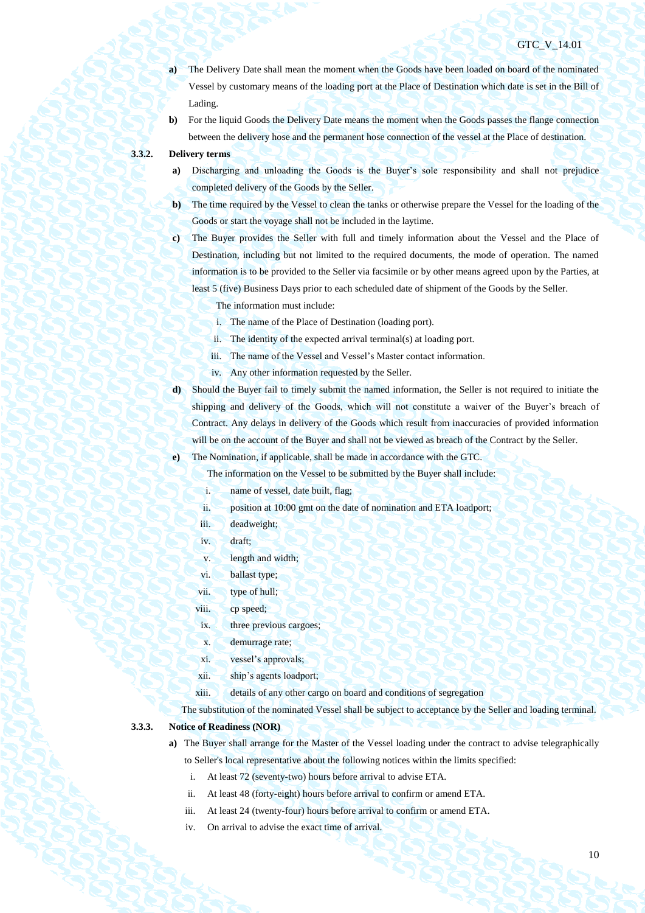- **a)** The Delivery Date shall mean the moment when the Goods have been loaded on board of the nominated Vessel by customary means of the loading port at the Place of Destination which date is set in the Bill of Lading.
- **b)** For the liquid Goods the Delivery Date means the moment when the Goods passes the flange connection between the delivery hose and the permanent hose connection of the vessel at the Place of destination.

**3.3.2. Delivery terms**

- **a)** Discharging and unloading the Goods is the Buyer's sole responsibility and shall not prejudice completed delivery of the Goods by the Seller.
- **b)** The time required by the Vessel to clean the tanks or otherwise prepare the Vessel for the loading of the Goods or start the voyage shall not be included in the laytime.
- **c)** The Buyer provides the Seller with full and timely information about the Vessel and the Place of Destination, including but not limited to the required documents, the mode of operation. The named information is to be provided to the Seller via facsimile or by other means agreed upon by the Parties, at least 5 (five) Business Days prior to each scheduled date of shipment of the Goods by the Seller.

  The information must include:

  1. The name of the Place of Destination (loading port).
  2. The identity of the expected arrival terminal(s) at loading port.
  3. The name of the Vessel and Vessel's Master contact information.
  4. Any other information requested by the Seller.

- **d)** Should the Buyer fail to timely submit the named information, the Seller is not required to initiate the shipping and delivery of the Goods, which will not constitute a waiver of the Buyer's breach of Contract. Any delays in delivery of the Goods which result from inaccuracies of provided information will be on the account of the Buyer and shall not be viewed as breach of the Contract by the Seller.
- **e)** The Nomination, if applicable, shall be made in accordance with the GTC.

  The information on the Vessel to be submitted by the Buyer shall include:

  1. name of vessel, date built, flag;
  2. position at 10:00 gmt on the date of nomination and ETA loadport;
  3. deadweight;
  4. draft;
  5. length and width;
  6. ballast type;
  7. type of hull;
  8. cp speed;
  9. three previous cargoes;
  10. demurrage rate;
  11. vessel's approvals;
  12. ship's agents loadport;
  13. details of any other cargo on board and conditions of segregation

  The substitution of the nominated Vessel shall be subject to acceptance by the Seller and loading terminal.

**3.3.3. Notice of Readiness (NOR)**

- **a)** The Buyer shall arrange for the Master of the Vessel loading under the contract to advise telegraphically to Seller's local representative about the following notices within the limits specified:

  1. At least 72 (seventy-two) hours before arrival to advise ETA.
  2. At least 48 (forty-eight) hours before arrival to confirm or amend ETA.
  3. At least 24 (twenty-four) hours before arrival to confirm or amend ETA.
  4. On arrival to advise the exact time of arrival.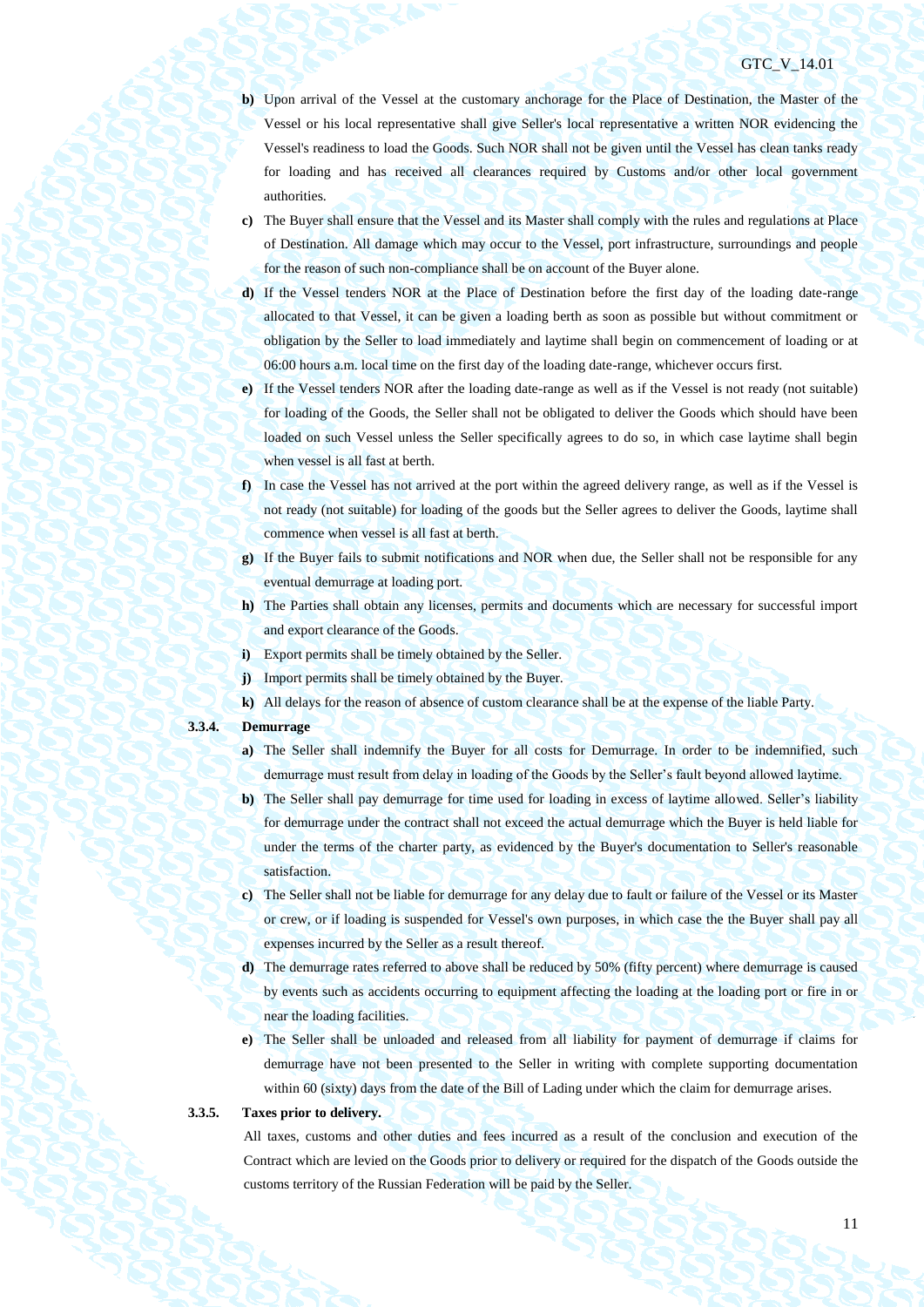**b)** Upon arrival of the Vessel at the customary anchorage for the Place of Destination, the Master of the Vessel or his local representative shall give Seller's local representative a written NOR evidencing the Vessel's readiness to load the Goods. Such NOR shall not be given until the Vessel has clean tanks ready for loading and has received all clearances required by Customs and/or other local government authorities.

**c)** The Buyer shall ensure that the Vessel and its Master shall comply with the rules and regulations at Place of Destination. All damage which may occur to the Vessel, port infrastructure, surroundings and people for the reason of such non-compliance shall be on account of the Buyer alone.

**d)** If the Vessel tenders NOR at the Place of Destination before the first day of the loading date-range allocated to that Vessel, it can be given a loading berth as soon as possible but without commitment or obligation by the Seller to load immediately and laytime shall begin on commencement of loading or at 06:00 hours a.m. local time on the first day of the loading date-range, whichever occurs first.

**e)** If the Vessel tenders NOR after the loading date-range as well as if the Vessel is not ready (not suitable) for loading of the Goods, the Seller shall not be obligated to deliver the Goods which should have been loaded on such Vessel unless the Seller specifically agrees to do so, in which case laytime shall begin when vessel is all fast at berth.

**f)** In case the Vessel has not arrived at the port within the agreed delivery range, as well as if the Vessel is not ready (not suitable) for loading of the goods but the Seller agrees to deliver the Goods, laytime shall commence when vessel is all fast at berth.

**g)** If the Buyer fails to submit notifications and NOR when due, the Seller shall not be responsible for any eventual demurrage at loading port.

**h)** The Parties shall obtain any licenses, permits and documents which are necessary for successful import and export clearance of the Goods.

**i)** Export permits shall be timely obtained by the Seller.

**j)** Import permits shall be timely obtained by the Buyer.

**k)** All delays for the reason of absence of custom clearance shall be at the expense of the liable Party.

**3.3.4. Demurrage**

**a)** The Seller shall indemnify the Buyer for all costs for Demurrage. In order to be indemnified, such demurrage must result from delay in loading of the Goods by the Seller's fault beyond allowed laytime.

**b)** The Seller shall pay demurrage for time used for loading in excess of laytime allowed. Seller's liability for demurrage under the contract shall not exceed the actual demurrage which the Buyer is held liable for under the terms of the charter party, as evidenced by the Buyer's documentation to Seller's reasonable satisfaction.

**c)** The Seller shall not be liable for demurrage for any delay due to fault or failure of the Vessel or its Master or crew, or if loading is suspended for Vessel's own purposes, in which case the the Buyer shall pay all expenses incurred by the Seller as a result thereof.

**d)** The demurrage rates referred to above shall be reduced by 50% (fifty percent) where demurrage is caused by events such as accidents occurring to equipment affecting the loading at the loading port or fire in or near the loading facilities.

**e)** The Seller shall be unloaded and released from all liability for payment of demurrage if claims for demurrage have not been presented to the Seller in writing with complete supporting documentation within 60 (sixty) days from the date of the Bill of Lading under which the claim for demurrage arises.

**3.3.5. Taxes prior to delivery.**

All taxes, customs and other duties and fees incurred as a result of the conclusion and execution of the Contract which are levied on the Goods prior to delivery or required for the dispatch of the Goods outside the customs territory of the Russian Federation will be paid by the Seller.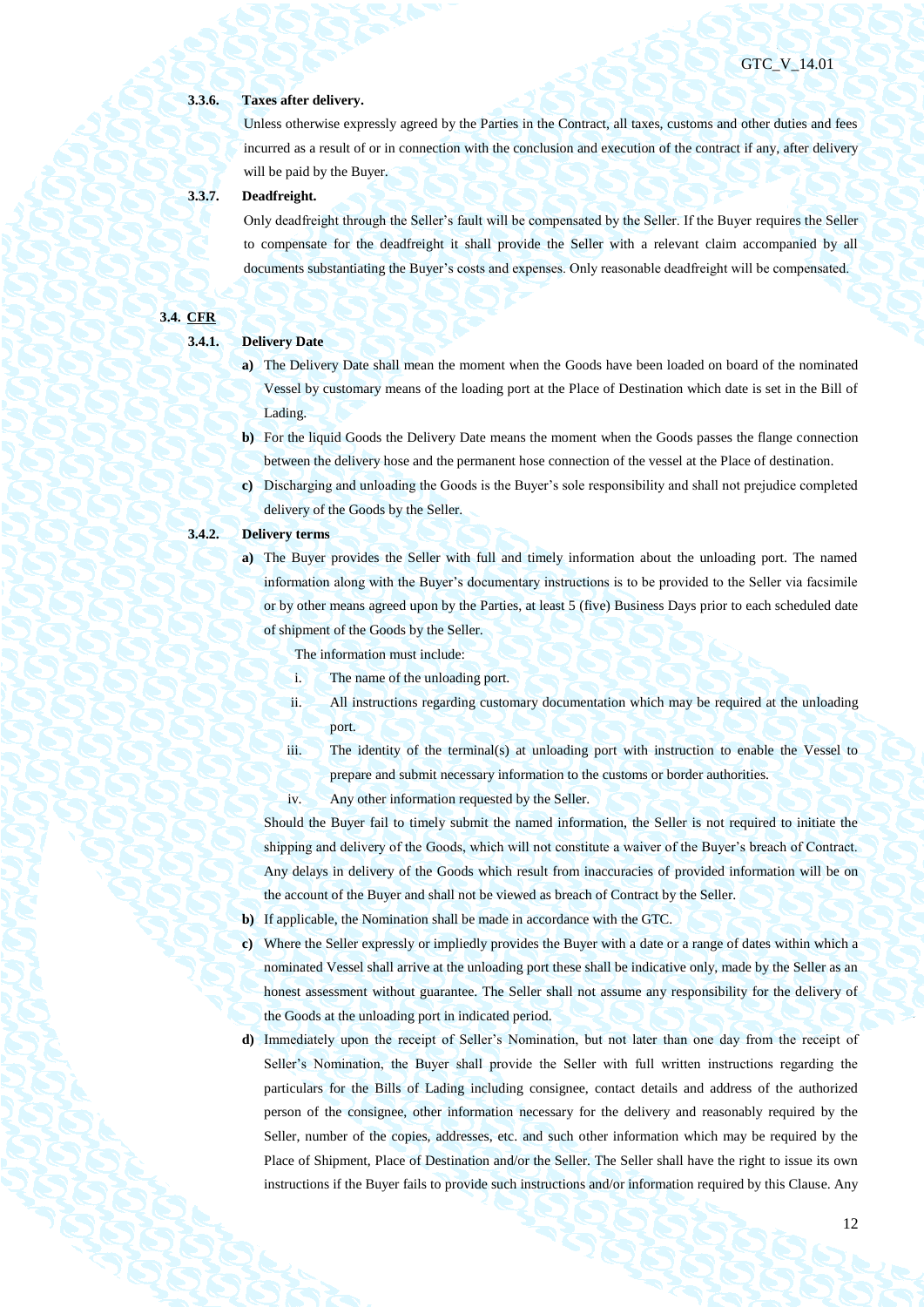**3.3.6. Taxes after delivery.**

Unless otherwise expressly agreed by the Parties in the Contract, all taxes, customs and other duties and fees incurred as a result of or in connection with the conclusion and execution of the contract if any, after delivery will be paid by the Buyer.

**3.3.7. Deadfreight.**

Only deadfreight through the Seller's fault will be compensated by the Seller. If the Buyer requires the Seller to compensate for the deadfreight it shall provide the Seller with a relevant claim accompanied by all documents substantiating the Buyer's costs and expenses. Only reasonable deadfreight will be compensated.

**3.4. <u>CFR</u>**

**3.4.1. Delivery Date**

**a)** The Delivery Date shall mean the moment when the Goods have been loaded on board of the nominated Vessel by customary means of the loading port at the Place of Destination which date is set in the Bill of Lading.

**b)** For the liquid Goods the Delivery Date means the moment when the Goods passes the flange connection between the delivery hose and the permanent hose connection of the vessel at the Place of destination.

**c)** Discharging and unloading the Goods is the Buyer's sole responsibility and shall not prejudice completed delivery of the Goods by the Seller.

**3.4.2. Delivery terms**

**a)** The Buyer provides the Seller with full and timely information about the unloading port. The named information along with the Buyer's documentary instructions is to be provided to the Seller via facsimile or by other means agreed upon by the Parties, at least 5 (five) Business Days prior to each scheduled date of shipment of the Goods by the Seller.

The information must include:

i. The name of the unloading port.

ii. All instructions regarding customary documentation which may be required at the unloading port.

iii. The identity of the terminal(s) at unloading port with instruction to enable the Vessel to prepare and submit necessary information to the customs or border authorities.

iv. Any other information requested by the Seller.

Should the Buyer fail to timely submit the named information, the Seller is not required to initiate the shipping and delivery of the Goods, which will not constitute a waiver of the Buyer's breach of Contract. Any delays in delivery of the Goods which result from inaccuracies of provided information will be on the account of the Buyer and shall not be viewed as breach of Contract by the Seller.

**b)** If applicable, the Nomination shall be made in accordance with the GTC.

**c)** Where the Seller expressly or impliedly provides the Buyer with a date or a range of dates within which a nominated Vessel shall arrive at the unloading port these shall be indicative only, made by the Seller as an honest assessment without guarantee. The Seller shall not assume any responsibility for the delivery of the Goods at the unloading port in indicated period.

**d)** Immediately upon the receipt of Seller's Nomination, but not later than one day from the receipt of Seller's Nomination, the Buyer shall provide the Seller with full written instructions regarding the particulars for the Bills of Lading including consignee, contact details and address of the authorized person of the consignee, other information necessary for the delivery and reasonably required by the Seller, number of the copies, addresses, etc. and such other information which may be required by the Place of Shipment, Place of Destination and/or the Seller. The Seller shall have the right to issue its own instructions if the Buyer fails to provide such instructions and/or information required by this Clause. Any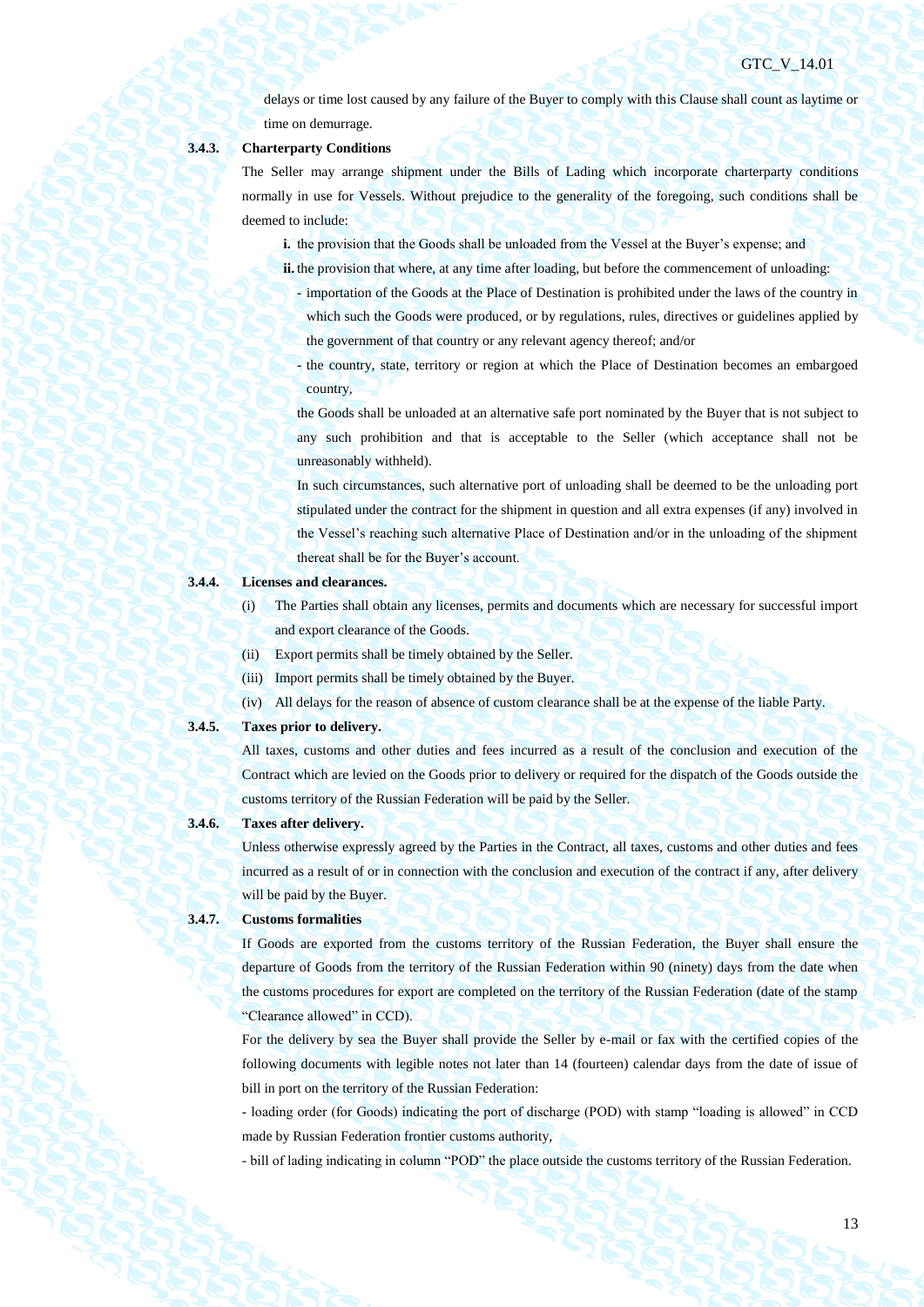delays or time lost caused by any failure of the Buyer to comply with this Clause shall count as laytime or time on demurrage.

**3.4.3. Charterparty Conditions**

The Seller may arrange shipment under the Bills of Lading which incorporate charterparty conditions normally in use for Vessels. Without prejudice to the generality of the foregoing, such conditions shall be deemed to include:

**i.** the provision that the Goods shall be unloaded from the Vessel at the Buyer's expense; and

**ii.** the provision that where, at any time after loading, but before the commencement of unloading:

- importation of the Goods at the Place of Destination is prohibited under the laws of the country in which such the Goods were produced, or by regulations, rules, directives or guidelines applied by the government of that country or any relevant agency thereof; and/or
- the country, state, territory or region at which the Place of Destination becomes an embargoed country,

the Goods shall be unloaded at an alternative safe port nominated by the Buyer that is not subject to any such prohibition and that is acceptable to the Seller (which acceptance shall not be unreasonably withheld).

In such circumstances, such alternative port of unloading shall be deemed to be the unloading port stipulated under the contract for the shipment in question and all extra expenses (if any) involved in the Vessel's reaching such alternative Place of Destination and/or in the unloading of the shipment thereat shall be for the Buyer's account.

**3.4.4. Licenses and clearances.**

(i) The Parties shall obtain any licenses, permits and documents which are necessary for successful import and export clearance of the Goods.

(ii) Export permits shall be timely obtained by the Seller.

(iii) Import permits shall be timely obtained by the Buyer.

(iv) All delays for the reason of absence of custom clearance shall be at the expense of the liable Party.

**3.4.5. Taxes prior to delivery.**

All taxes, customs and other duties and fees incurred as a result of the conclusion and execution of the Contract which are levied on the Goods prior to delivery or required for the dispatch of the Goods outside the customs territory of the Russian Federation will be paid by the Seller.

**3.4.6. Taxes after delivery.**

Unless otherwise expressly agreed by the Parties in the Contract, all taxes, customs and other duties and fees incurred as a result of or in connection with the conclusion and execution of the contract if any, after delivery will be paid by the Buyer.

**3.4.7. Customs formalities**

If Goods are exported from the customs territory of the Russian Federation, the Buyer shall ensure the departure of Goods from the territory of the Russian Federation within 90 (ninety) days from the date when the customs procedures for export are completed on the territory of the Russian Federation (date of the stamp "Clearance allowed" in CCD).

For the delivery by sea the Buyer shall provide the Seller by e-mail or fax with the certified copies of the following documents with legible notes not later than 14 (fourteen) calendar days from the date of issue of bill in port on the territory of the Russian Federation:

- loading order (for Goods) indicating the port of discharge (POD) with stamp "loading is allowed" in CCD made by Russian Federation frontier customs authority,

- bill of lading indicating in column "POD" the place outside the customs territory of the Russian Federation.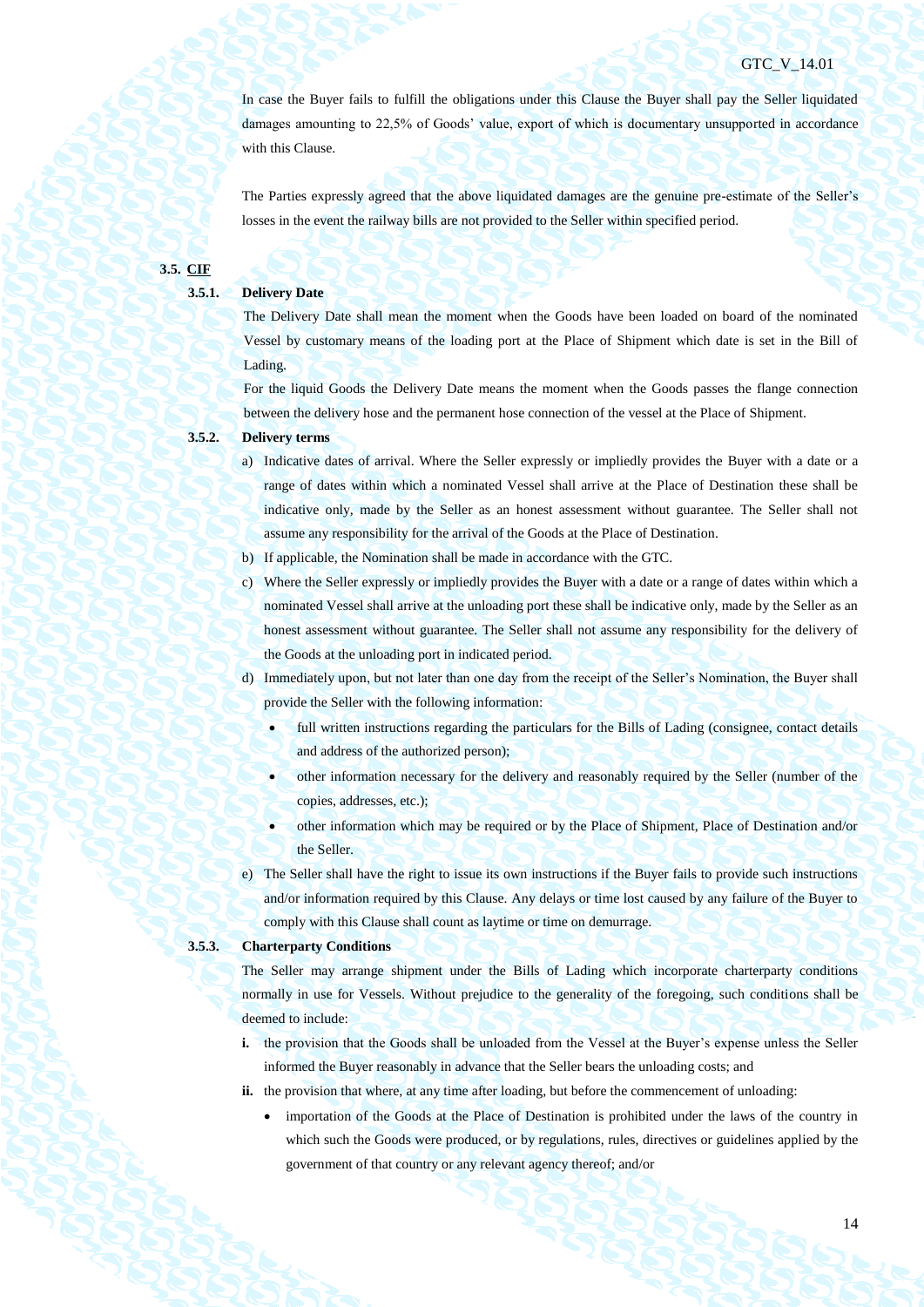In case the Buyer fails to fulfill the obligations under this Clause the Buyer shall pay the Seller liquidated damages amounting to 22,5% of Goods' value, export of which is documentary unsupported in accordance with this Clause.

The Parties expressly agreed that the above liquidated damages are the genuine pre-estimate of the Seller's losses in the event the railway bills are not provided to the Seller within specified period.

**3.5. CIF**

**3.5.1. Delivery Date**

The Delivery Date shall mean the moment when the Goods have been loaded on board of the nominated Vessel by customary means of the loading port at the Place of Shipment which date is set in the Bill of Lading.

For the liquid Goods the Delivery Date means the moment when the Goods passes the flange connection between the delivery hose and the permanent hose connection of the vessel at the Place of Shipment.

**3.5.2. Delivery terms**

a) Indicative dates of arrival. Where the Seller expressly or impliedly provides the Buyer with a date or a range of dates within which a nominated Vessel shall arrive at the Place of Destination these shall be indicative only, made by the Seller as an honest assessment without guarantee. The Seller shall not assume any responsibility for the arrival of the Goods at the Place of Destination.

b) If applicable, the Nomination shall be made in accordance with the GTC.

c) Where the Seller expressly or impliedly provides the Buyer with a date or a range of dates within which a nominated Vessel shall arrive at the unloading port these shall be indicative only, made by the Seller as an honest assessment without guarantee. The Seller shall not assume any responsibility for the delivery of the Goods at the unloading port in indicated period.

d) Immediately upon, but not later than one day from the receipt of the Seller's Nomination, the Buyer shall provide the Seller with the following information:

- full written instructions regarding the particulars for the Bills of Lading (consignee, contact details and address of the authorized person);
- other information necessary for the delivery and reasonably required by the Seller (number of the copies, addresses, etc.);
- other information which may be required or by the Place of Shipment, Place of Destination and/or the Seller.

e) The Seller shall have the right to issue its own instructions if the Buyer fails to provide such instructions and/or information required by this Clause. Any delays or time lost caused by any failure of the Buyer to comply with this Clause shall count as laytime or time on demurrage.

**3.5.3. Charterparty Conditions**

The Seller may arrange shipment under the Bills of Lading which incorporate charterparty conditions normally in use for Vessels. Without prejudice to the generality of the foregoing, such conditions shall be deemed to include:

**i.** the provision that the Goods shall be unloaded from the Vessel at the Buyer's expense unless the Seller informed the Buyer reasonably in advance that the Seller bears the unloading costs; and

**ii.** the provision that where, at any time after loading, but before the commencement of unloading:

- importation of the Goods at the Place of Destination is prohibited under the laws of the country in which such the Goods were produced, or by regulations, rules, directives or guidelines applied by the government of that country or any relevant agency thereof; and/or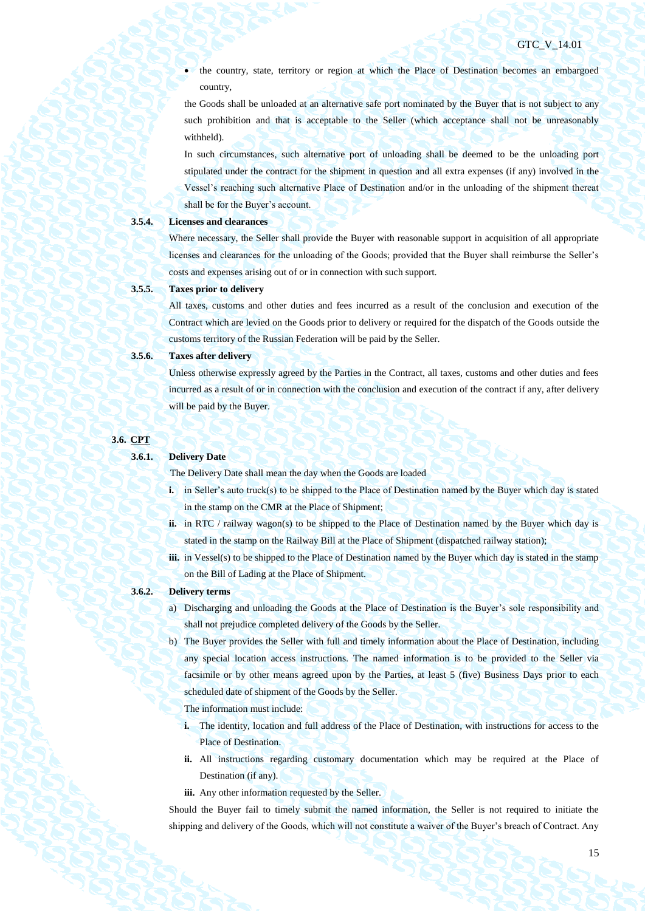- the country, state, territory or region at which the Place of Destination becomes an embargoed country,

the Goods shall be unloaded at an alternative safe port nominated by the Buyer that is not subject to any such prohibition and that is acceptable to the Seller (which acceptance shall not be unreasonably withheld).

In such circumstances, such alternative port of unloading shall be deemed to be the unloading port stipulated under the contract for the shipment in question and all extra expenses (if any) involved in the Vessel's reaching such alternative Place of Destination and/or in the unloading of the shipment thereat shall be for the Buyer's account.

**3.5.4. Licenses and clearances**

Where necessary, the Seller shall provide the Buyer with reasonable support in acquisition of all appropriate licenses and clearances for the unloading of the Goods; provided that the Buyer shall reimburse the Seller's costs and expenses arising out of or in connection with such support.

**3.5.5. Taxes prior to delivery**

All taxes, customs and other duties and fees incurred as a result of the conclusion and execution of the Contract which are levied on the Goods prior to delivery or required for the dispatch of the Goods outside the customs territory of the Russian Federation will be paid by the Seller.

**3.5.6. Taxes after delivery**

Unless otherwise expressly agreed by the Parties in the Contract, all taxes, customs and other duties and fees incurred as a result of or in connection with the conclusion and execution of the contract if any, after delivery will be paid by the Buyer.

## 3.6. CPT

**3.6.1. Delivery Date**

The Delivery Date shall mean the day when the Goods are loaded

**i.** in Seller's auto truck(s) to be shipped to the Place of Destination named by the Buyer which day is stated in the stamp on the CMR at the Place of Shipment;

**ii.** in RTC / railway wagon(s) to be shipped to the Place of Destination named by the Buyer which day is stated in the stamp on the Railway Bill at the Place of Shipment (dispatched railway station);

**iii.** in Vessel(s) to be shipped to the Place of Destination named by the Buyer which day is stated in the stamp on the Bill of Lading at the Place of Shipment.

**3.6.2. Delivery terms**

a) Discharging and unloading the Goods at the Place of Destination is the Buyer's sole responsibility and shall not prejudice completed delivery of the Goods by the Seller.

b) The Buyer provides the Seller with full and timely information about the Place of Destination, including any special location access instructions. The named information is to be provided to the Seller via facsimile or by other means agreed upon by the Parties, at least 5 (five) Business Days prior to each scheduled date of shipment of the Goods by the Seller.

The information must include:

**i.** The identity, location and full address of the Place of Destination, with instructions for access to the Place of Destination.

**ii.** All instructions regarding customary documentation which may be required at the Place of Destination (if any).

**iii.** Any other information requested by the Seller.

Should the Buyer fail to timely submit the named information, the Seller is not required to initiate the shipping and delivery of the Goods, which will not constitute a waiver of the Buyer's breach of Contract. Any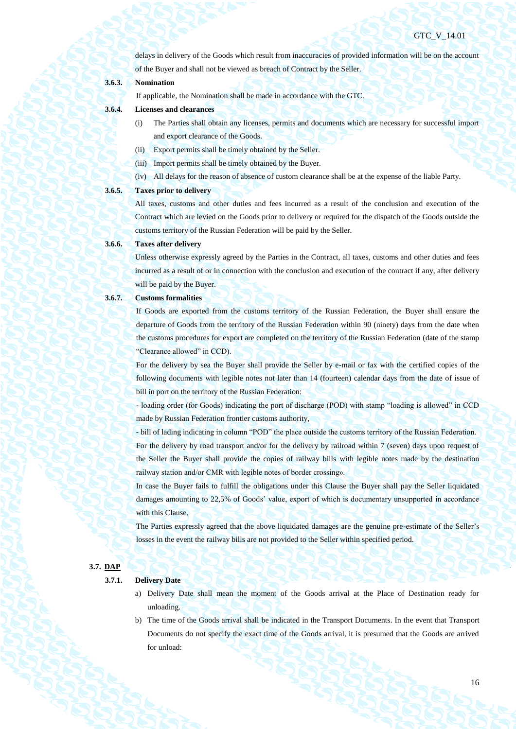delays in delivery of the Goods which result from inaccuracies of provided information will be on the account of the Buyer and shall not be viewed as breach of Contract by the Seller.

**3.6.3. Nomination**

If applicable, the Nomination shall be made in accordance with the GTC.

**3.6.4. Licenses and clearances**

(i) The Parties shall obtain any licenses, permits and documents which are necessary for successful import and export clearance of the Goods.

(ii) Export permits shall be timely obtained by the Seller.

(iii) Import permits shall be timely obtained by the Buyer.

(iv) All delays for the reason of absence of custom clearance shall be at the expense of the liable Party.

**3.6.5. Taxes prior to delivery**

All taxes, customs and other duties and fees incurred as a result of the conclusion and execution of the Contract which are levied on the Goods prior to delivery or required for the dispatch of the Goods outside the customs territory of the Russian Federation will be paid by the Seller.

**3.6.6. Taxes after delivery**

Unless otherwise expressly agreed by the Parties in the Contract, all taxes, customs and other duties and fees incurred as a result of or in connection with the conclusion and execution of the contract if any, after delivery will be paid by the Buyer.

**3.6.7. Customs formalities**

If Goods are exported from the customs territory of the Russian Federation, the Buyer shall ensure the departure of Goods from the territory of the Russian Federation within 90 (ninety) days from the date when the customs procedures for export are completed on the territory of the Russian Federation (date of the stamp "Clearance allowed" in CCD).

For the delivery by sea the Buyer shall provide the Seller by e-mail or fax with the certified copies of the following documents with legible notes not later than 14 (fourteen) calendar days from the date of issue of bill in port on the territory of the Russian Federation:

- loading order (for Goods) indicating the port of discharge (POD) with stamp "loading is allowed" in CCD made by Russian Federation frontier customs authority,

- bill of lading indicating in column "POD" the place outside the customs territory of the Russian Federation.

For the delivery by road transport and/or for the delivery by railroad within 7 (seven) days upon request of the Seller the Buyer shall provide the copies of railway bills with legible notes made by the destination railway station and/or CMR with legible notes of border crossing».

In case the Buyer fails to fulfill the obligations under this Clause the Buyer shall pay the Seller liquidated damages amounting to 22,5% of Goods' value, export of which is documentary unsupported in accordance with this Clause.

The Parties expressly agreed that the above liquidated damages are the genuine pre-estimate of the Seller's losses in the event the railway bills are not provided to the Seller within specified period.

## 3.7. DAP

**3.7.1. Delivery Date**

a) Delivery Date shall mean the moment of the Goods arrival at the Place of Destination ready for unloading.

b) The time of the Goods arrival shall be indicated in the Transport Documents. In the event that Transport Documents do not specify the exact time of the Goods arrival, it is presumed that the Goods are arrived for unload: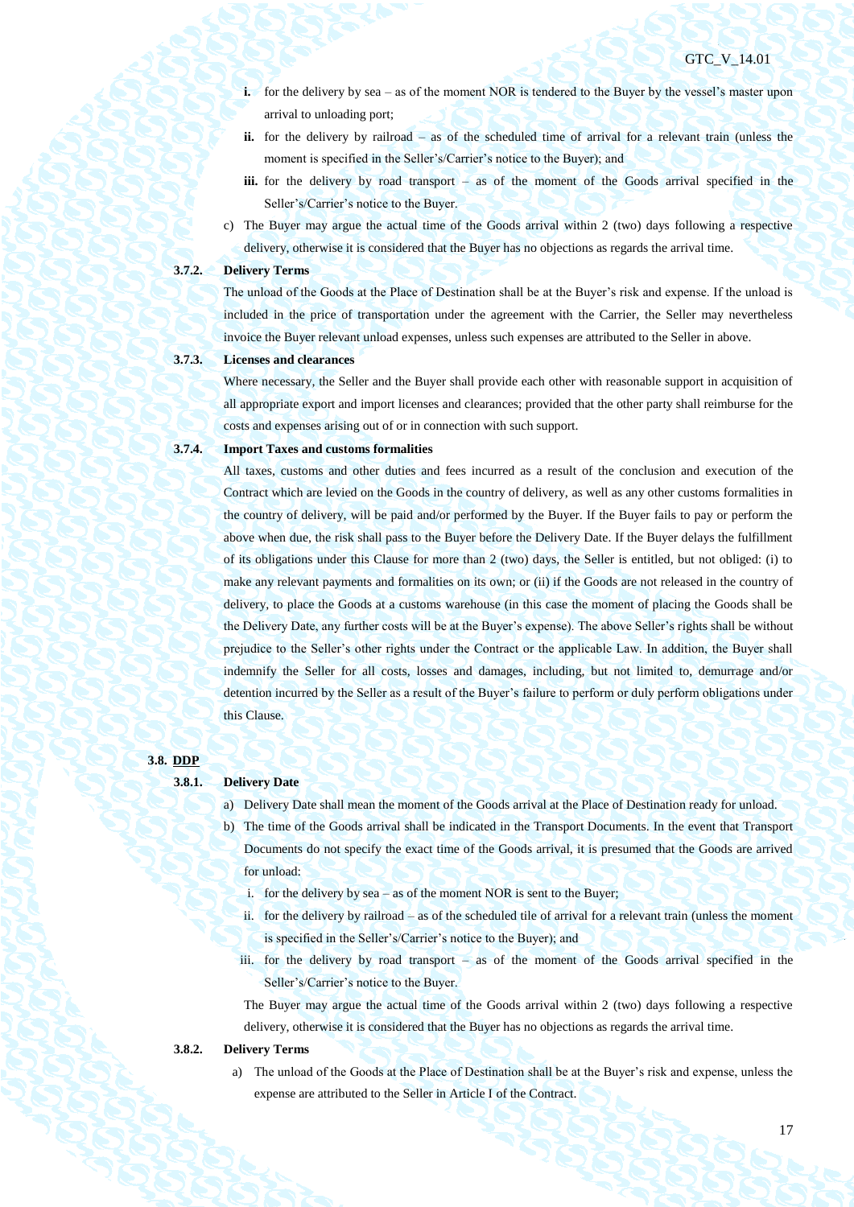i. for the delivery by sea – as of the moment NOR is tendered to the Buyer by the vessel's master upon arrival to unloading port;

ii. for the delivery by railroad – as of the scheduled time of arrival for a relevant train (unless the moment is specified in the Seller's/Carrier's notice to the Buyer); and

iii. for the delivery by road transport – as of the moment of the Goods arrival specified in the Seller's/Carrier's notice to the Buyer.

c) The Buyer may argue the actual time of the Goods arrival within 2 (two) days following a respective delivery, otherwise it is considered that the Buyer has no objections as regards the arrival time.

**3.7.2. Delivery Terms**

The unload of the Goods at the Place of Destination shall be at the Buyer's risk and expense. If the unload is included in the price of transportation under the agreement with the Carrier, the Seller may nevertheless invoice the Buyer relevant unload expenses, unless such expenses are attributed to the Seller in above.

**3.7.3. Licenses and clearances**

Where necessary, the Seller and the Buyer shall provide each other with reasonable support in acquisition of all appropriate export and import licenses and clearances; provided that the other party shall reimburse for the costs and expenses arising out of or in connection with such support.

**3.7.4. Import Taxes and customs formalities**

All taxes, customs and other duties and fees incurred as a result of the conclusion and execution of the Contract which are levied on the Goods in the country of delivery, as well as any other customs formalities in the country of delivery, will be paid and/or performed by the Buyer. If the Buyer fails to pay or perform the above when due, the risk shall pass to the Buyer before the Delivery Date. If the Buyer delays the fulfillment of its obligations under this Clause for more than 2 (two) days, the Seller is entitled, but not obliged: (i) to make any relevant payments and formalities on its own; or (ii) if the Goods are not released in the country of delivery, to place the Goods at a customs warehouse (in this case the moment of placing the Goods shall be the Delivery Date, any further costs will be at the Buyer's expense). The above Seller's rights shall be without prejudice to the Seller's other rights under the Contract or the applicable Law. In addition, the Buyer shall indemnify the Seller for all costs, losses and damages, including, but not limited to, demurrage and/or detention incurred by the Seller as a result of the Buyer's failure to perform or duly perform obligations under this Clause.

## 3.8. DDP

**3.8.1. Delivery Date**

a) Delivery Date shall mean the moment of the Goods arrival at the Place of Destination ready for unload.

b) The time of the Goods arrival shall be indicated in the Transport Documents. In the event that Transport Documents do not specify the exact time of the Goods arrival, it is presumed that the Goods are arrived for unload:

i. for the delivery by sea – as of the moment NOR is sent to the Buyer;

ii. for the delivery by railroad – as of the scheduled tile of arrival for a relevant train (unless the moment is specified in the Seller's/Carrier's notice to the Buyer); and

iii. for the delivery by road transport – as of the moment of the Goods arrival specified in the Seller's/Carrier's notice to the Buyer.

The Buyer may argue the actual time of the Goods arrival within 2 (two) days following a respective delivery, otherwise it is considered that the Buyer has no objections as regards the arrival time.

**3.8.2. Delivery Terms**

a) The unload of the Goods at the Place of Destination shall be at the Buyer's risk and expense, unless the expense are attributed to the Seller in Article I of the Contract.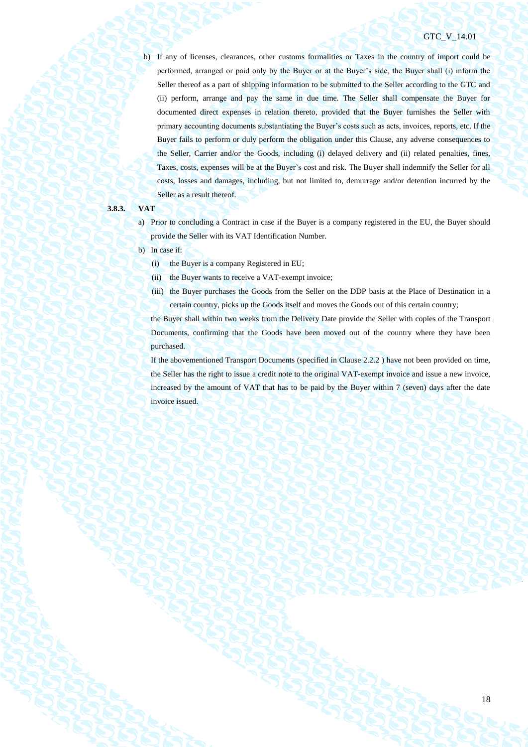b) If any of licenses, clearances, other customs formalities or Taxes in the country of import could be performed, arranged or paid only by the Buyer or at the Buyer's side, the Buyer shall (i) inform the Seller thereof as a part of shipping information to be submitted to the Seller according to the GTC and (ii) perform, arrange and pay the same in due time. The Seller shall compensate the Buyer for documented direct expenses in relation thereto, provided that the Buyer furnishes the Seller with primary accounting documents substantiating the Buyer's costs such as acts, invoices, reports, etc. If the Buyer fails to perform or duly perform the obligation under this Clause, any adverse consequences to the Seller, Carrier and/or the Goods, including (i) delayed delivery and (ii) related penalties, fines, Taxes, costs, expenses will be at the Buyer's cost and risk. The Buyer shall indemnify the Seller for all costs, losses and damages, including, but not limited to, demurrage and/or detention incurred by the Seller as a result thereof.

**3.8.3. VAT**

a) Prior to concluding a Contract in case if the Buyer is a company registered in the EU, the Buyer should provide the Seller with its VAT Identification Number.

b) In case if:

(i) the Buyer is a company Registered in EU;

(ii) the Buyer wants to receive a VAT-exempt invoice;

(iii) the Buyer purchases the Goods from the Seller on the DDP basis at the Place of Destination in a certain country, picks up the Goods itself and moves the Goods out of this certain country;

the Buyer shall within two weeks from the Delivery Date provide the Seller with copies of the Transport Documents, confirming that the Goods have been moved out of the country where they have been purchased.

If the abovementioned Transport Documents (specified in Clause 2.2.2 ) have not been provided on time, the Seller has the right to issue a credit note to the original VAT-exempt invoice and issue a new invoice, increased by the amount of VAT that has to be paid by the Buyer within 7 (seven) days after the date invoice issued.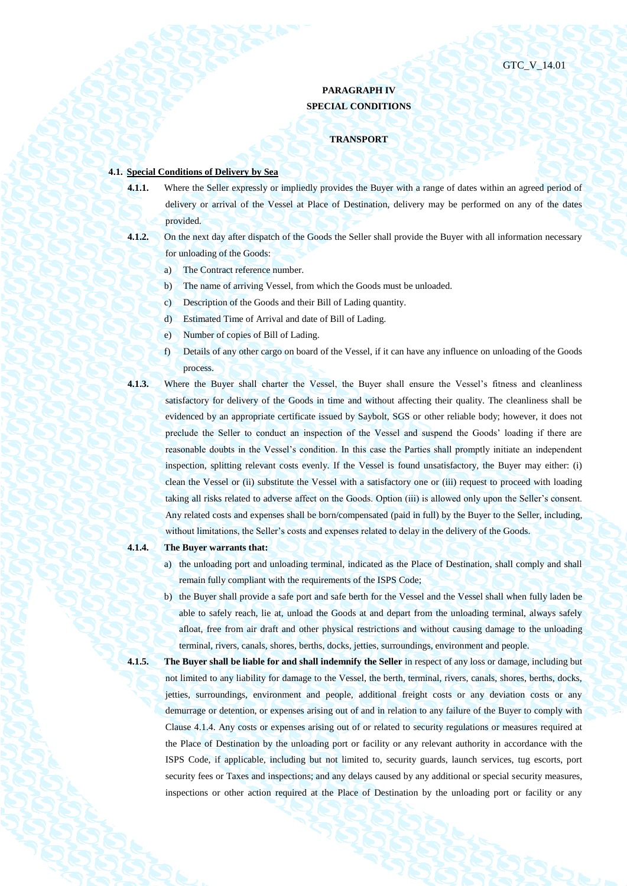# PARAGRAPH IV
## SPECIAL CONDITIONS

### TRANSPORT

**4.1. Special Conditions of Delivery by Sea**

**4.1.1.** Where the Seller expressly or impliedly provides the Buyer with a range of dates within an agreed period of delivery or arrival of the Vessel at Place of Destination, delivery may be performed on any of the dates provided.

**4.1.2.** On the next day after dispatch of the Goods the Seller shall provide the Buyer with all information necessary for unloading of the Goods:

a) The Contract reference number.

b) The name of arriving Vessel, from which the Goods must be unloaded.

c) Description of the Goods and their Bill of Lading quantity.

d) Estimated Time of Arrival and date of Bill of Lading.

e) Number of copies of Bill of Lading.

f) Details of any other cargo on board of the Vessel, if it can have any influence on unloading of the Goods process.

**4.1.3.** Where the Buyer shall charter the Vessel, the Buyer shall ensure the Vessel's fitness and cleanliness satisfactory for delivery of the Goods in time and without affecting their quality. The cleanliness shall be evidenced by an appropriate certificate issued by Saybolt, SGS or other reliable body; however, it does not preclude the Seller to conduct an inspection of the Vessel and suspend the Goods' loading if there are reasonable doubts in the Vessel's condition. In this case the Parties shall promptly initiate an independent inspection, splitting relevant costs evenly. If the Vessel is found unsatisfactory, the Buyer may either: (i) clean the Vessel or (ii) substitute the Vessel with a satisfactory one or (iii) request to proceed with loading taking all risks related to adverse affect on the Goods. Option (iii) is allowed only upon the Seller's consent. Any related costs and expenses shall be born/compensated (paid in full) by the Buyer to the Seller, including, without limitations, the Seller's costs and expenses related to delay in the delivery of the Goods.

**4.1.4. The Buyer warrants that:**

a) the unloading port and unloading terminal, indicated as the Place of Destination, shall comply and shall remain fully compliant with the requirements of the ISPS Code;

b) the Buyer shall provide a safe port and safe berth for the Vessel and the Vessel shall when fully laden be able to safely reach, lie at, unload the Goods at and depart from the unloading terminal, always safely afloat, free from air draft and other physical restrictions and without causing damage to the unloading terminal, rivers, canals, shores, berths, docks, jetties, surroundings, environment and people.

**4.1.5. The Buyer shall be liable for and shall indemnify the Seller** in respect of any loss or damage, including but not limited to any liability for damage to the Vessel, the berth, terminal, rivers, canals, shores, berths, docks, jetties, surroundings, environment and people, additional freight costs or any deviation costs or any demurrage or detention, or expenses arising out of and in relation to any failure of the Buyer to comply with Clause 4.1.4. Any costs or expenses arising out of or related to security regulations or measures required at the Place of Destination by the unloading port or facility or any relevant authority in accordance with the ISPS Code, if applicable, including but not limited to, security guards, launch services, tug escorts, port security fees or Taxes and inspections; and any delays caused by any additional or special security measures, inspections or other action required at the Place of Destination by the unloading port or facility or any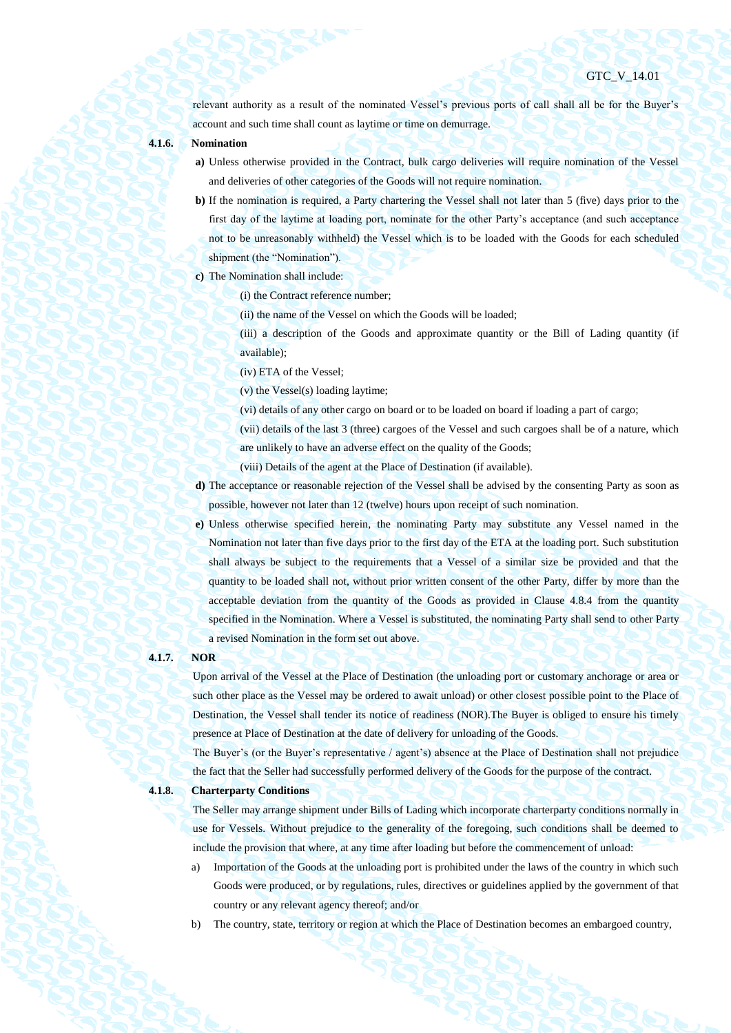relevant authority as a result of the nominated Vessel's previous ports of call shall all be for the Buyer's account and such time shall count as laytime or time on demurrage.

**4.1.6. Nomination**

**a)** Unless otherwise provided in the Contract, bulk cargo deliveries will require nomination of the Vessel and deliveries of other categories of the Goods will not require nomination.

**b)** If the nomination is required, a Party chartering the Vessel shall not later than 5 (five) days prior to the first day of the laytime at loading port, nominate for the other Party's acceptance (and such acceptance not to be unreasonably withheld) the Vessel which is to be loaded with the Goods for each scheduled shipment (the "Nomination").

**c)** The Nomination shall include:

(i) the Contract reference number;

(ii) the name of the Vessel on which the Goods will be loaded;

(iii) a description of the Goods and approximate quantity or the Bill of Lading quantity (if available);

(iv) ETA of the Vessel;

(v) the Vessel(s) loading laytime;

(vi) details of any other cargo on board or to be loaded on board if loading a part of cargo;

(vii) details of the last 3 (three) cargoes of the Vessel and such cargoes shall be of a nature, which are unlikely to have an adverse effect on the quality of the Goods;

(viii) Details of the agent at the Place of Destination (if available).

**d)** The acceptance or reasonable rejection of the Vessel shall be advised by the consenting Party as soon as possible, however not later than 12 (twelve) hours upon receipt of such nomination.

**e)** Unless otherwise specified herein, the nominating Party may substitute any Vessel named in the Nomination not later than five days prior to the first day of the ETA at the loading port. Such substitution shall always be subject to the requirements that a Vessel of a similar size be provided and that the quantity to be loaded shall not, without prior written consent of the other Party, differ by more than the acceptable deviation from the quantity of the Goods as provided in Clause 4.8.4 from the quantity specified in the Nomination. Where a Vessel is substituted, the nominating Party shall send to other Party a revised Nomination in the form set out above.

**4.1.7. NOR**

Upon arrival of the Vessel at the Place of Destination (the unloading port or customary anchorage or area or such other place as the Vessel may be ordered to await unload) or other closest possible point to the Place of Destination, the Vessel shall tender its notice of readiness (NOR).The Buyer is obliged to ensure his timely presence at Place of Destination at the date of delivery for unloading of the Goods.

The Buyer's (or the Buyer's representative / agent's) absence at the Place of Destination shall not prejudice the fact that the Seller had successfully performed delivery of the Goods for the purpose of the contract.

**4.1.8. Charterparty Conditions**

The Seller may arrange shipment under Bills of Lading which incorporate charterparty conditions normally in use for Vessels. Without prejudice to the generality of the foregoing, such conditions shall be deemed to include the provision that where, at any time after loading but before the commencement of unload:

a) Importation of the Goods at the unloading port is prohibited under the laws of the country in which such Goods were produced, or by regulations, rules, directives or guidelines applied by the government of that country or any relevant agency thereof; and/or

b) The country, state, territory or region at which the Place of Destination becomes an embargoed country,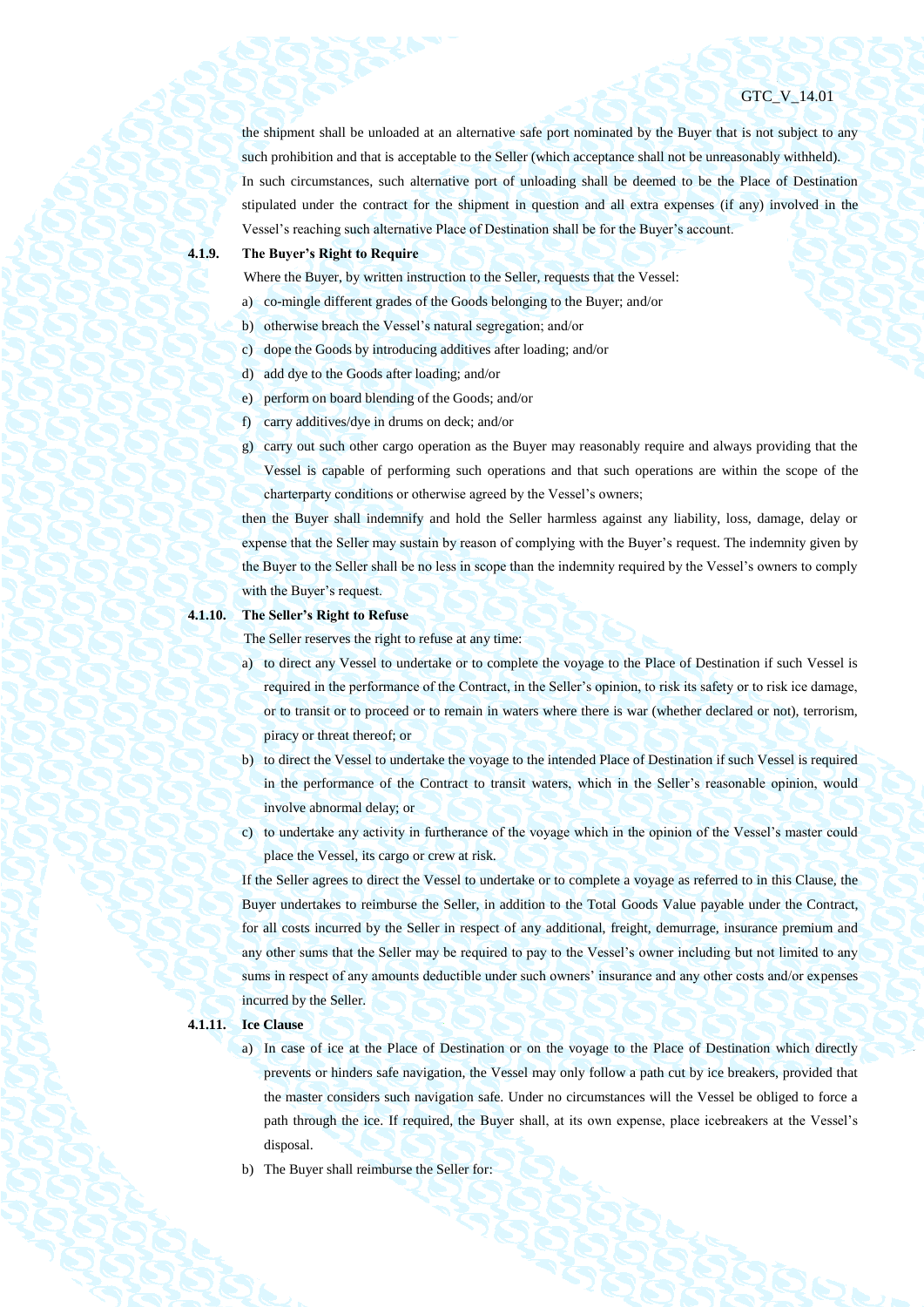the shipment shall be unloaded at an alternative safe port nominated by the Buyer that is not subject to any such prohibition and that is acceptable to the Seller (which acceptance shall not be unreasonably withheld).

In such circumstances, such alternative port of unloading shall be deemed to be the Place of Destination stipulated under the contract for the shipment in question and all extra expenses (if any) involved in the Vessel's reaching such alternative Place of Destination shall be for the Buyer's account.

**4.1.9. The Buyer's Right to Require**

Where the Buyer, by written instruction to the Seller, requests that the Vessel:

a) co-mingle different grades of the Goods belonging to the Buyer; and/or
b) otherwise breach the Vessel's natural segregation; and/or
c) dope the Goods by introducing additives after loading; and/or
d) add dye to the Goods after loading; and/or
e) perform on board blending of the Goods; and/or
f) carry additives/dye in drums on deck; and/or
g) carry out such other cargo operation as the Buyer may reasonably require and always providing that the Vessel is capable of performing such operations and that such operations are within the scope of the charterparty conditions or otherwise agreed by the Vessel's owners;

then the Buyer shall indemnify and hold the Seller harmless against any liability, loss, damage, delay or expense that the Seller may sustain by reason of complying with the Buyer's request. The indemnity given by the Buyer to the Seller shall be no less in scope than the indemnity required by the Vessel's owners to comply with the Buyer's request.

**4.1.10. The Seller's Right to Refuse**

The Seller reserves the right to refuse at any time:

a) to direct any Vessel to undertake or to complete the voyage to the Place of Destination if such Vessel is required in the performance of the Contract, in the Seller's opinion, to risk its safety or to risk ice damage, or to transit or to proceed or to remain in waters where there is war (whether declared or not), terrorism, piracy or threat thereof; or
b) to direct the Vessel to undertake the voyage to the intended Place of Destination if such Vessel is required in the performance of the Contract to transit waters, which in the Seller's reasonable opinion, would involve abnormal delay; or
c) to undertake any activity in furtherance of the voyage which in the opinion of the Vessel's master could place the Vessel, its cargo or crew at risk.

If the Seller agrees to direct the Vessel to undertake or to complete a voyage as referred to in this Clause, the Buyer undertakes to reimburse the Seller, in addition to the Total Goods Value payable under the Contract, for all costs incurred by the Seller in respect of any additional, freight, demurrage, insurance premium and any other sums that the Seller may be required to pay to the Vessel's owner including but not limited to any sums in respect of any amounts deductible under such owners' insurance and any other costs and/or expenses incurred by the Seller.

**4.1.11. Ice Clause**

a) In case of ice at the Place of Destination or on the voyage to the Place of Destination which directly prevents or hinders safe navigation, the Vessel may only follow a path cut by ice breakers, provided that the master considers such navigation safe. Under no circumstances will the Vessel be obliged to force a path through the ice. If required, the Buyer shall, at its own expense, place icebreakers at the Vessel's disposal.
b) The Buyer shall reimburse the Seller for: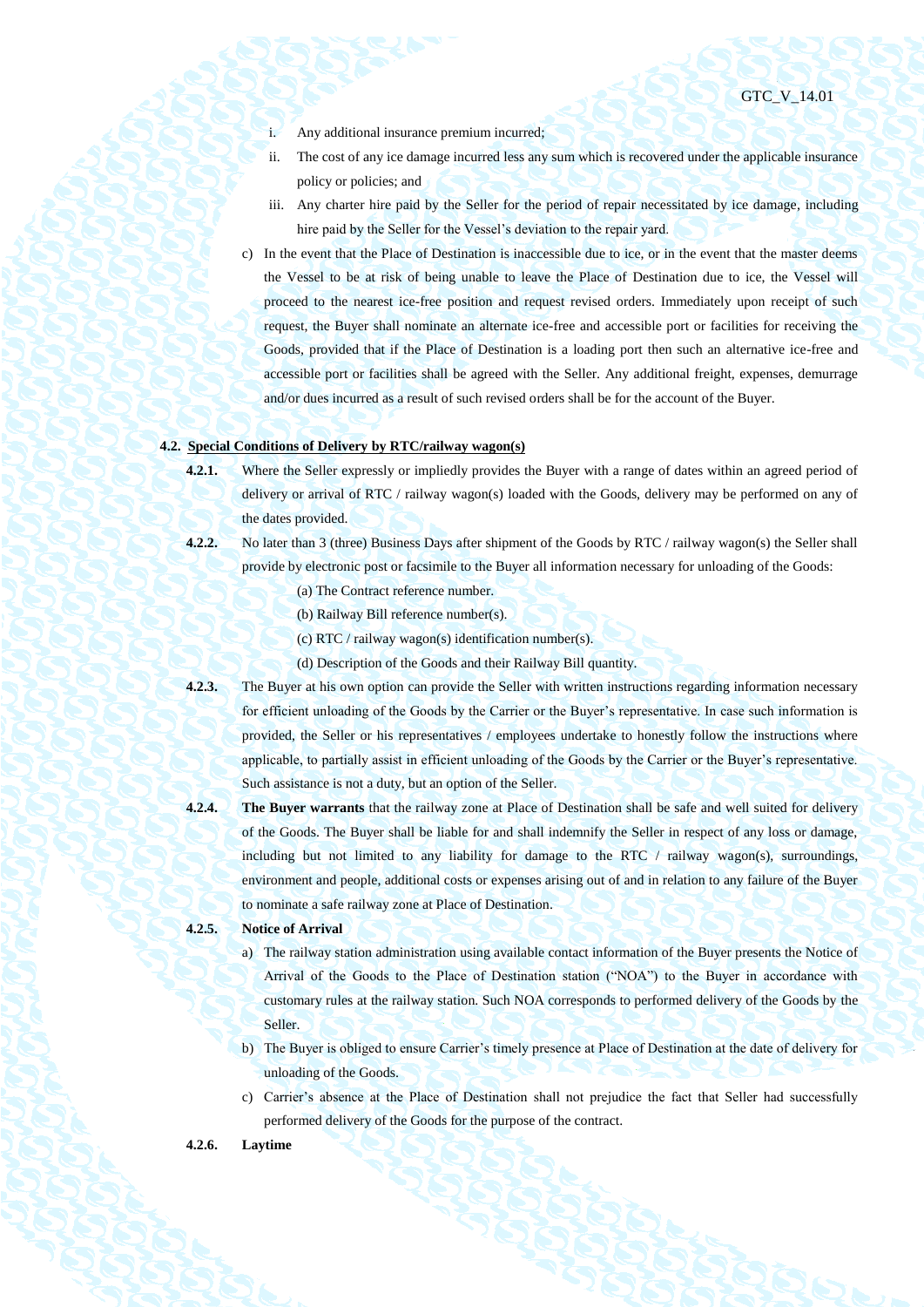i. Any additional insurance premium incurred;

ii. The cost of any ice damage incurred less any sum which is recovered under the applicable insurance policy or policies; and

iii. Any charter hire paid by the Seller for the period of repair necessitated by ice damage, including hire paid by the Seller for the Vessel's deviation to the repair yard.

c) In the event that the Place of Destination is inaccessible due to ice, or in the event that the master deems the Vessel to be at risk of being unable to leave the Place of Destination due to ice, the Vessel will proceed to the nearest ice-free position and request revised orders. Immediately upon receipt of such request, the Buyer shall nominate an alternate ice-free and accessible port or facilities for receiving the Goods, provided that if the Place of Destination is a loading port then such an alternative ice-free and accessible port or facilities shall be agreed with the Seller. Any additional freight, expenses, demurrage and/or dues incurred as a result of such revised orders shall be for the account of the Buyer.

**4.2. Special Conditions of Delivery by RTC/railway wagon(s)**

**4.2.1.** Where the Seller expressly or impliedly provides the Buyer with a range of dates within an agreed period of delivery or arrival of RTC / railway wagon(s) loaded with the Goods, delivery may be performed on any of the dates provided.

**4.2.2.** No later than 3 (three) Business Days after shipment of the Goods by RTC / railway wagon(s) the Seller shall provide by electronic post or facsimile to the Buyer all information necessary for unloading of the Goods:

(a) The Contract reference number.

(b) Railway Bill reference number(s).

(c) RTC / railway wagon(s) identification number(s).

(d) Description of the Goods and their Railway Bill quantity.

**4.2.3.** The Buyer at his own option can provide the Seller with written instructions regarding information necessary for efficient unloading of the Goods by the Carrier or the Buyer's representative. In case such information is provided, the Seller or his representatives / employees undertake to honestly follow the instructions where applicable, to partially assist in efficient unloading of the Goods by the Carrier or the Buyer's representative. Such assistance is not a duty, but an option of the Seller.

**4.2.4.** **The Buyer warrants** that the railway zone at Place of Destination shall be safe and well suited for delivery of the Goods. The Buyer shall be liable for and shall indemnify the Seller in respect of any loss or damage, including but not limited to any liability for damage to the RTC / railway wagon(s), surroundings, environment and people, additional costs or expenses arising out of and in relation to any failure of the Buyer to nominate a safe railway zone at Place of Destination.

**4.2.5.** **Notice of Arrival**

a) The railway station administration using available contact information of the Buyer presents the Notice of Arrival of the Goods to the Place of Destination station ("NOA") to the Buyer in accordance with customary rules at the railway station. Such NOA corresponds to performed delivery of the Goods by the Seller.

b) The Buyer is obliged to ensure Carrier's timely presence at Place of Destination at the date of delivery for unloading of the Goods.

c) Carrier's absence at the Place of Destination shall not prejudice the fact that Seller had successfully performed delivery of the Goods for the purpose of the contract.

**4.2.6.** **Laytime**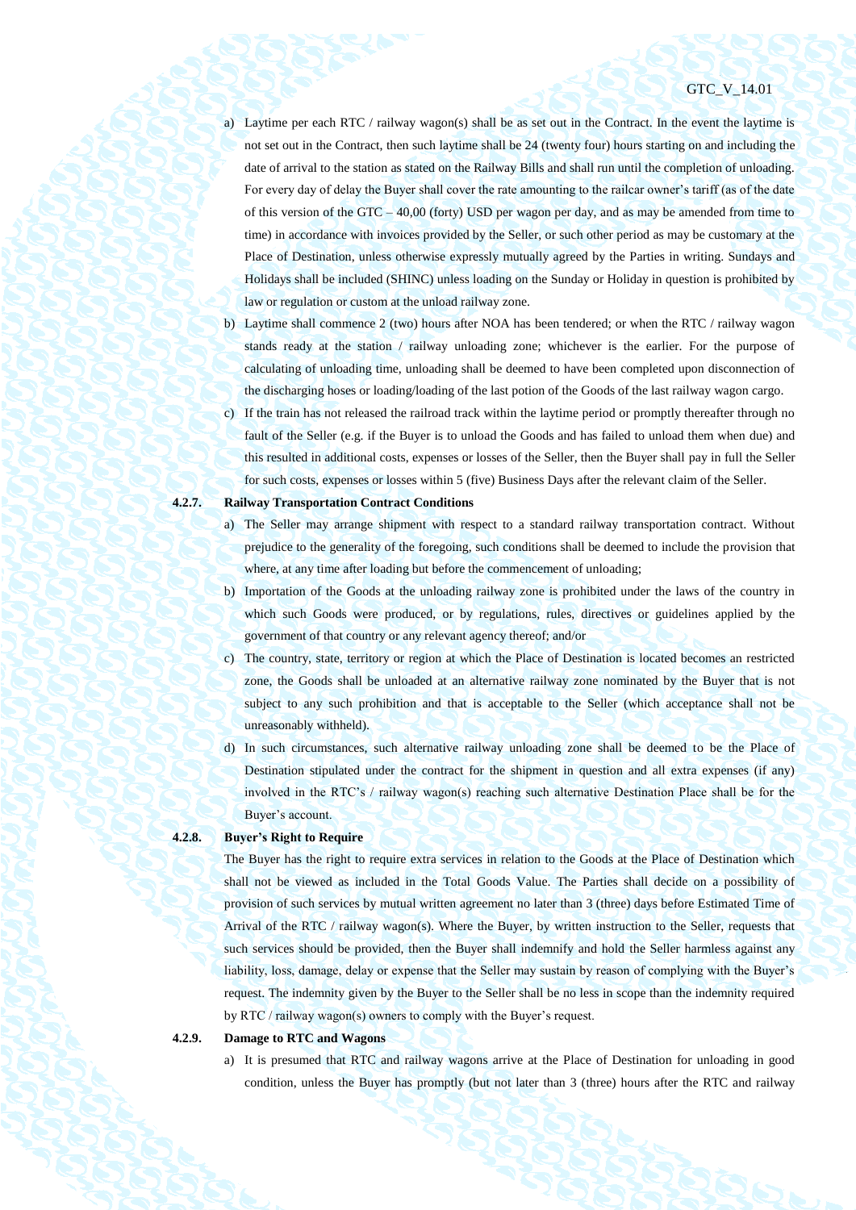a) Laytime per each RTC / railway wagon(s) shall be as set out in the Contract. In the event the laytime is not set out in the Contract, then such laytime shall be 24 (twenty four) hours starting on and including the date of arrival to the station as stated on the Railway Bills and shall run until the completion of unloading. For every day of delay the Buyer shall cover the rate amounting to the railcar owner's tariff (as of the date of this version of the GTC – 40,00 (forty) USD per wagon per day, and as may be amended from time to time) in accordance with invoices provided by the Seller, or such other period as may be customary at the Place of Destination, unless otherwise expressly mutually agreed by the Parties in writing. Sundays and Holidays shall be included (SHINC) unless loading on the Sunday or Holiday in question is prohibited by law or regulation or custom at the unload railway zone.

b) Laytime shall commence 2 (two) hours after NOA has been tendered; or when the RTC / railway wagon stands ready at the station / railway unloading zone; whichever is the earlier. For the purpose of calculating of unloading time, unloading shall be deemed to have been completed upon disconnection of the discharging hoses or loading/loading of the last potion of the Goods of the last railway wagon cargo.

c) If the train has not released the railroad track within the laytime period or promptly thereafter through no fault of the Seller (e.g. if the Buyer is to unload the Goods and has failed to unload them when due) and this resulted in additional costs, expenses or losses of the Seller, then the Buyer shall pay in full the Seller for such costs, expenses or losses within 5 (five) Business Days after the relevant claim of the Seller.

**4.2.7. Railway Transportation Contract Conditions**

a) The Seller may arrange shipment with respect to a standard railway transportation contract. Without prejudice to the generality of the foregoing, such conditions shall be deemed to include the provision that where, at any time after loading but before the commencement of unloading;

b) Importation of the Goods at the unloading railway zone is prohibited under the laws of the country in which such Goods were produced, or by regulations, rules, directives or guidelines applied by the government of that country or any relevant agency thereof; and/or

c) The country, state, territory or region at which the Place of Destination is located becomes an restricted zone, the Goods shall be unloaded at an alternative railway zone nominated by the Buyer that is not subject to any such prohibition and that is acceptable to the Seller (which acceptance shall not be unreasonably withheld).

d) In such circumstances, such alternative railway unloading zone shall be deemed to be the Place of Destination stipulated under the contract for the shipment in question and all extra expenses (if any) involved in the RTC's / railway wagon(s) reaching such alternative Destination Place shall be for the Buyer's account.

**4.2.8. Buyer's Right to Require**

The Buyer has the right to require extra services in relation to the Goods at the Place of Destination which shall not be viewed as included in the Total Goods Value. The Parties shall decide on a possibility of provision of such services by mutual written agreement no later than 3 (three) days before Estimated Time of Arrival of the RTC / railway wagon(s). Where the Buyer, by written instruction to the Seller, requests that such services should be provided, then the Buyer shall indemnify and hold the Seller harmless against any liability, loss, damage, delay or expense that the Seller may sustain by reason of complying with the Buyer's request. The indemnity given by the Buyer to the Seller shall be no less in scope than the indemnity required by RTC / railway wagon(s) owners to comply with the Buyer's request.

**4.2.9. Damage to RTC and Wagons**

a) It is presumed that RTC and railway wagons arrive at the Place of Destination for unloading in good condition, unless the Buyer has promptly (but not later than 3 (three) hours after the RTC and railway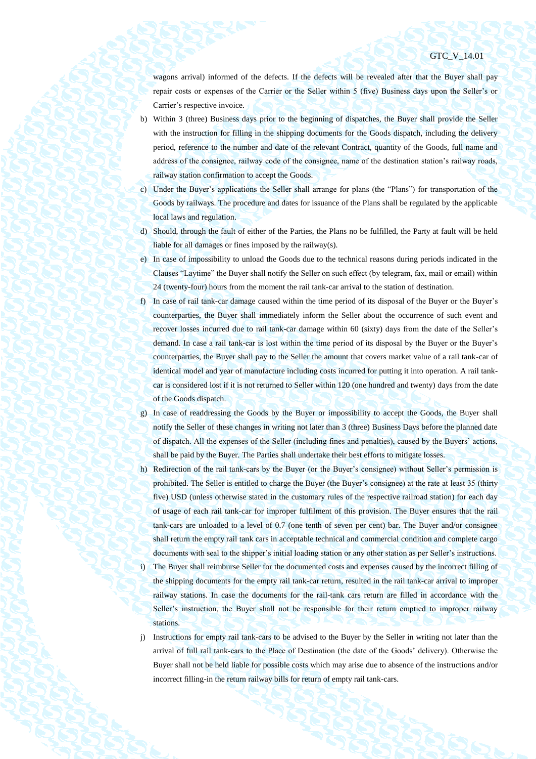wagons arrival) informed of the defects. If the defects will be revealed after that the Buyer shall pay repair costs or expenses of the Carrier or the Seller within 5 (five) Business days upon the Seller's or Carrier's respective invoice.

b) Within 3 (three) Business days prior to the beginning of dispatches, the Buyer shall provide the Seller with the instruction for filling in the shipping documents for the Goods dispatch, including the delivery period, reference to the number and date of the relevant Contract, quantity of the Goods, full name and address of the consignee, railway code of the consignee, name of the destination station's railway roads, railway station confirmation to accept the Goods.

c) Under the Buyer's applications the Seller shall arrange for plans (the "Plans") for transportation of the Goods by railways. The procedure and dates for issuance of the Plans shall be regulated by the applicable local laws and regulation.

d) Should, through the fault of either of the Parties, the Plans no be fulfilled, the Party at fault will be held liable for all damages or fines imposed by the railway(s).

e) In case of impossibility to unload the Goods due to the technical reasons during periods indicated in the Clauses "Laytime" the Buyer shall notify the Seller on such effect (by telegram, fax, mail or email) within 24 (twenty-four) hours from the moment the rail tank-car arrival to the station of destination.

f) In case of rail tank-car damage caused within the time period of its disposal of the Buyer or the Buyer's counterparties, the Buyer shall immediately inform the Seller about the occurrence of such event and recover losses incurred due to rail tank-car damage within 60 (sixty) days from the date of the Seller's demand. In case a rail tank-car is lost within the time period of its disposal by the Buyer or the Buyer's counterparties, the Buyer shall pay to the Seller the amount that covers market value of a rail tank-car of identical model and year of manufacture including costs incurred for putting it into operation. A rail tank-car is considered lost if it is not returned to Seller within 120 (one hundred and twenty) days from the date of the Goods dispatch.

g) In case of readdressing the Goods by the Buyer or impossibility to accept the Goods, the Buyer shall notify the Seller of these changes in writing not later than 3 (three) Business Days before the planned date of dispatch. All the expenses of the Seller (including fines and penalties), caused by the Buyers' actions, shall be paid by the Buyer. The Parties shall undertake their best efforts to mitigate losses.

h) Redirection of the rail tank-cars by the Buyer (or the Buyer's consignee) without Seller's permission is prohibited. The Seller is entitled to charge the Buyer (the Buyer's consignee) at the rate at least 35 (thirty five) USD (unless otherwise stated in the customary rules of the respective railroad station) for each day of usage of each rail tank-car for improper fulfilment of this provision. The Buyer ensures that the rail tank-cars are unloaded to a level of 0.7 (one tenth of seven per cent) bar. The Buyer and/or consignee shall return the empty rail tank cars in acceptable technical and commercial condition and complete cargo documents with seal to the shipper's initial loading station or any other station as per Seller's instructions.

i) The Buyer shall reimburse Seller for the documented costs and expenses caused by the incorrect filling of the shipping documents for the empty rail tank-car return, resulted in the rail tank-car arrival to improper railway stations. In case the documents for the rail-tank cars return are filled in accordance with the Seller's instruction, the Buyer shall not be responsible for their return emptied to improper railway stations.

j) Instructions for empty rail tank-cars to be advised to the Buyer by the Seller in writing not later than the arrival of full rail tank-cars to the Place of Destination (the date of the Goods' delivery). Otherwise the Buyer shall not be held liable for possible costs which may arise due to absence of the instructions and/or incorrect filling-in the return railway bills for return of empty rail tank-cars.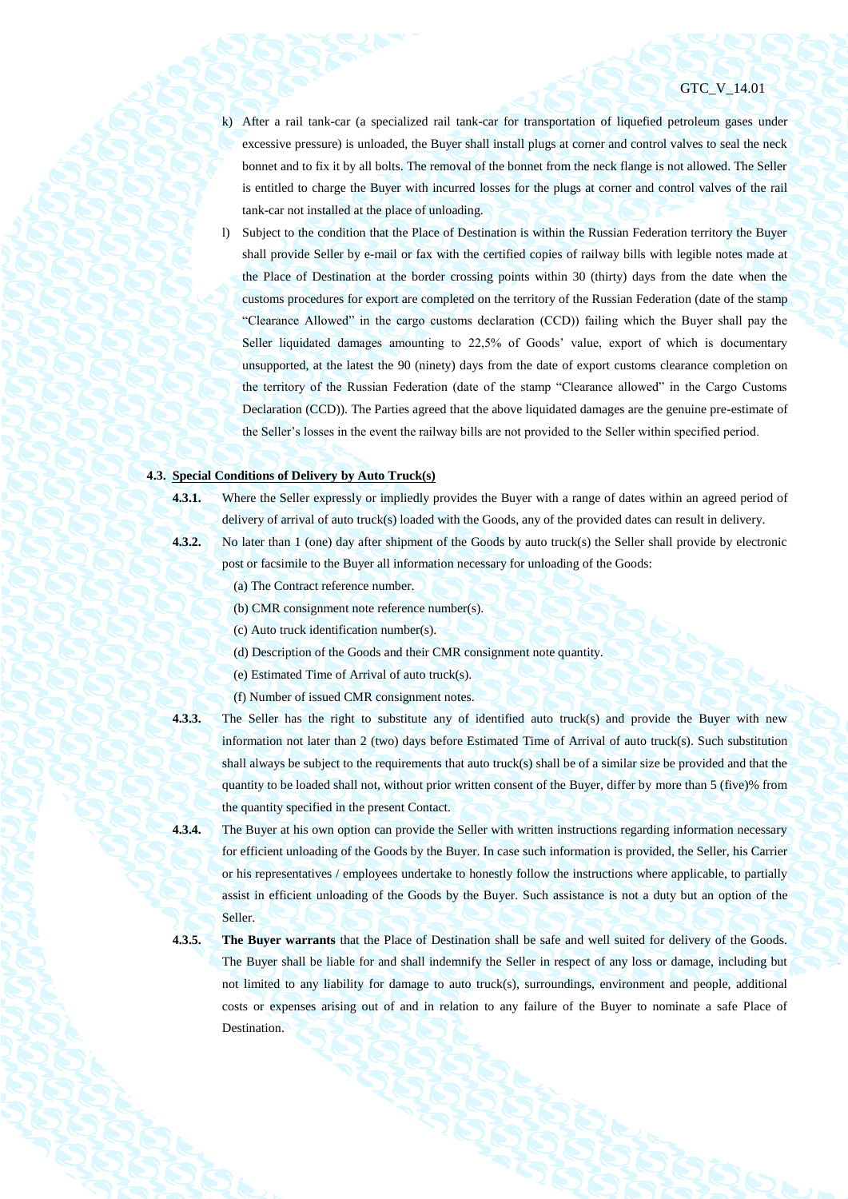k) After a rail tank-car (a specialized rail tank-car for transportation of liquefied petroleum gases under excessive pressure) is unloaded, the Buyer shall install plugs at corner and control valves to seal the neck bonnet and to fix it by all bolts. The removal of the bonnet from the neck flange is not allowed. The Seller is entitled to charge the Buyer with incurred losses for the plugs at corner and control valves of the rail tank-car not installed at the place of unloading.

l) Subject to the condition that the Place of Destination is within the Russian Federation territory the Buyer shall provide Seller by e-mail or fax with the certified copies of railway bills with legible notes made at the Place of Destination at the border crossing points within 30 (thirty) days from the date when the customs procedures for export are completed on the territory of the Russian Federation (date of the stamp "Clearance Allowed" in the cargo customs declaration (CCD)) failing which the Buyer shall pay the Seller liquidated damages amounting to 22,5% of Goods' value, export of which is documentary unsupported, at the latest the 90 (ninety) days from the date of export customs clearance completion on the territory of the Russian Federation (date of the stamp "Clearance allowed" in the Cargo Customs Declaration (CCD)). The Parties agreed that the above liquidated damages are the genuine pre-estimate of the Seller's losses in the event the railway bills are not provided to the Seller within specified period.

**4.3. Special Conditions of Delivery by Auto Truck(s)**

**4.3.1.** Where the Seller expressly or impliedly provides the Buyer with a range of dates within an agreed period of delivery of arrival of auto truck(s) loaded with the Goods, any of the provided dates can result in delivery.

**4.3.2.** No later than 1 (one) day after shipment of the Goods by auto truck(s) the Seller shall provide by electronic post or facsimile to the Buyer all information necessary for unloading of the Goods:

(a) The Contract reference number.

(b) CMR consignment note reference number(s).

(c) Auto truck identification number(s).

(d) Description of the Goods and their CMR consignment note quantity.

(e) Estimated Time of Arrival of auto truck(s).

(f) Number of issued CMR consignment notes.

**4.3.3.** The Seller has the right to substitute any of identified auto truck(s) and provide the Buyer with new information not later than 2 (two) days before Estimated Time of Arrival of auto truck(s). Such substitution shall always be subject to the requirements that auto truck(s) shall be of a similar size be provided and that the quantity to be loaded shall not, without prior written consent of the Buyer, differ by more than 5 (five)% from the quantity specified in the present Contact.

**4.3.4.** The Buyer at his own option can provide the Seller with written instructions regarding information necessary for efficient unloading of the Goods by the Buyer. In case such information is provided, the Seller, his Carrier or his representatives / employees undertake to honestly follow the instructions where applicable, to partially assist in efficient unloading of the Goods by the Buyer. Such assistance is not a duty but an option of the Seller.

**4.3.5.** **The Buyer warrants** that the Place of Destination shall be safe and well suited for delivery of the Goods. The Buyer shall be liable for and shall indemnify the Seller in respect of any loss or damage, including but not limited to any liability for damage to auto truck(s), surroundings, environment and people, additional costs or expenses arising out of and in relation to any failure of the Buyer to nominate a safe Place of Destination.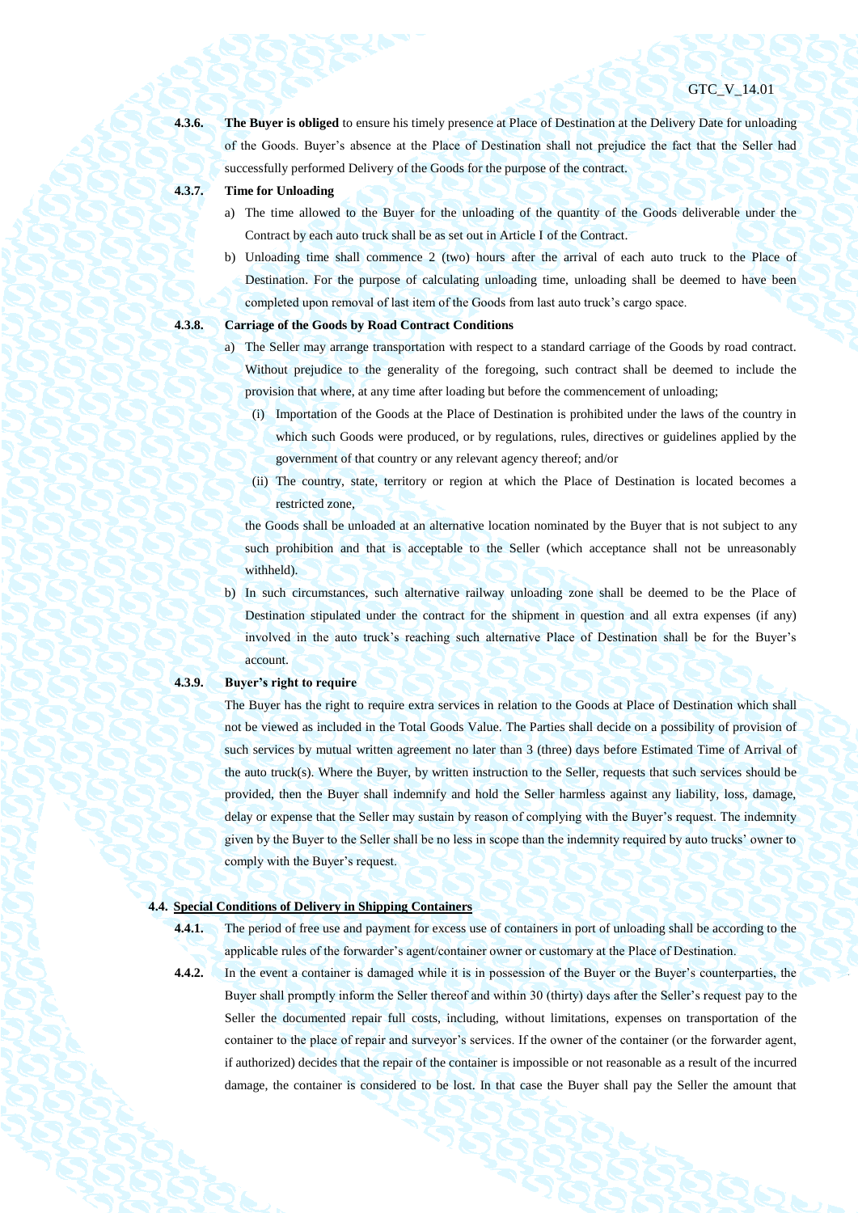**4.3.6.** **The Buyer is obliged** to ensure his timely presence at Place of Destination at the Delivery Date for unloading of the Goods. Buyer's absence at the Place of Destination shall not prejudice the fact that the Seller had successfully performed Delivery of the Goods for the purpose of the contract.

**4.3.7.** **Time for Unloading**

a) The time allowed to the Buyer for the unloading of the quantity of the Goods deliverable under the Contract by each auto truck shall be as set out in Article I of the Contract.

b) Unloading time shall commence 2 (two) hours after the arrival of each auto truck to the Place of Destination. For the purpose of calculating unloading time, unloading shall be deemed to have been completed upon removal of last item of the Goods from last auto truck's cargo space.

**4.3.8.** **Carriage of the Goods by Road Contract Conditions**

a) The Seller may arrange transportation with respect to a standard carriage of the Goods by road contract. Without prejudice to the generality of the foregoing, such contract shall be deemed to include the provision that where, at any time after loading but before the commencement of unloading;

(i) Importation of the Goods at the Place of Destination is prohibited under the laws of the country in which such Goods were produced, or by regulations, rules, directives or guidelines applied by the government of that country or any relevant agency thereof; and/or

(ii) The country, state, territory or region at which the Place of Destination is located becomes a restricted zone,

the Goods shall be unloaded at an alternative location nominated by the Buyer that is not subject to any such prohibition and that is acceptable to the Seller (which acceptance shall not be unreasonably withheld).

b) In such circumstances, such alternative railway unloading zone shall be deemed to be the Place of Destination stipulated under the contract for the shipment in question and all extra expenses (if any) involved in the auto truck's reaching such alternative Place of Destination shall be for the Buyer's account.

**4.3.9.** **Buyer's right to require**

The Buyer has the right to require extra services in relation to the Goods at Place of Destination which shall not be viewed as included in the Total Goods Value. The Parties shall decide on a possibility of provision of such services by mutual written agreement no later than 3 (three) days before Estimated Time of Arrival of the auto truck(s). Where the Buyer, by written instruction to the Seller, requests that such services should be provided, then the Buyer shall indemnify and hold the Seller harmless against any liability, loss, damage, delay or expense that the Seller may sustain by reason of complying with the Buyer's request. The indemnity given by the Buyer to the Seller shall be no less in scope than the indemnity required by auto trucks' owner to comply with the Buyer's request.

**4.4. <u>Special Conditions of Delivery in Shipping Containers</u>**

**4.4.1.** The period of free use and payment for excess use of containers in port of unloading shall be according to the applicable rules of the forwarder's agent/container owner or customary at the Place of Destination.

**4.4.2.** In the event a container is damaged while it is in possession of the Buyer or the Buyer's counterparties, the Buyer shall promptly inform the Seller thereof and within 30 (thirty) days after the Seller's request pay to the Seller the documented repair full costs, including, without limitations, expenses on transportation of the container to the place of repair and surveyor's services. If the owner of the container (or the forwarder agent, if authorized) decides that the repair of the container is impossible or not reasonable as a result of the incurred damage, the container is considered to be lost. In that case the Buyer shall pay the Seller the amount that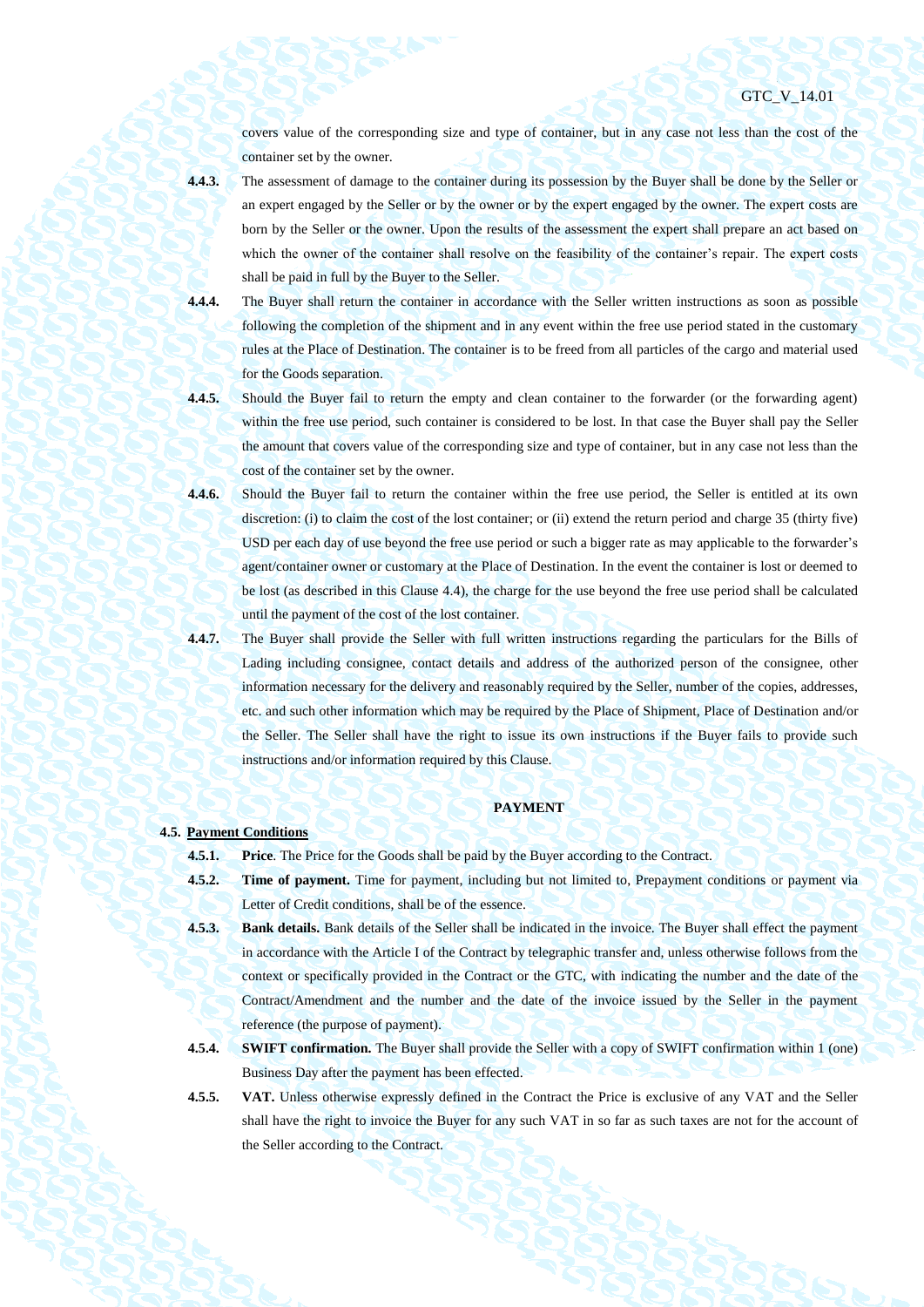covers value of the corresponding size and type of container, but in any case not less than the cost of the container set by the owner.

**4.4.3.** The assessment of damage to the container during its possession by the Buyer shall be done by the Seller or an expert engaged by the Seller or by the owner or by the expert engaged by the owner. The expert costs are born by the Seller or the owner. Upon the results of the assessment the expert shall prepare an act based on which the owner of the container shall resolve on the feasibility of the container's repair. The expert costs shall be paid in full by the Buyer to the Seller.

**4.4.4.** The Buyer shall return the container in accordance with the Seller written instructions as soon as possible following the completion of the shipment and in any event within the free use period stated in the customary rules at the Place of Destination. The container is to be freed from all particles of the cargo and material used for the Goods separation.

**4.4.5.** Should the Buyer fail to return the empty and clean container to the forwarder (or the forwarding agent) within the free use period, such container is considered to be lost. In that case the Buyer shall pay the Seller the amount that covers value of the corresponding size and type of container, but in any case not less than the cost of the container set by the owner.

**4.4.6.** Should the Buyer fail to return the container within the free use period, the Seller is entitled at its own discretion: (i) to claim the cost of the lost container; or (ii) extend the return period and charge 35 (thirty five) USD per each day of use beyond the free use period or such a bigger rate as may applicable to the forwarder's agent/container owner or customary at the Place of Destination. In the event the container is lost or deemed to be lost (as described in this Clause 4.4), the charge for the use beyond the free use period shall be calculated until the payment of the cost of the lost container.

**4.4.7.** The Buyer shall provide the Seller with full written instructions regarding the particulars for the Bills of Lading including consignee, contact details and address of the authorized person of the consignee, other information necessary for the delivery and reasonably required by the Seller, number of the copies, addresses, etc. and such other information which may be required by the Place of Shipment, Place of Destination and/or the Seller. The Seller shall have the right to issue its own instructions if the Buyer fails to provide such instructions and/or information required by this Clause.

## PAYMENT

**4.5. Payment Conditions**

**4.5.1.** **Price**. The Price for the Goods shall be paid by the Buyer according to the Contract.

**4.5.2.** **Time of payment.** Time for payment, including but not limited to, Prepayment conditions or payment via Letter of Credit conditions, shall be of the essence.

**4.5.3.** **Bank details.** Bank details of the Seller shall be indicated in the invoice. The Buyer shall effect the payment in accordance with the Article I of the Contract by telegraphic transfer and, unless otherwise follows from the context or specifically provided in the Contract or the GTC, with indicating the number and the date of the Contract/Amendment and the number and the date of the invoice issued by the Seller in the payment reference (the purpose of payment).

**4.5.4.** **SWIFT confirmation.** The Buyer shall provide the Seller with a copy of SWIFT confirmation within 1 (one) Business Day after the payment has been effected.

**4.5.5.** **VAT.** Unless otherwise expressly defined in the Contract the Price is exclusive of any VAT and the Seller shall have the right to invoice the Buyer for any such VAT in so far as such taxes are not for the account of the Seller according to the Contract.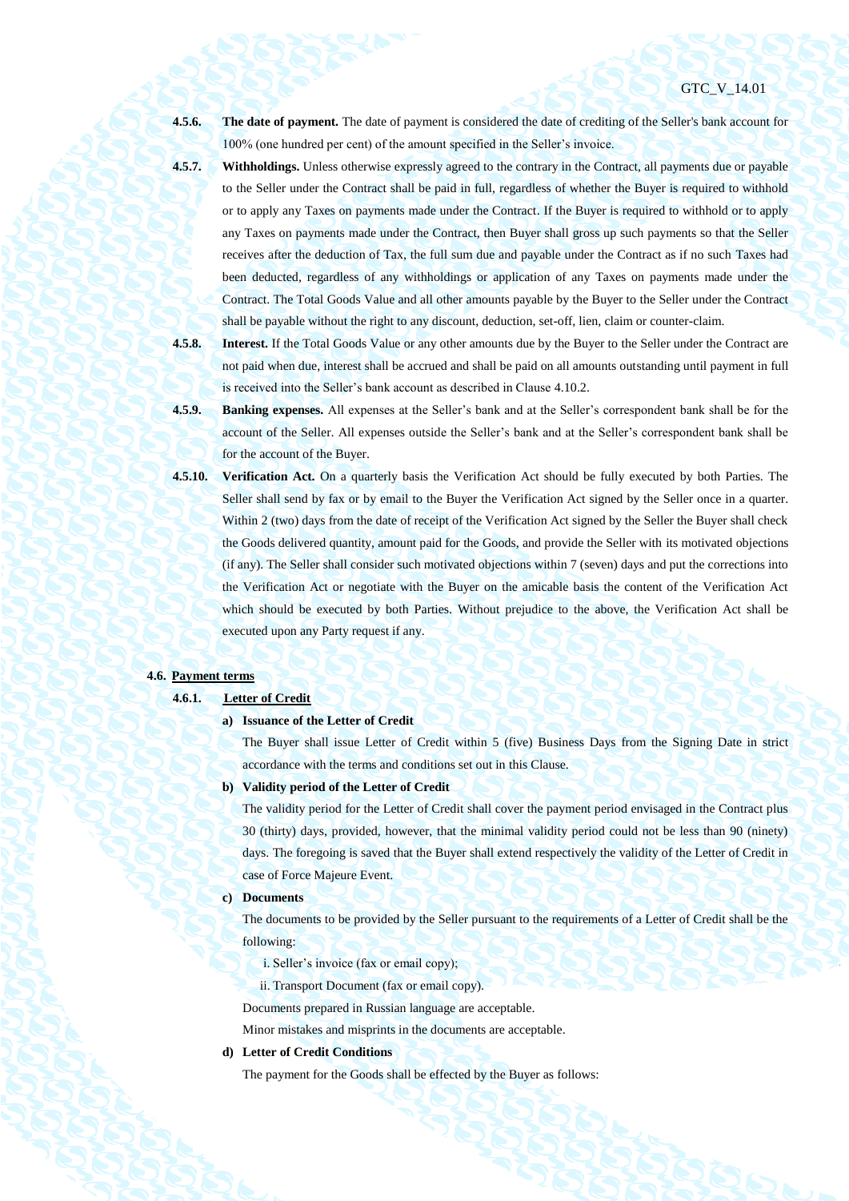**4.5.6.** **The date of payment.** The date of payment is considered the date of crediting of the Seller's bank account for 100% (one hundred per cent) of the amount specified in the Seller's invoice.

**4.5.7.** **Withholdings.** Unless otherwise expressly agreed to the contrary in the Contract, all payments due or payable to the Seller under the Contract shall be paid in full, regardless of whether the Buyer is required to withhold or to apply any Taxes on payments made under the Contract. If the Buyer is required to withhold or to apply any Taxes on payments made under the Contract, then Buyer shall gross up such payments so that the Seller receives after the deduction of Tax, the full sum due and payable under the Contract as if no such Taxes had been deducted, regardless of any withholdings or application of any Taxes on payments made under the Contract. The Total Goods Value and all other amounts payable by the Buyer to the Seller under the Contract shall be payable without the right to any discount, deduction, set-off, lien, claim or counter-claim.

**4.5.8.** **Interest.** If the Total Goods Value or any other amounts due by the Buyer to the Seller under the Contract are not paid when due, interest shall be accrued and shall be paid on all amounts outstanding until payment in full is received into the Seller's bank account as described in Clause 4.10.2.

**4.5.9.** **Banking expenses.** All expenses at the Seller's bank and at the Seller's correspondent bank shall be for the account of the Seller. All expenses outside the Seller's bank and at the Seller's correspondent bank shall be for the account of the Buyer.

**4.5.10.** **Verification Act.** On a quarterly basis the Verification Act should be fully executed by both Parties. The Seller shall send by fax or by email to the Buyer the Verification Act signed by the Seller once in a quarter. Within 2 (two) days from the date of receipt of the Verification Act signed by the Seller the Buyer shall check the Goods delivered quantity, amount paid for the Goods, and provide the Seller with its motivated objections (if any). The Seller shall consider such motivated objections within 7 (seven) days and put the corrections into the Verification Act or negotiate with the Buyer on the amicable basis the content of the Verification Act which should be executed by both Parties. Without prejudice to the above, the Verification Act shall be executed upon any Party request if any.

**4.6. Payment terms**

**4.6.1. Letter of Credit**

**a) Issuance of the Letter of Credit**

The Buyer shall issue Letter of Credit within 5 (five) Business Days from the Signing Date in strict accordance with the terms and conditions set out in this Clause.

**b) Validity period of the Letter of Credit**

The validity period for the Letter of Credit shall cover the payment period envisaged in the Contract plus 30 (thirty) days, provided, however, that the minimal validity period could not be less than 90 (ninety) days. The foregoing is saved that the Buyer shall extend respectively the validity of the Letter of Credit in case of Force Majeure Event.

**c) Documents**

The documents to be provided by the Seller pursuant to the requirements of a Letter of Credit shall be the following:

i. Seller's invoice (fax or email copy);

ii. Transport Document (fax or email copy).

Documents prepared in Russian language are acceptable.

Minor mistakes and misprints in the documents are acceptable.

**d) Letter of Credit Conditions**

The payment for the Goods shall be effected by the Buyer as follows: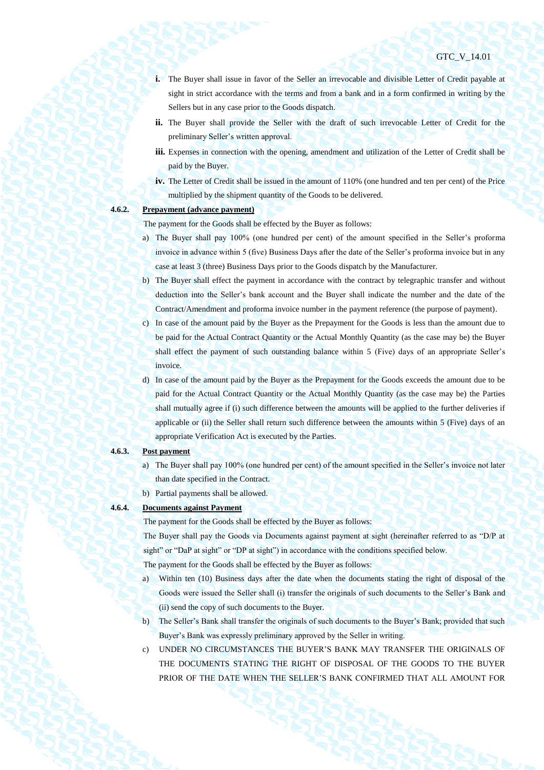**i.** The Buyer shall issue in favor of the Seller an irrevocable and divisible Letter of Credit payable at sight in strict accordance with the terms and from a bank and in a form confirmed in writing by the Sellers but in any case prior to the Goods dispatch.

**ii.** The Buyer shall provide the Seller with the draft of such irrevocable Letter of Credit for the preliminary Seller's written approval.

**iii.** Expenses in connection with the opening, amendment and utilization of the Letter of Credit shall be paid by the Buyer.

**iv.** The Letter of Credit shall be issued in the amount of 110% (one hundred and ten per cent) of the Price multiplied by the shipment quantity of the Goods to be delivered.

**4.6.2. Prepayment (advance payment)**

The payment for the Goods shall be effected by the Buyer as follows:

a) The Buyer shall pay 100% (one hundred per cent) of the amount specified in the Seller's proforma invoice in advance within 5 (five) Business Days after the date of the Seller's proforma invoice but in any case at least 3 (three) Business Days prior to the Goods dispatch by the Manufacturer.

b) The Buyer shall effect the payment in accordance with the contract by telegraphic transfer and without deduction into the Seller's bank account and the Buyer shall indicate the number and the date of the Contract/Amendment and proforma invoice number in the payment reference (the purpose of payment).

c) In case of the amount paid by the Buyer as the Prepayment for the Goods is less than the amount due to be paid for the Actual Contract Quantity or the Actual Monthly Quantity (as the case may be) the Buyer shall effect the payment of such outstanding balance within 5 (Five) days of an appropriate Seller's invoice.

d) In case of the amount paid by the Buyer as the Prepayment for the Goods exceeds the amount due to be paid for the Actual Contract Quantity or the Actual Monthly Quantity (as the case may be) the Parties shall mutually agree if (i) such difference between the amounts will be applied to the further deliveries if applicable or (ii) the Seller shall return such difference between the amounts within 5 (Five) days of an appropriate Verification Act is executed by the Parties.

**4.6.3. Post payment**

a) The Buyer shall pay 100% (one hundred per cent) of the amount specified in the Seller's invoice not later than date specified in the Contract.

b) Partial payments shall be allowed.

**4.6.4. Documents against Payment**

The payment for the Goods shall be effected by the Buyer as follows:

The Buyer shall pay the Goods via Documents against payment at sight (hereinafter referred to as "D/P at sight" or "DaP at sight" or "DP at sight") in accordance with the conditions specified below.

The payment for the Goods shall be effected by the Buyer as follows:

a) Within ten (10) Business days after the date when the documents stating the right of disposal of the Goods were issued the Seller shall (i) transfer the originals of such documents to the Seller's Bank and (ii) send the copy of such documents to the Buyer.

b) The Seller's Bank shall transfer the originals of such documents to the Buyer's Bank; provided that such Buyer's Bank was expressly preliminary approved by the Seller in writing.

c) UNDER NO CIRCUMSTANCES THE BUYER'S BANK MAY TRANSFER THE ORIGINALS OF THE DOCUMENTS STATING THE RIGHT OF DISPOSAL OF THE GOODS TO THE BUYER PRIOR OF THE DATE WHEN THE SELLER'S BANK CONFIRMED THAT ALL AMOUNT FOR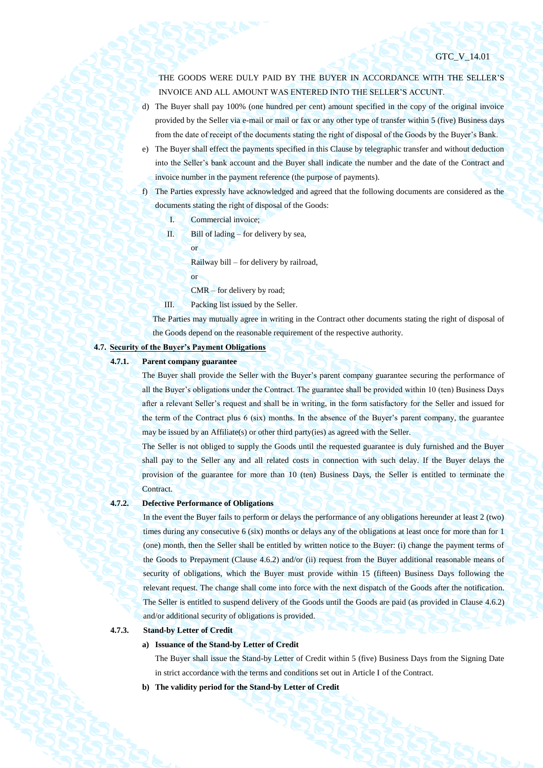THE GOODS WERE DULY PAID BY THE BUYER IN ACCORDANCE WITH THE SELLER'S INVOICE AND ALL AMOUNT WAS ENTERED INTO THE SELLER'S ACCUNT.

d) The Buyer shall pay 100% (one hundred per cent) amount specified in the copy of the original invoice provided by the Seller via e-mail or mail or fax or any other type of transfer within 5 (five) Business days from the date of receipt of the documents stating the right of disposal of the Goods by the Buyer's Bank.

e) The Buyer shall effect the payments specified in this Clause by telegraphic transfer and without deduction into the Seller's bank account and the Buyer shall indicate the number and the date of the Contract and invoice number in the payment reference (the purpose of payments).

f) The Parties expressly have acknowledged and agreed that the following documents are considered as the documents stating the right of disposal of the Goods:

I. Commercial invoice;

II. Bill of lading – for delivery by sea,

or

Railway bill – for delivery by railroad,

or

CMR – for delivery by road;

III. Packing list issued by the Seller.

The Parties may mutually agree in writing in the Contract other documents stating the right of disposal of the Goods depend on the reasonable requirement of the respective authority.

**4.7. Security of the Buyer's Payment Obligations**

**4.7.1. Parent company guarantee**

The Buyer shall provide the Seller with the Buyer's parent company guarantee securing the performance of all the Buyer's obligations under the Contract. The guarantee shall be provided within 10 (ten) Business Days after a relevant Seller's request and shall be in writing, in the form satisfactory for the Seller and issued for the term of the Contract plus 6 (six) months. In the absence of the Buyer's parent company, the guarantee may be issued by an Affiliate(s) or other third party(ies) as agreed with the Seller.

The Seller is not obliged to supply the Goods until the requested guarantee is duly furnished and the Buyer shall pay to the Seller any and all related costs in connection with such delay. If the Buyer delays the provision of the guarantee for more than 10 (ten) Business Days, the Seller is entitled to terminate the Contract.

**4.7.2. Defective Performance of Obligations**

In the event the Buyer fails to perform or delays the performance of any obligations hereunder at least 2 (two) times during any consecutive 6 (six) months or delays any of the obligations at least once for more than for 1 (one) month, then the Seller shall be entitled by written notice to the Buyer: (i) change the payment terms of the Goods to Prepayment (Clause 4.6.2) and/or (ii) request from the Buyer additional reasonable means of security of obligations, which the Buyer must provide within 15 (fifteen) Business Days following the relevant request. The change shall come into force with the next dispatch of the Goods after the notification. The Seller is entitled to suspend delivery of the Goods until the Goods are paid (as provided in Clause 4.6.2) and/or additional security of obligations is provided.

**4.7.3. Stand-by Letter of Credit**

**a) Issuance of the Stand-by Letter of Credit**

The Buyer shall issue the Stand-by Letter of Credit within 5 (five) Business Days from the Signing Date in strict accordance with the terms and conditions set out in Article I of the Contract.

**b) The validity period for the Stand-by Letter of Credit**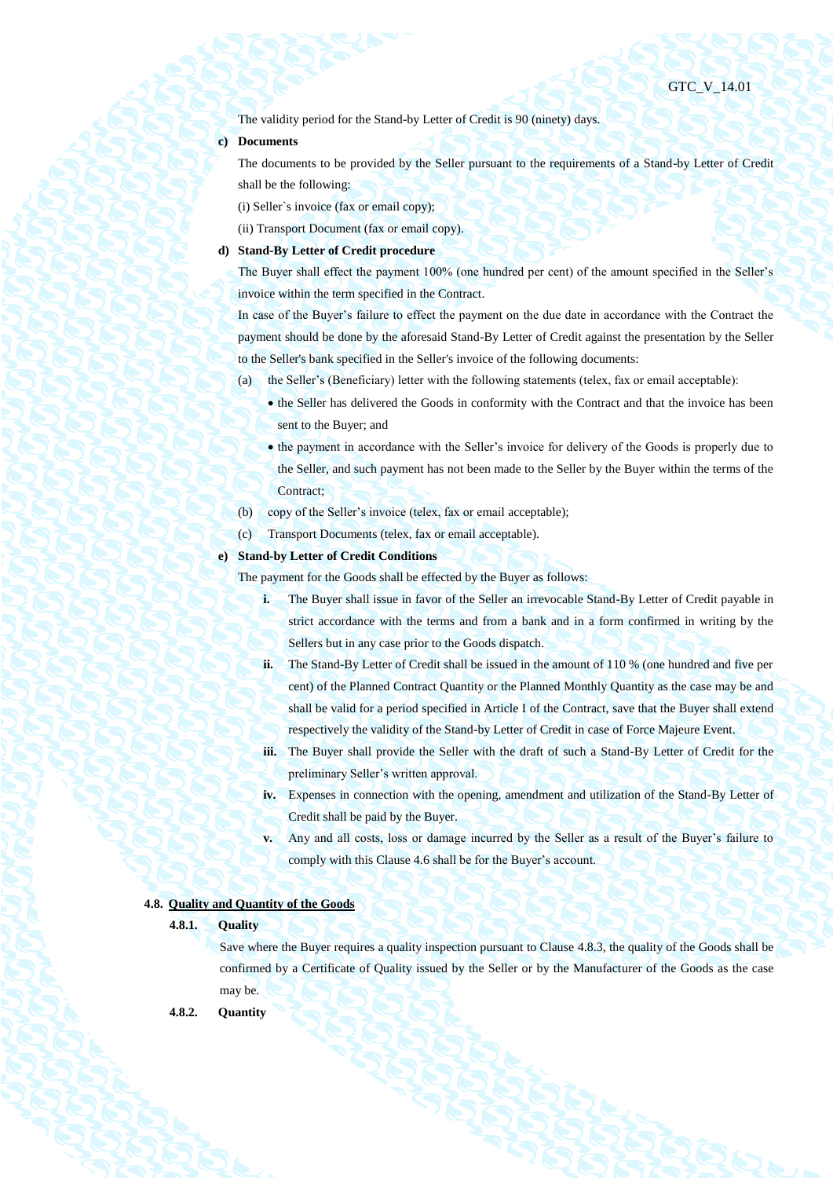The validity period for the Stand-by Letter of Credit is 90 (ninety) days.

**c) Documents**

The documents to be provided by the Seller pursuant to the requirements of a Stand-by Letter of Credit shall be the following:

(i) Seller`s invoice (fax or email copy);

(ii) Transport Document (fax or email copy).

**d) Stand-By Letter of Credit procedure**

The Buyer shall effect the payment 100% (one hundred per cent) of the amount specified in the Seller's invoice within the term specified in the Contract.

In case of the Buyer's failure to effect the payment on the due date in accordance with the Contract the payment should be done by the aforesaid Stand-By Letter of Credit against the presentation by the Seller to the Seller's bank specified in the Seller's invoice of the following documents:

(a) the Seller's (Beneficiary) letter with the following statements (telex, fax or email acceptable):

- the Seller has delivered the Goods in conformity with the Contract and that the invoice has been sent to the Buyer; and
- the payment in accordance with the Seller's invoice for delivery of the Goods is properly due to the Seller, and such payment has not been made to the Seller by the Buyer within the terms of the Contract;

(b) copy of the Seller's invoice (telex, fax or email acceptable);

(c) Transport Documents (telex, fax or email acceptable).

**e) Stand-by Letter of Credit Conditions**

The payment for the Goods shall be effected by the Buyer as follows:

**i.** The Buyer shall issue in favor of the Seller an irrevocable Stand-By Letter of Credit payable in strict accordance with the terms and from a bank and in a form confirmed in writing by the Sellers but in any case prior to the Goods dispatch.

**ii.** The Stand-By Letter of Credit shall be issued in the amount of 110 % (one hundred and five per cent) of the Planned Contract Quantity or the Planned Monthly Quantity as the case may be and shall be valid for a period specified in Article I of the Contract, save that the Buyer shall extend respectively the validity of the Stand-by Letter of Credit in case of Force Majeure Event.

**iii.** The Buyer shall provide the Seller with the draft of such a Stand-By Letter of Credit for the preliminary Seller's written approval.

**iv.** Expenses in connection with the opening, amendment and utilization of the Stand-By Letter of Credit shall be paid by the Buyer.

**v.** Any and all costs, loss or damage incurred by the Seller as a result of the Buyer's failure to comply with this Clause 4.6 shall be for the Buyer's account.

**4.8. <u>Quality and Quantity of the Goods</u>**

**4.8.1. Quality**

Save where the Buyer requires a quality inspection pursuant to Clause 4.8.3, the quality of the Goods shall be confirmed by a Certificate of Quality issued by the Seller or by the Manufacturer of the Goods as the case may be.

**4.8.2. Quantity**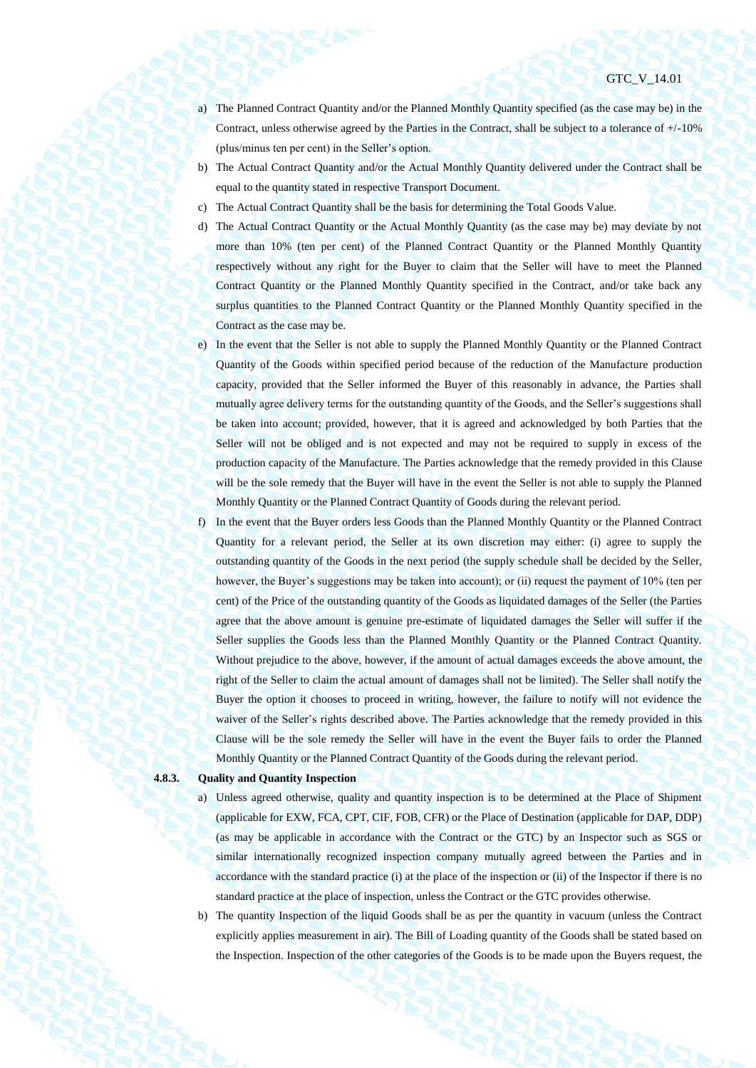a) The Planned Contract Quantity and/or the Planned Monthly Quantity specified (as the case may be) in the Contract, unless otherwise agreed by the Parties in the Contract, shall be subject to a tolerance of +/-10% (plus/minus ten per cent) in the Seller's option.

b) The Actual Contract Quantity and/or the Actual Monthly Quantity delivered under the Contract shall be equal to the quantity stated in respective Transport Document.

c) The Actual Contract Quantity shall be the basis for determining the Total Goods Value.

d) The Actual Contract Quantity or the Actual Monthly Quantity (as the case may be) may deviate by not more than 10% (ten per cent) of the Planned Contract Quantity or the Planned Monthly Quantity respectively without any right for the Buyer to claim that the Seller will have to meet the Planned Contract Quantity or the Planned Monthly Quantity specified in the Contract, and/or take back any surplus quantities to the Planned Contract Quantity or the Planned Monthly Quantity specified in the Contract as the case may be.

e) In the event that the Seller is not able to supply the Planned Monthly Quantity or the Planned Contract Quantity of the Goods within specified period because of the reduction of the Manufacture production capacity, provided that the Seller informed the Buyer of this reasonably in advance, the Parties shall mutually agree delivery terms for the outstanding quantity of the Goods, and the Seller's suggestions shall be taken into account; provided, however, that it is agreed and acknowledged by both Parties that the Seller will not be obliged and is not expected and may not be required to supply in excess of the production capacity of the Manufacture. The Parties acknowledge that the remedy provided in this Clause will be the sole remedy that the Buyer will have in the event the Seller is not able to supply the Planned Monthly Quantity or the Planned Contract Quantity of Goods during the relevant period.

f) In the event that the Buyer orders less Goods than the Planned Monthly Quantity or the Planned Contract Quantity for a relevant period, the Seller at its own discretion may either: (i) agree to supply the outstanding quantity of the Goods in the next period (the supply schedule shall be decided by the Seller, however, the Buyer's suggestions may be taken into account); or (ii) request the payment of 10% (ten per cent) of the Price of the outstanding quantity of the Goods as liquidated damages of the Seller (the Parties agree that the above amount is genuine pre-estimate of liquidated damages the Seller will suffer if the Seller supplies the Goods less than the Planned Monthly Quantity or the Planned Contract Quantity. Without prejudice to the above, however, if the amount of actual damages exceeds the above amount, the right of the Seller to claim the actual amount of damages shall not be limited). The Seller shall notify the Buyer the option it chooses to proceed in writing, however, the failure to notify will not evidence the waiver of the Seller's rights described above. The Parties acknowledge that the remedy provided in this Clause will be the sole remedy the Seller will have in the event the Buyer fails to order the Planned Monthly Quantity or the Planned Contract Quantity of the Goods during the relevant period.

**4.8.3. Quality and Quantity Inspection**

a) Unless agreed otherwise, quality and quantity inspection is to be determined at the Place of Shipment (applicable for EXW, FCA, CPT, CIF, FOB, CFR) or the Place of Destination (applicable for DAP, DDP) (as may be applicable in accordance with the Contract or the GTC) by an Inspector such as SGS or similar internationally recognized inspection company mutually agreed between the Parties and in accordance with the standard practice (i) at the place of the inspection or (ii) of the Inspector if there is no standard practice at the place of inspection, unless the Contract or the GTC provides otherwise.

b) The quantity Inspection of the liquid Goods shall be as per the quantity in vacuum (unless the Contract explicitly applies measurement in air). The Bill of Loading quantity of the Goods shall be stated based on the Inspection. Inspection of the other categories of the Goods is to be made upon the Buyers request, the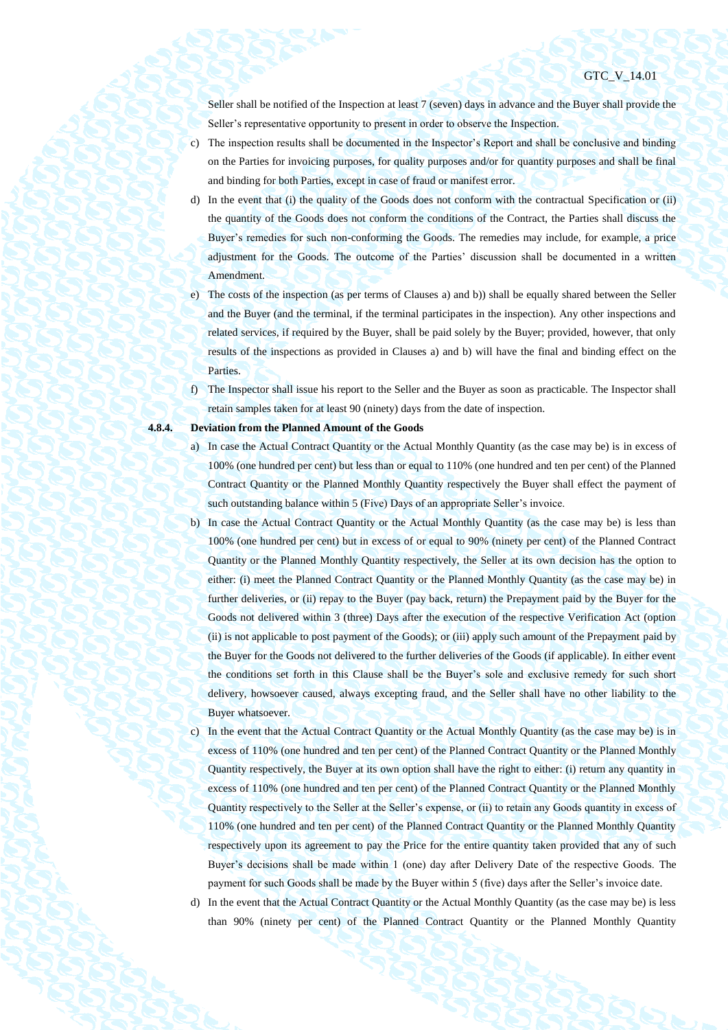Seller shall be notified of the Inspection at least 7 (seven) days in advance and the Buyer shall provide the Seller's representative opportunity to present in order to observe the Inspection.

c) The inspection results shall be documented in the Inspector's Report and shall be conclusive and binding on the Parties for invoicing purposes, for quality purposes and/or for quantity purposes and shall be final and binding for both Parties, except in case of fraud or manifest error.

d) In the event that (i) the quality of the Goods does not conform with the contractual Specification or (ii) the quantity of the Goods does not conform the conditions of the Contract, the Parties shall discuss the Buyer's remedies for such non-conforming the Goods. The remedies may include, for example, a price adjustment for the Goods. The outcome of the Parties' discussion shall be documented in a written Amendment.

e) The costs of the inspection (as per terms of Clauses a) and b)) shall be equally shared between the Seller and the Buyer (and the terminal, if the terminal participates in the inspection). Any other inspections and related services, if required by the Buyer, shall be paid solely by the Buyer; provided, however, that only results of the inspections as provided in Clauses a) and b) will have the final and binding effect on the Parties.

f) The Inspector shall issue his report to the Seller and the Buyer as soon as practicable. The Inspector shall retain samples taken for at least 90 (ninety) days from the date of inspection.

**4.8.4. Deviation from the Planned Amount of the Goods**

a) In case the Actual Contract Quantity or the Actual Monthly Quantity (as the case may be) is in excess of 100% (one hundred per cent) but less than or equal to 110% (one hundred and ten per cent) of the Planned Contract Quantity or the Planned Monthly Quantity respectively the Buyer shall effect the payment of such outstanding balance within 5 (Five) Days of an appropriate Seller's invoice.

b) In case the Actual Contract Quantity or the Actual Monthly Quantity (as the case may be) is less than 100% (one hundred per cent) but in excess of or equal to 90% (ninety per cent) of the Planned Contract Quantity or the Planned Monthly Quantity respectively, the Seller at its own decision has the option to either: (i) meet the Planned Contract Quantity or the Planned Monthly Quantity (as the case may be) in further deliveries, or (ii) repay to the Buyer (pay back, return) the Prepayment paid by the Buyer for the Goods not delivered within 3 (three) Days after the execution of the respective Verification Act (option (ii) is not applicable to post payment of the Goods); or (iii) apply such amount of the Prepayment paid by the Buyer for the Goods not delivered to the further deliveries of the Goods (if applicable). In either event the conditions set forth in this Clause shall be the Buyer's sole and exclusive remedy for such short delivery, howsoever caused, always excepting fraud, and the Seller shall have no other liability to the Buyer whatsoever.

c) In the event that the Actual Contract Quantity or the Actual Monthly Quantity (as the case may be) is in excess of 110% (one hundred and ten per cent) of the Planned Contract Quantity or the Planned Monthly Quantity respectively, the Buyer at its own option shall have the right to either: (i) return any quantity in excess of 110% (one hundred and ten per cent) of the Planned Contract Quantity or the Planned Monthly Quantity respectively to the Seller at the Seller's expense, or (ii) to retain any Goods quantity in excess of 110% (one hundred and ten per cent) of the Planned Contract Quantity or the Planned Monthly Quantity respectively upon its agreement to pay the Price for the entire quantity taken provided that any of such Buyer's decisions shall be made within 1 (one) day after Delivery Date of the respective Goods. The payment for such Goods shall be made by the Buyer within 5 (five) days after the Seller's invoice date.

d) In the event that the Actual Contract Quantity or the Actual Monthly Quantity (as the case may be) is less than 90% (ninety per cent) of the Planned Contract Quantity or the Planned Monthly Quantity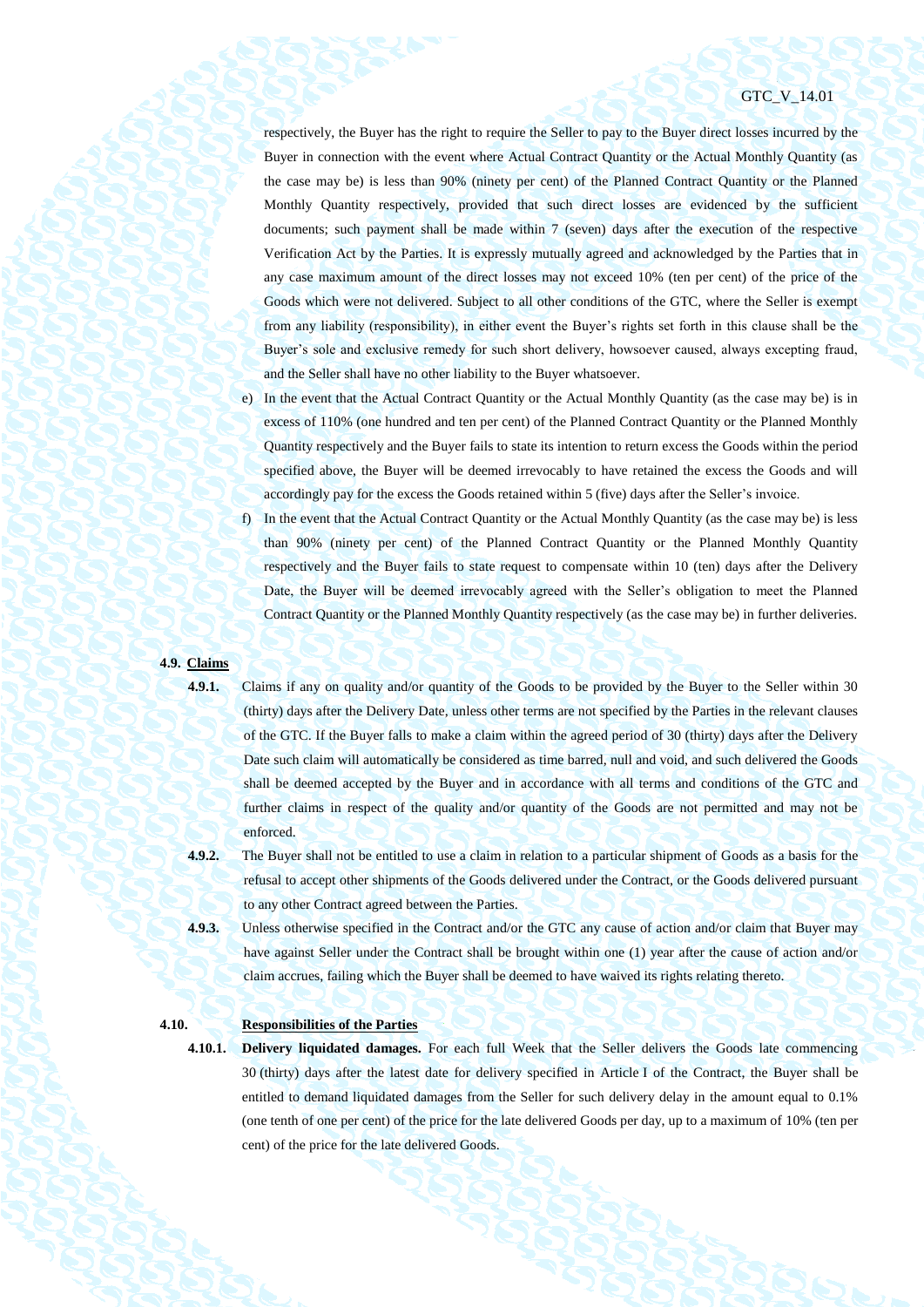respectively, the Buyer has the right to require the Seller to pay to the Buyer direct losses incurred by the Buyer in connection with the event where Actual Contract Quantity or the Actual Monthly Quantity (as the case may be) is less than 90% (ninety per cent) of the Planned Contract Quantity or the Planned Monthly Quantity respectively, provided that such direct losses are evidenced by the sufficient documents; such payment shall be made within 7 (seven) days after the execution of the respective Verification Act by the Parties. It is expressly mutually agreed and acknowledged by the Parties that in any case maximum amount of the direct losses may not exceed 10% (ten per cent) of the price of the Goods which were not delivered. Subject to all other conditions of the GTC, where the Seller is exempt from any liability (responsibility), in either event the Buyer's rights set forth in this clause shall be the Buyer's sole and exclusive remedy for such short delivery, howsoever caused, always excepting fraud, and the Seller shall have no other liability to the Buyer whatsoever.

e) In the event that the Actual Contract Quantity or the Actual Monthly Quantity (as the case may be) is in excess of 110% (one hundred and ten per cent) of the Planned Contract Quantity or the Planned Monthly Quantity respectively and the Buyer fails to state its intention to return excess the Goods within the period specified above, the Buyer will be deemed irrevocably to have retained the excess the Goods and will accordingly pay for the excess the Goods retained within 5 (five) days after the Seller's invoice.

f) In the event that the Actual Contract Quantity or the Actual Monthly Quantity (as the case may be) is less than 90% (ninety per cent) of the Planned Contract Quantity or the Planned Monthly Quantity respectively and the Buyer fails to state request to compensate within 10 (ten) days after the Delivery Date, the Buyer will be deemed irrevocably agreed with the Seller's obligation to meet the Planned Contract Quantity or the Planned Monthly Quantity respectively (as the case may be) in further deliveries.

**4.9. <u>Claims</u>**

**4.9.1.** Claims if any on quality and/or quantity of the Goods to be provided by the Buyer to the Seller within 30 (thirty) days after the Delivery Date, unless other terms are not specified by the Parties in the relevant clauses of the GTC. If the Buyer falls to make a claim within the agreed period of 30 (thirty) days after the Delivery Date such claim will automatically be considered as time barred, null and void, and such delivered the Goods shall be deemed accepted by the Buyer and in accordance with all terms and conditions of the GTC and further claims in respect of the quality and/or quantity of the Goods are not permitted and may not be enforced.

**4.9.2.** The Buyer shall not be entitled to use a claim in relation to a particular shipment of Goods as a basis for the refusal to accept other shipments of the Goods delivered under the Contract, or the Goods delivered pursuant to any other Contract agreed between the Parties.

**4.9.3.** Unless otherwise specified in the Contract and/or the GTC any cause of action and/or claim that Buyer may have against Seller under the Contract shall be brought within one (1) year after the cause of action and/or claim accrues, failing which the Buyer shall be deemed to have waived its rights relating thereto.

**4.10. <u>Responsibilities of the Parties</u>**

**4.10.1. Delivery liquidated damages.** For each full Week that the Seller delivers the Goods late commencing 30 (thirty) days after the latest date for delivery specified in Article I of the Contract, the Buyer shall be entitled to demand liquidated damages from the Seller for such delivery delay in the amount equal to 0.1% (one tenth of one per cent) of the price for the late delivered Goods per day, up to a maximum of 10% (ten per cent) of the price for the late delivered Goods.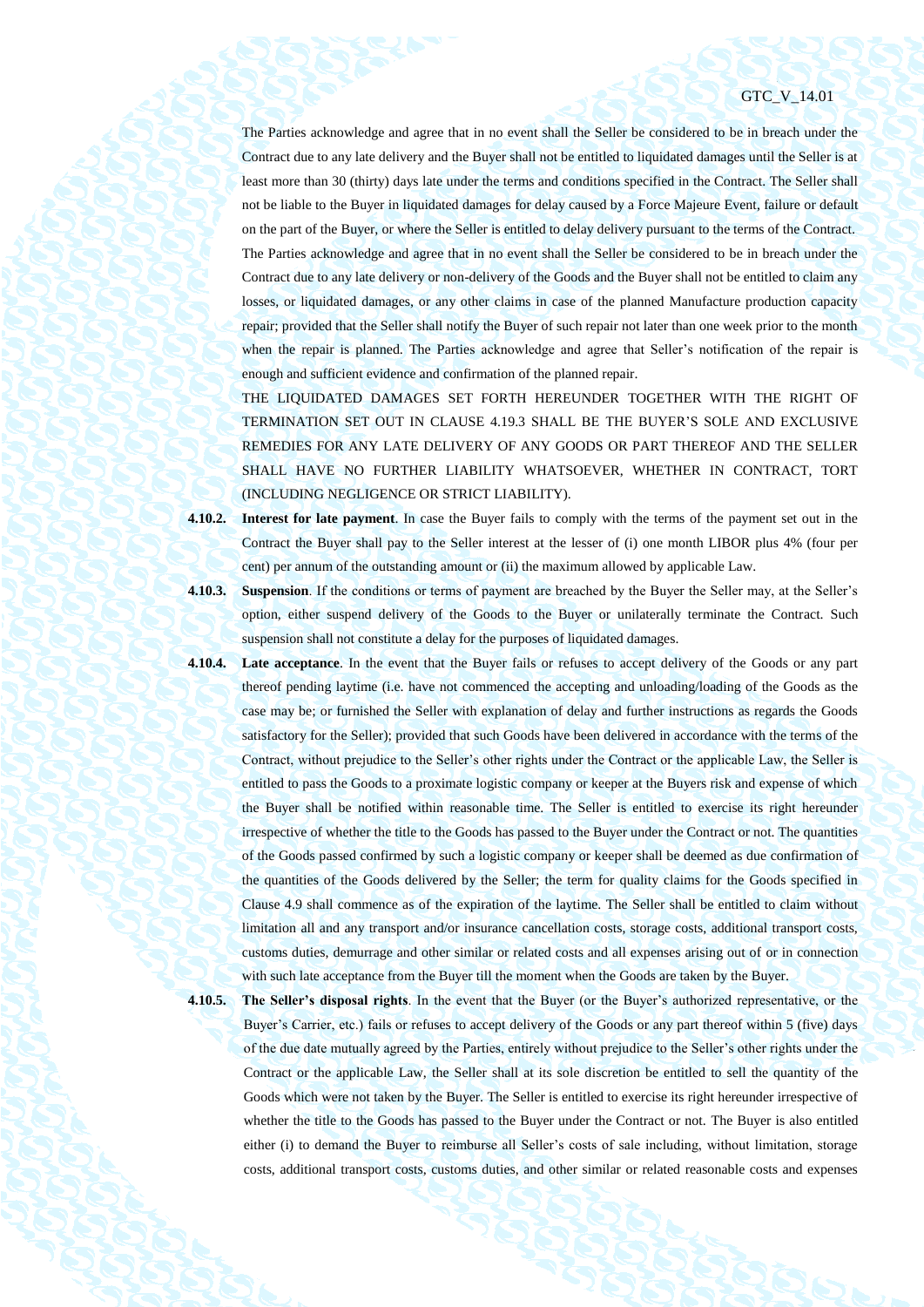The Parties acknowledge and agree that in no event shall the Seller be considered to be in breach under the Contract due to any late delivery and the Buyer shall not be entitled to liquidated damages until the Seller is at least more than 30 (thirty) days late under the terms and conditions specified in the Contract. The Seller shall not be liable to the Buyer in liquidated damages for delay caused by a Force Majeure Event, failure or default on the part of the Buyer, or where the Seller is entitled to delay delivery pursuant to the terms of the Contract.

The Parties acknowledge and agree that in no event shall the Seller be considered to be in breach under the Contract due to any late delivery or non-delivery of the Goods and the Buyer shall not be entitled to claim any losses, or liquidated damages, or any other claims in case of the planned Manufacture production capacity repair; provided that the Seller shall notify the Buyer of such repair not later than one week prior to the month when the repair is planned. The Parties acknowledge and agree that Seller's notification of the repair is enough and sufficient evidence and confirmation of the planned repair.

THE LIQUIDATED DAMAGES SET FORTH HEREUNDER TOGETHER WITH THE RIGHT OF TERMINATION SET OUT IN CLAUSE 4.19.3 SHALL BE THE BUYER'S SOLE AND EXCLUSIVE REMEDIES FOR ANY LATE DELIVERY OF ANY GOODS OR PART THEREOF AND THE SELLER SHALL HAVE NO FURTHER LIABILITY WHATSOEVER, WHETHER IN CONTRACT, TORT (INCLUDING NEGLIGENCE OR STRICT LIABILITY).

**4.10.2.** **Interest for late payment**. In case the Buyer fails to comply with the terms of the payment set out in the Contract the Buyer shall pay to the Seller interest at the lesser of (i) one month LIBOR plus 4% (four per cent) per annum of the outstanding amount or (ii) the maximum allowed by applicable Law.

**4.10.3.** **Suspension**. If the conditions or terms of payment are breached by the Buyer the Seller may, at the Seller's option, either suspend delivery of the Goods to the Buyer or unilaterally terminate the Contract. Such suspension shall not constitute a delay for the purposes of liquidated damages.

**4.10.4.** **Late acceptance**. In the event that the Buyer fails or refuses to accept delivery of the Goods or any part thereof pending laytime (i.e. have not commenced the accepting and unloading/loading of the Goods as the case may be; or furnished the Seller with explanation of delay and further instructions as regards the Goods satisfactory for the Seller); provided that such Goods have been delivered in accordance with the terms of the Contract, without prejudice to the Seller's other rights under the Contract or the applicable Law, the Seller is entitled to pass the Goods to a proximate logistic company or keeper at the Buyers risk and expense of which the Buyer shall be notified within reasonable time. The Seller is entitled to exercise its right hereunder irrespective of whether the title to the Goods has passed to the Buyer under the Contract or not. The quantities of the Goods passed confirmed by such a logistic company or keeper shall be deemed as due confirmation of the quantities of the Goods delivered by the Seller; the term for quality claims for the Goods specified in Clause 4.9 shall commence as of the expiration of the laytime. The Seller shall be entitled to claim without limitation all and any transport and/or insurance cancellation costs, storage costs, additional transport costs, customs duties, demurrage and other similar or related costs and all expenses arising out of or in connection with such late acceptance from the Buyer till the moment when the Goods are taken by the Buyer.

**4.10.5.** **The Seller's disposal rights**. In the event that the Buyer (or the Buyer's authorized representative, or the Buyer's Carrier, etc.) fails or refuses to accept delivery of the Goods or any part thereof within 5 (five) days of the due date mutually agreed by the Parties, entirely without prejudice to the Seller's other rights under the Contract or the applicable Law, the Seller shall at its sole discretion be entitled to sell the quantity of the Goods which were not taken by the Buyer. The Seller is entitled to exercise its right hereunder irrespective of whether the title to the Goods has passed to the Buyer under the Contract or not. The Buyer is also entitled either (i) to demand the Buyer to reimburse all Seller's costs of sale including, without limitation, storage costs, additional transport costs, customs duties, and other similar or related reasonable costs and expenses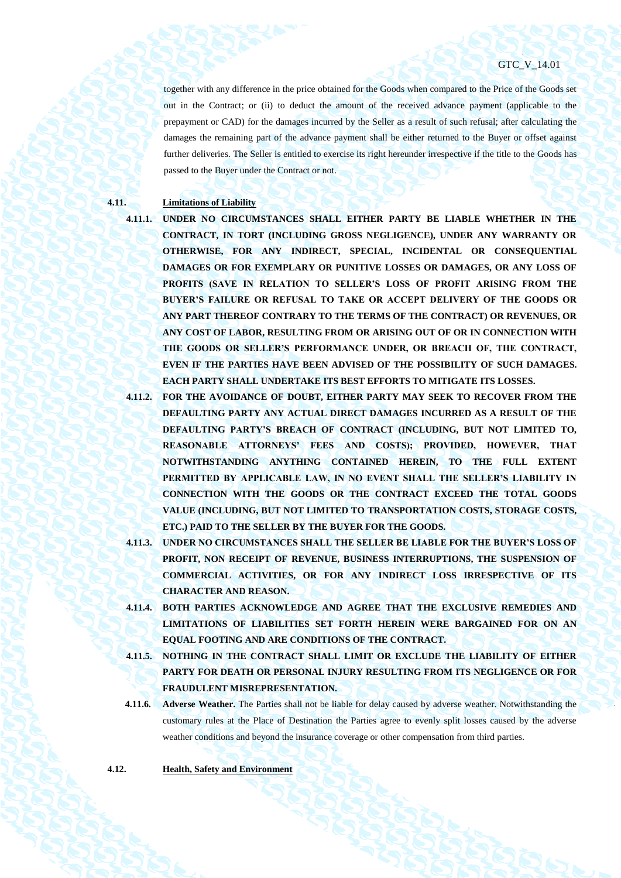together with any difference in the price obtained for the Goods when compared to the Price of the Goods set out in the Contract; or (ii) to deduct the amount of the received advance payment (applicable to the prepayment or CAD) for the damages incurred by the Seller as a result of such refusal; after calculating the damages the remaining part of the advance payment shall be either returned to the Buyer or offset against further deliveries. The Seller is entitled to exercise its right hereunder irrespective if the title to the Goods has passed to the Buyer under the Contract or not.

**4.11. Limitations of Liability**

**4.11.1. UNDER NO CIRCUMSTANCES SHALL EITHER PARTY BE LIABLE WHETHER IN THE CONTRACT, IN TORT (INCLUDING GROSS NEGLIGENCE), UNDER ANY WARRANTY OR OTHERWISE, FOR ANY INDIRECT, SPECIAL, INCIDENTAL OR CONSEQUENTIAL DAMAGES OR FOR EXEMPLARY OR PUNITIVE LOSSES OR DAMAGES, OR ANY LOSS OF PROFITS (SAVE IN RELATION TO SELLER'S LOSS OF PROFIT ARISING FROM THE BUYER'S FAILURE OR REFUSAL TO TAKE OR ACCEPT DELIVERY OF THE GOODS OR ANY PART THEREOF CONTRARY TO THE TERMS OF THE CONTRACT) OR REVENUES, OR ANY COST OF LABOR, RESULTING FROM OR ARISING OUT OF OR IN CONNECTION WITH THE GOODS OR SELLER'S PERFORMANCE UNDER, OR BREACH OF, THE CONTRACT, EVEN IF THE PARTIES HAVE BEEN ADVISED OF THE POSSIBILITY OF SUCH DAMAGES. EACH PARTY SHALL UNDERTAKE ITS BEST EFFORTS TO MITIGATE ITS LOSSES.**

**4.11.2. FOR THE AVOIDANCE OF DOUBT, EITHER PARTY MAY SEEK TO RECOVER FROM THE DEFAULTING PARTY ANY ACTUAL DIRECT DAMAGES INCURRED AS A RESULT OF THE DEFAULTING PARTY'S BREACH OF CONTRACT (INCLUDING, BUT NOT LIMITED TO, REASONABLE ATTORNEYS' FEES AND COSTS); PROVIDED, HOWEVER, THAT NOTWITHSTANDING ANYTHING CONTAINED HEREIN, TO THE FULL EXTENT PERMITTED BY APPLICABLE LAW, IN NO EVENT SHALL THE SELLER'S LIABILITY IN CONNECTION WITH THE GOODS OR THE CONTRACT EXCEED THE TOTAL GOODS VALUE (INCLUDING, BUT NOT LIMITED TO TRANSPORTATION COSTS, STORAGE COSTS, ETC.) PAID TO THE SELLER BY THE BUYER FOR THE GOODS.**

**4.11.3. UNDER NO CIRCUMSTANCES SHALL THE SELLER BE LIABLE FOR THE BUYER'S LOSS OF PROFIT, NON RECEIPT OF REVENUE, BUSINESS INTERRUPTIONS, THE SUSPENSION OF COMMERCIAL ACTIVITIES, OR FOR ANY INDIRECT LOSS IRRESPECTIVE OF ITS CHARACTER AND REASON.**

**4.11.4. BOTH PARTIES ACKNOWLEDGE AND AGREE THAT THE EXCLUSIVE REMEDIES AND LIMITATIONS OF LIABILITIES SET FORTH HEREIN WERE BARGAINED FOR ON AN EQUAL FOOTING AND ARE CONDITIONS OF THE CONTRACT.**

**4.11.5. NOTHING IN THE CONTRACT SHALL LIMIT OR EXCLUDE THE LIABILITY OF EITHER PARTY FOR DEATH OR PERSONAL INJURY RESULTING FROM ITS NEGLIGENCE OR FOR FRAUDULENT MISREPRESENTATION.**

**4.11.6. Adverse Weather.** The Parties shall not be liable for delay caused by adverse weather. Notwithstanding the customary rules at the Place of Destination the Parties agree to evenly split losses caused by the adverse weather conditions and beyond the insurance coverage or other compensation from third parties.

**4.12. Health, Safety and Environment**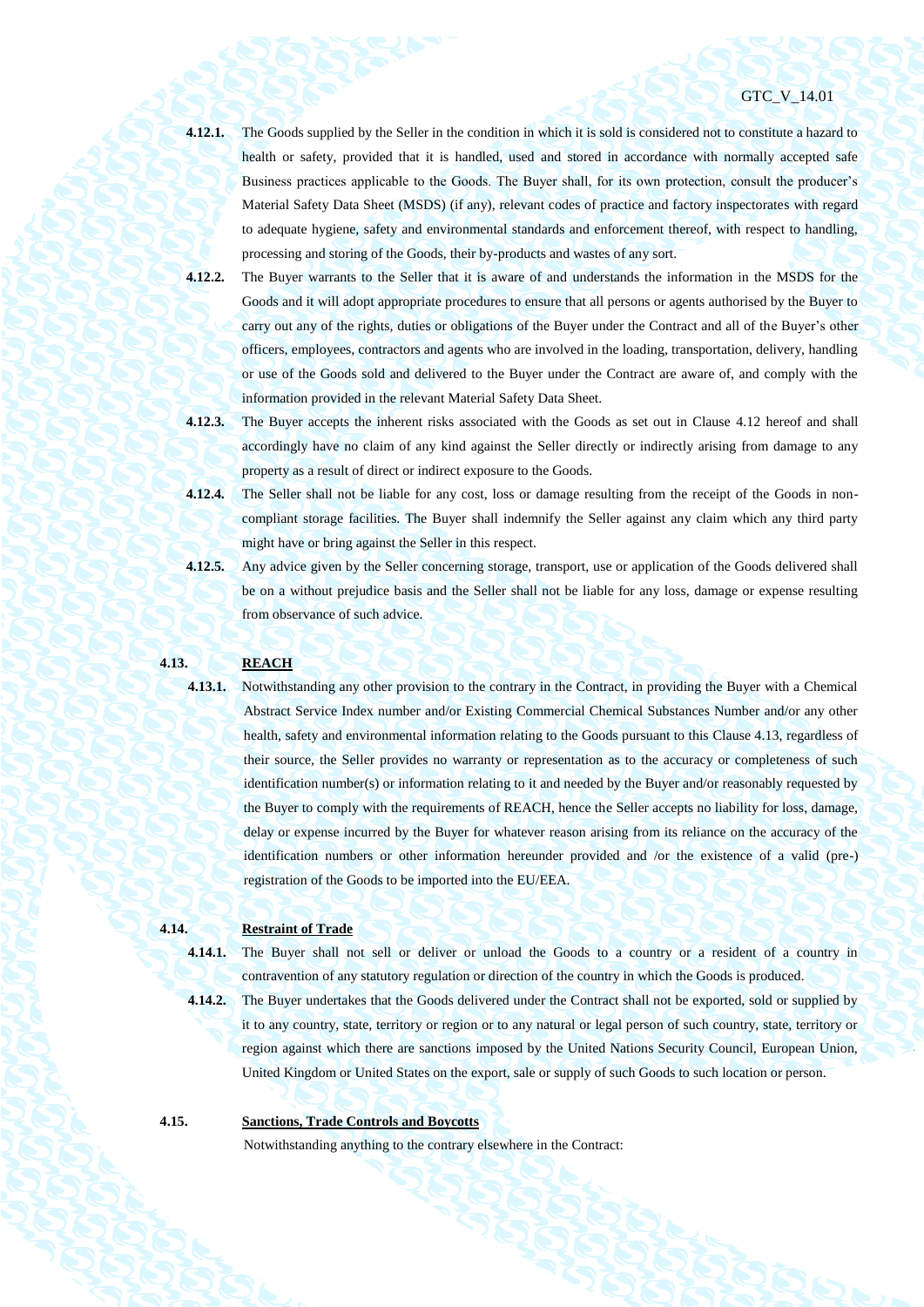**4.12.1.** The Goods supplied by the Seller in the condition in which it is sold is considered not to constitute a hazard to health or safety, provided that it is handled, used and stored in accordance with normally accepted safe Business practices applicable to the Goods. The Buyer shall, for its own protection, consult the producer's Material Safety Data Sheet (MSDS) (if any), relevant codes of practice and factory inspectorates with regard to adequate hygiene, safety and environmental standards and enforcement thereof, with respect to handling, processing and storing of the Goods, their by-products and wastes of any sort.

**4.12.2.** The Buyer warrants to the Seller that it is aware of and understands the information in the MSDS for the Goods and it will adopt appropriate procedures to ensure that all persons or agents authorised by the Buyer to carry out any of the rights, duties or obligations of the Buyer under the Contract and all of the Buyer's other officers, employees, contractors and agents who are involved in the loading, transportation, delivery, handling or use of the Goods sold and delivered to the Buyer under the Contract are aware of, and comply with the information provided in the relevant Material Safety Data Sheet.

**4.12.3.** The Buyer accepts the inherent risks associated with the Goods as set out in Clause 4.12 hereof and shall accordingly have no claim of any kind against the Seller directly or indirectly arising from damage to any property as a result of direct or indirect exposure to the Goods.

**4.12.4.** The Seller shall not be liable for any cost, loss or damage resulting from the receipt of the Goods in non-compliant storage facilities. The Buyer shall indemnify the Seller against any claim which any third party might have or bring against the Seller in this respect.

**4.12.5.** Any advice given by the Seller concerning storage, transport, use or application of the Goods delivered shall be on a without prejudice basis and the Seller shall not be liable for any loss, damage or expense resulting from observance of such advice.

**4.13. REACH**

**4.13.1.** Notwithstanding any other provision to the contrary in the Contract, in providing the Buyer with a Chemical Abstract Service Index number and/or Existing Commercial Chemical Substances Number and/or any other health, safety and environmental information relating to the Goods pursuant to this Clause 4.13, regardless of their source, the Seller provides no warranty or representation as to the accuracy or completeness of such identification number(s) or information relating to it and needed by the Buyer and/or reasonably requested by the Buyer to comply with the requirements of REACH, hence the Seller accepts no liability for loss, damage, delay or expense incurred by the Buyer for whatever reason arising from its reliance on the accuracy of the identification numbers or other information hereunder provided and /or the existence of a valid (pre-) registration of the Goods to be imported into the EU/EEA.

**4.14. Restraint of Trade**

**4.14.1.** The Buyer shall not sell or deliver or unload the Goods to a country or a resident of a country in contravention of any statutory regulation or direction of the country in which the Goods is produced.

**4.14.2.** The Buyer undertakes that the Goods delivered under the Contract shall not be exported, sold or supplied by it to any country, state, territory or region or to any natural or legal person of such country, state, territory or region against which there are sanctions imposed by the United Nations Security Council, European Union, United Kingdom or United States on the export, sale or supply of such Goods to such location or person.

**4.15. Sanctions, Trade Controls and Boycotts**

Notwithstanding anything to the contrary elsewhere in the Contract: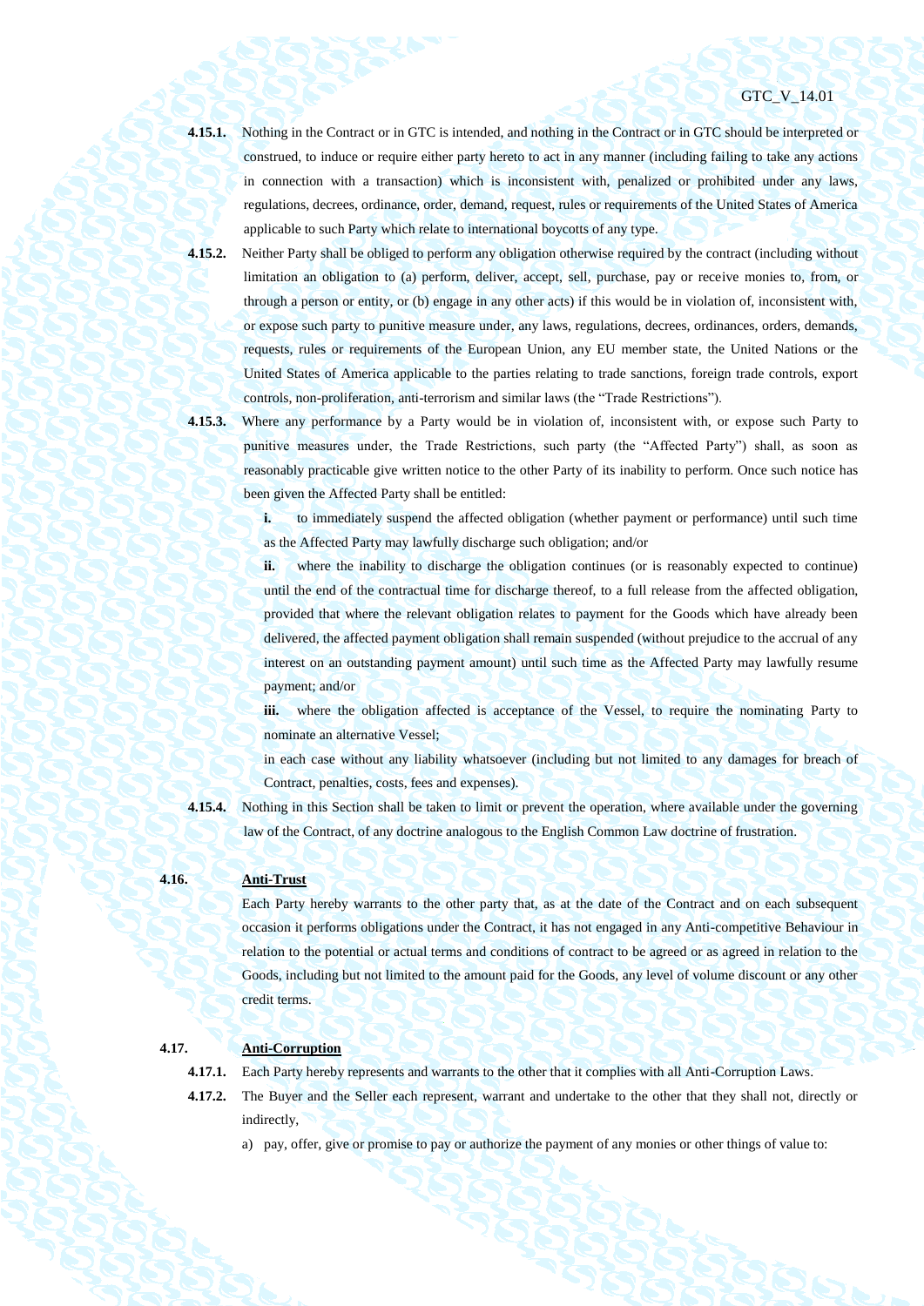**4.15.1.** Nothing in the Contract or in GTC is intended, and nothing in the Contract or in GTC should be interpreted or construed, to induce or require either party hereto to act in any manner (including failing to take any actions in connection with a transaction) which is inconsistent with, penalized or prohibited under any laws, regulations, decrees, ordinance, order, demand, request, rules or requirements of the United States of America applicable to such Party which relate to international boycotts of any type.

**4.15.2.** Neither Party shall be obliged to perform any obligation otherwise required by the contract (including without limitation an obligation to (a) perform, deliver, accept, sell, purchase, pay or receive monies to, from, or through a person or entity, or (b) engage in any other acts) if this would be in violation of, inconsistent with, or expose such party to punitive measure under, any laws, regulations, decrees, ordinances, orders, demands, requests, rules or requirements of the European Union, any EU member state, the United Nations or the United States of America applicable to the parties relating to trade sanctions, foreign trade controls, export controls, non-proliferation, anti-terrorism and similar laws (the "Trade Restrictions").

**4.15.3.** Where any performance by a Party would be in violation of, inconsistent with, or expose such Party to punitive measures under, the Trade Restrictions, such party (the "Affected Party") shall, as soon as reasonably practicable give written notice to the other Party of its inability to perform. Once such notice has been given the Affected Party shall be entitled:

**i.** to immediately suspend the affected obligation (whether payment or performance) until such time as the Affected Party may lawfully discharge such obligation; and/or

**ii.** where the inability to discharge the obligation continues (or is reasonably expected to continue) until the end of the contractual time for discharge thereof, to a full release from the affected obligation, provided that where the relevant obligation relates to payment for the Goods which have already been delivered, the affected payment obligation shall remain suspended (without prejudice to the accrual of any interest on an outstanding payment amount) until such time as the Affected Party may lawfully resume payment; and/or

**iii.** where the obligation affected is acceptance of the Vessel, to require the nominating Party to nominate an alternative Vessel;

in each case without any liability whatsoever (including but not limited to any damages for breach of Contract, penalties, costs, fees and expenses).

**4.15.4.** Nothing in this Section shall be taken to limit or prevent the operation, where available under the governing law of the Contract, of any doctrine analogous to the English Common Law doctrine of frustration.

**4.16. Anti-Trust**

Each Party hereby warrants to the other party that, as at the date of the Contract and on each subsequent occasion it performs obligations under the Contract, it has not engaged in any Anti-competitive Behaviour in relation to the potential or actual terms and conditions of contract to be agreed or as agreed in relation to the Goods, including but not limited to the amount paid for the Goods, any level of volume discount or any other credit terms.

**4.17. Anti-Corruption**

**4.17.1.** Each Party hereby represents and warrants to the other that it complies with all Anti-Corruption Laws.

**4.17.2.** The Buyer and the Seller each represent, warrant and undertake to the other that they shall not, directly or indirectly,

a) pay, offer, give or promise to pay or authorize the payment of any monies or other things of value to: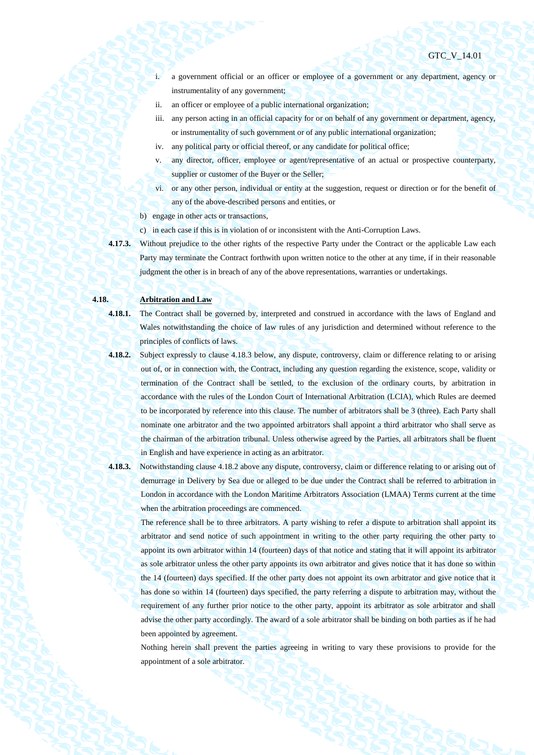i. a government official or an officer or employee of a government or any department, agency or instrumentality of any government;

ii. an officer or employee of a public international organization;

iii. any person acting in an official capacity for or on behalf of any government or department, agency, or instrumentality of such government or of any public international organization;

iv. any political party or official thereof, or any candidate for political office;

v. any director, officer, employee or agent/representative of an actual or prospective counterparty, supplier or customer of the Buyer or the Seller;

vi. or any other person, individual or entity at the suggestion, request or direction or for the benefit of any of the above-described persons and entities, or

b) engage in other acts or transactions,

c) in each case if this is in violation of or inconsistent with the Anti-Corruption Laws.

**4.17.3.** Without prejudice to the other rights of the respective Party under the Contract or the applicable Law each Party may terminate the Contract forthwith upon written notice to the other at any time, if in their reasonable judgment the other is in breach of any of the above representations, warranties or undertakings.

**4.18. Arbitration and Law**

**4.18.1.** The Contract shall be governed by, interpreted and construed in accordance with the laws of England and Wales notwithstanding the choice of law rules of any jurisdiction and determined without reference to the principles of conflicts of laws.

**4.18.2.** Subject expressly to clause 4.18.3 below, any dispute, controversy, claim or difference relating to or arising out of, or in connection with, the Contract, including any question regarding the existence, scope, validity or termination of the Contract shall be settled, to the exclusion of the ordinary courts, by arbitration in accordance with the rules of the London Court of International Arbitration (LCIA), which Rules are deemed to be incorporated by reference into this clause. The number of arbitrators shall be 3 (three). Each Party shall nominate one arbitrator and the two appointed arbitrators shall appoint a third arbitrator who shall serve as the chairman of the arbitration tribunal. Unless otherwise agreed by the Parties, all arbitrators shall be fluent in English and have experience in acting as an arbitrator.

**4.18.3.** Notwithstanding clause 4.18.2 above any dispute, controversy, claim or difference relating to or arising out of demurrage in Delivery by Sea due or alleged to be due under the Contract shall be referred to arbitration in London in accordance with the London Maritime Arbitrators Association (LMAA) Terms current at the time when the arbitration proceedings are commenced.

The reference shall be to three arbitrators. A party wishing to refer a dispute to arbitration shall appoint its arbitrator and send notice of such appointment in writing to the other party requiring the other party to appoint its own arbitrator within 14 (fourteen) days of that notice and stating that it will appoint its arbitrator as sole arbitrator unless the other party appoints its own arbitrator and gives notice that it has done so within the 14 (fourteen) days specified. If the other party does not appoint its own arbitrator and give notice that it has done so within 14 (fourteen) days specified, the party referring a dispute to arbitration may, without the requirement of any further prior notice to the other party, appoint its arbitrator as sole arbitrator and shall advise the other party accordingly. The award of a sole arbitrator shall be binding on both parties as if he had been appointed by agreement.

Nothing herein shall prevent the parties agreeing in writing to vary these provisions to provide for the appointment of a sole arbitrator.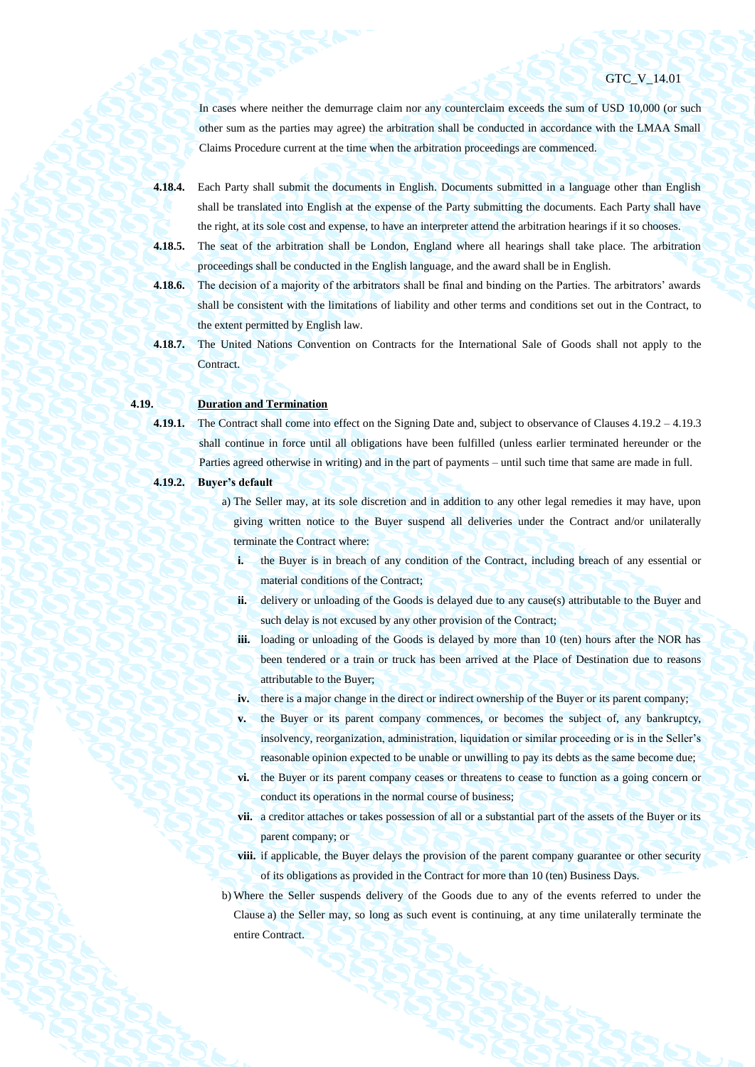In cases where neither the demurrage claim nor any counterclaim exceeds the sum of USD 10,000 (or such other sum as the parties may agree) the arbitration shall be conducted in accordance with the LMAA Small Claims Procedure current at the time when the arbitration proceedings are commenced.

**4.18.4.** Each Party shall submit the documents in English. Documents submitted in a language other than English shall be translated into English at the expense of the Party submitting the documents. Each Party shall have the right, at its sole cost and expense, to have an interpreter attend the arbitration hearings if it so chooses.

**4.18.5.** The seat of the arbitration shall be London, England where all hearings shall take place. The arbitration proceedings shall be conducted in the English language, and the award shall be in English.

**4.18.6.** The decision of a majority of the arbitrators shall be final and binding on the Parties. The arbitrators' awards shall be consistent with the limitations of liability and other terms and conditions set out in the Contract, to the extent permitted by English law.

**4.18.7.** The United Nations Convention on Contracts for the International Sale of Goods shall not apply to the Contract.

**4.19. <u>Duration and Termination</u>**

**4.19.1.** The Contract shall come into effect on the Signing Date and, subject to observance of Clauses 4.19.2 – 4.19.3 shall continue in force until all obligations have been fulfilled (unless earlier terminated hereunder or the Parties agreed otherwise in writing) and in the part of payments – until such time that same are made in full.

**4.19.2. Buyer's default**

a) The Seller may, at its sole discretion and in addition to any other legal remedies it may have, upon giving written notice to the Buyer suspend all deliveries under the Contract and/or unilaterally terminate the Contract where:

- **i.** the Buyer is in breach of any condition of the Contract, including breach of any essential or material conditions of the Contract;
- **ii.** delivery or unloading of the Goods is delayed due to any cause(s) attributable to the Buyer and such delay is not excused by any other provision of the Contract;
- **iii.** loading or unloading of the Goods is delayed by more than 10 (ten) hours after the NOR has been tendered or a train or truck has been arrived at the Place of Destination due to reasons attributable to the Buyer;
- **iv.** there is a major change in the direct or indirect ownership of the Buyer or its parent company;
- **v.** the Buyer or its parent company commences, or becomes the subject of, any bankruptcy, insolvency, reorganization, administration, liquidation or similar proceeding or is in the Seller's reasonable opinion expected to be unable or unwilling to pay its debts as the same become due;
- **vi.** the Buyer or its parent company ceases or threatens to cease to function as a going concern or conduct its operations in the normal course of business;
- **vii.** a creditor attaches or takes possession of all or a substantial part of the assets of the Buyer or its parent company; or
- **viii.** if applicable, the Buyer delays the provision of the parent company guarantee or other security of its obligations as provided in the Contract for more than 10 (ten) Business Days.

b) Where the Seller suspends delivery of the Goods due to any of the events referred to under the Clause a) the Seller may, so long as such event is continuing, at any time unilaterally terminate the entire Contract.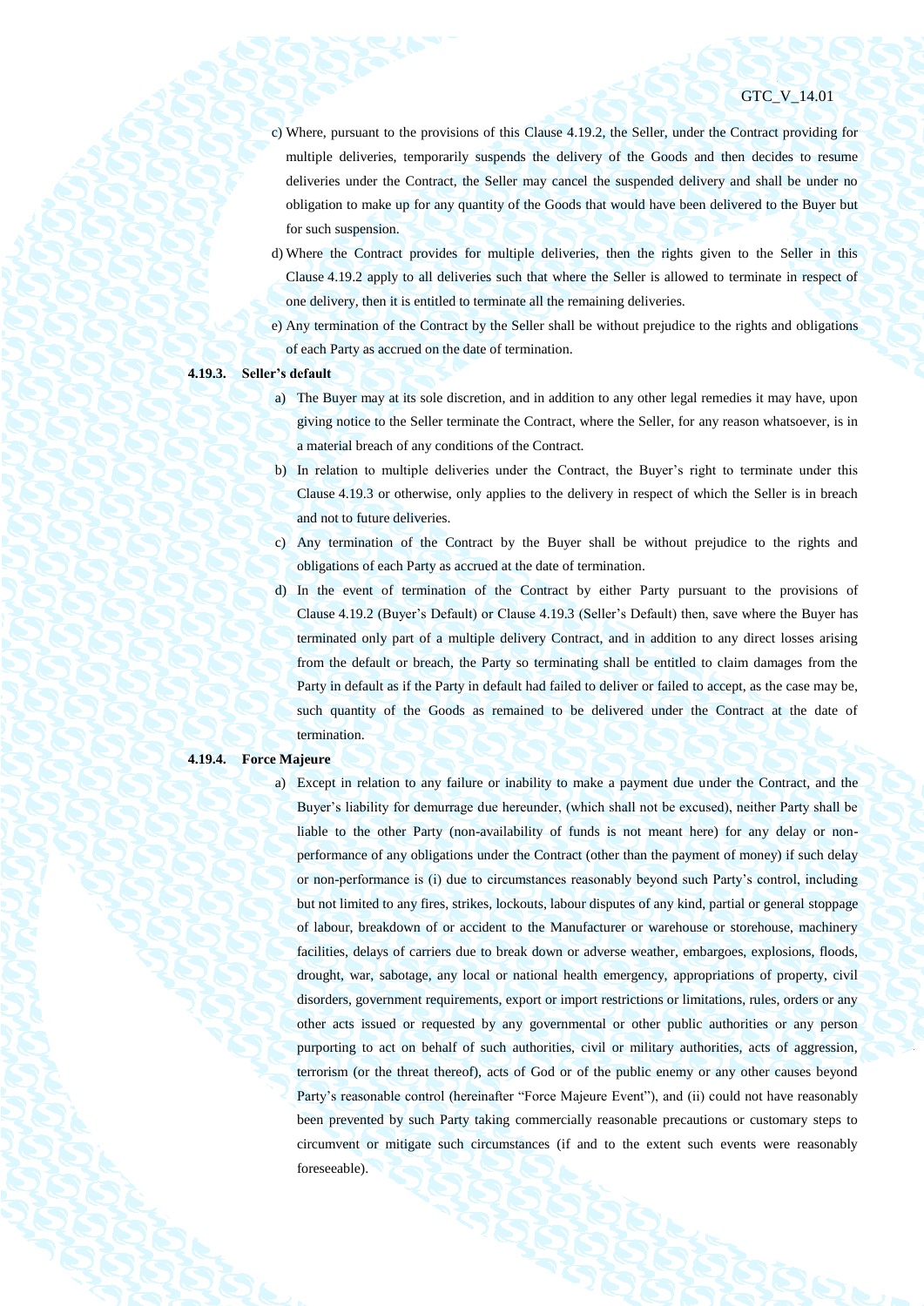c) Where, pursuant to the provisions of this Clause 4.19.2, the Seller, under the Contract providing for multiple deliveries, temporarily suspends the delivery of the Goods and then decides to resume deliveries under the Contract, the Seller may cancel the suspended delivery and shall be under no obligation to make up for any quantity of the Goods that would have been delivered to the Buyer but for such suspension.

d) Where the Contract provides for multiple deliveries, then the rights given to the Seller in this Clause 4.19.2 apply to all deliveries such that where the Seller is allowed to terminate in respect of one delivery, then it is entitled to terminate all the remaining deliveries.

e) Any termination of the Contract by the Seller shall be without prejudice to the rights and obligations of each Party as accrued on the date of termination.

**4.19.3. Seller's default**

a) The Buyer may at its sole discretion, and in addition to any other legal remedies it may have, upon giving notice to the Seller terminate the Contract, where the Seller, for any reason whatsoever, is in a material breach of any conditions of the Contract.

b) In relation to multiple deliveries under the Contract, the Buyer's right to terminate under this Clause 4.19.3 or otherwise, only applies to the delivery in respect of which the Seller is in breach and not to future deliveries.

c) Any termination of the Contract by the Buyer shall be without prejudice to the rights and obligations of each Party as accrued at the date of termination.

d) In the event of termination of the Contract by either Party pursuant to the provisions of Clause 4.19.2 (Buyer's Default) or Clause 4.19.3 (Seller's Default) then, save where the Buyer has terminated only part of a multiple delivery Contract, and in addition to any direct losses arising from the default or breach, the Party so terminating shall be entitled to claim damages from the Party in default as if the Party in default had failed to deliver or failed to accept, as the case may be, such quantity of the Goods as remained to be delivered under the Contract at the date of termination.

**4.19.4. Force Majeure**

a) Except in relation to any failure or inability to make a payment due under the Contract, and the Buyer's liability for demurrage due hereunder, (which shall not be excused), neither Party shall be liable to the other Party (non-availability of funds is not meant here) for any delay or non-performance of any obligations under the Contract (other than the payment of money) if such delay or non-performance is (i) due to circumstances reasonably beyond such Party's control, including but not limited to any fires, strikes, lockouts, labour disputes of any kind, partial or general stoppage of labour, breakdown of or accident to the Manufacturer or warehouse or storehouse, machinery facilities, delays of carriers due to break down or adverse weather, embargoes, explosions, floods, drought, war, sabotage, any local or national health emergency, appropriations of property, civil disorders, government requirements, export or import restrictions or limitations, rules, orders or any other acts issued or requested by any governmental or other public authorities or any person purporting to act on behalf of such authorities, civil or military authorities, acts of aggression, terrorism (or the threat thereof), acts of God or of the public enemy or any other causes beyond Party's reasonable control (hereinafter "Force Majeure Event"), and (ii) could not have reasonably been prevented by such Party taking commercially reasonable precautions or customary steps to circumvent or mitigate such circumstances (if and to the extent such events were reasonably foreseeable).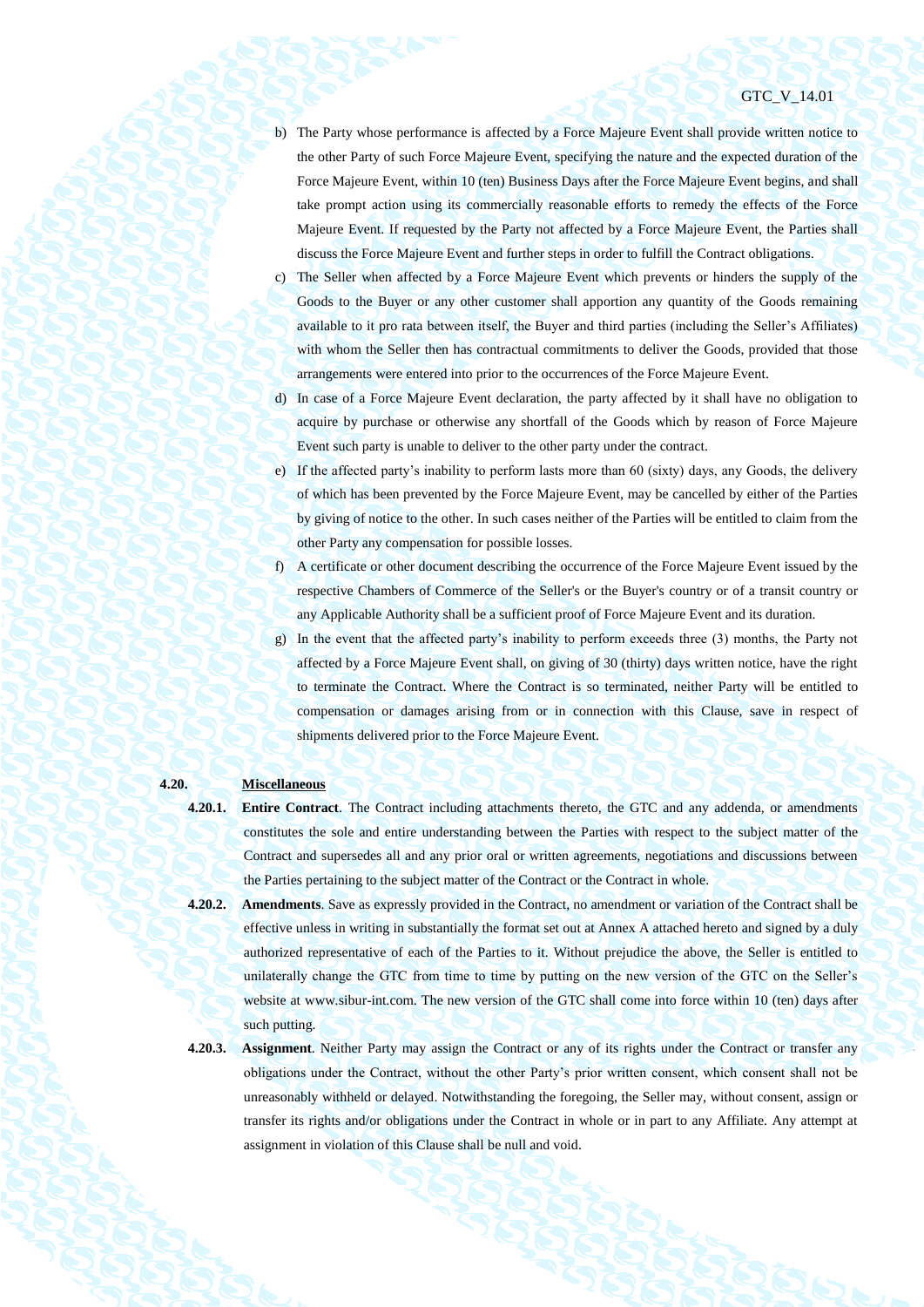b) The Party whose performance is affected by a Force Majeure Event shall provide written notice to the other Party of such Force Majeure Event, specifying the nature and the expected duration of the Force Majeure Event, within 10 (ten) Business Days after the Force Majeure Event begins, and shall take prompt action using its commercially reasonable efforts to remedy the effects of the Force Majeure Event. If requested by the Party not affected by a Force Majeure Event, the Parties shall discuss the Force Majeure Event and further steps in order to fulfill the Contract obligations.

c) The Seller when affected by a Force Majeure Event which prevents or hinders the supply of the Goods to the Buyer or any other customer shall apportion any quantity of the Goods remaining available to it pro rata between itself, the Buyer and third parties (including the Seller's Affiliates) with whom the Seller then has contractual commitments to deliver the Goods, provided that those arrangements were entered into prior to the occurrences of the Force Majeure Event.

d) In case of a Force Majeure Event declaration, the party affected by it shall have no obligation to acquire by purchase or otherwise any shortfall of the Goods which by reason of Force Majeure Event such party is unable to deliver to the other party under the contract.

e) If the affected party's inability to perform lasts more than 60 (sixty) days, any Goods, the delivery of which has been prevented by the Force Majeure Event, may be cancelled by either of the Parties by giving of notice to the other. In such cases neither of the Parties will be entitled to claim from the other Party any compensation for possible losses.

f) A certificate or other document describing the occurrence of the Force Majeure Event issued by the respective Chambers of Commerce of the Seller's or the Buyer's country or of a transit country or any Applicable Authority shall be a sufficient proof of Force Majeure Event and its duration.

g) In the event that the affected party's inability to perform exceeds three (3) months, the Party not affected by a Force Majeure Event shall, on giving of 30 (thirty) days written notice, have the right to terminate the Contract. Where the Contract is so terminated, neither Party will be entitled to compensation or damages arising from or in connection with this Clause, save in respect of shipments delivered prior to the Force Majeure Event.

**4.20. Miscellaneous**

**4.20.1. Entire Contract**. The Contract including attachments thereto, the GTC and any addenda, or amendments constitutes the sole and entire understanding between the Parties with respect to the subject matter of the Contract and supersedes all and any prior oral or written agreements, negotiations and discussions between the Parties pertaining to the subject matter of the Contract or the Contract in whole.

**4.20.2. Amendments**. Save as expressly provided in the Contract, no amendment or variation of the Contract shall be effective unless in writing in substantially the format set out at Annex A attached hereto and signed by a duly authorized representative of each of the Parties to it. Without prejudice the above, the Seller is entitled to unilaterally change the GTC from time to time by putting on the new version of the GTC on the Seller's website at www.sibur-int.com. The new version of the GTC shall come into force within 10 (ten) days after such putting.

**4.20.3. Assignment**. Neither Party may assign the Contract or any of its rights under the Contract or transfer any obligations under the Contract, without the other Party's prior written consent, which consent shall not be unreasonably withheld or delayed. Notwithstanding the foregoing, the Seller may, without consent, assign or transfer its rights and/or obligations under the Contract in whole or in part to any Affiliate. Any attempt at assignment in violation of this Clause shall be null and void.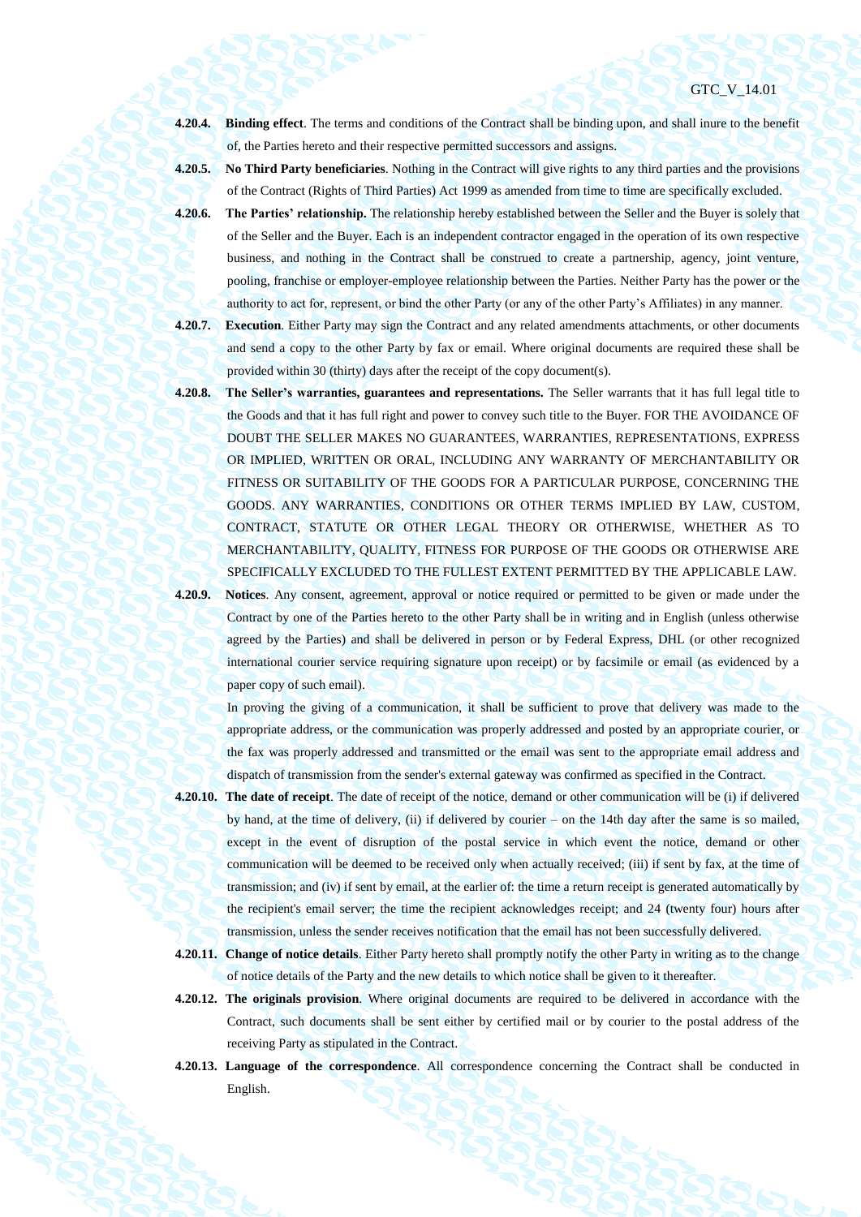**4.20.4. Binding effect**. The terms and conditions of the Contract shall be binding upon, and shall inure to the benefit of, the Parties hereto and their respective permitted successors and assigns.

**4.20.5. No Third Party beneficiaries**. Nothing in the Contract will give rights to any third parties and the provisions of the Contract (Rights of Third Parties) Act 1999 as amended from time to time are specifically excluded.

**4.20.6. The Parties' relationship.** The relationship hereby established between the Seller and the Buyer is solely that of the Seller and the Buyer. Each is an independent contractor engaged in the operation of its own respective business, and nothing in the Contract shall be construed to create a partnership, agency, joint venture, pooling, franchise or employer-employee relationship between the Parties. Neither Party has the power or the authority to act for, represent, or bind the other Party (or any of the other Party's Affiliates) in any manner.

**4.20.7. Execution**. Either Party may sign the Contract and any related amendments attachments, or other documents and send a copy to the other Party by fax or email. Where original documents are required these shall be provided within 30 (thirty) days after the receipt of the copy document(s).

**4.20.8. The Seller's warranties, guarantees and representations.** The Seller warrants that it has full legal title to the Goods and that it has full right and power to convey such title to the Buyer. FOR THE AVOIDANCE OF DOUBT THE SELLER MAKES NO GUARANTEES, WARRANTIES, REPRESENTATIONS, EXPRESS OR IMPLIED, WRITTEN OR ORAL, INCLUDING ANY WARRANTY OF MERCHANTABILITY OR FITNESS OR SUITABILITY OF THE GOODS FOR A PARTICULAR PURPOSE, CONCERNING THE GOODS. ANY WARRANTIES, CONDITIONS OR OTHER TERMS IMPLIED BY LAW, CUSTOM, CONTRACT, STATUTE OR OTHER LEGAL THEORY OR OTHERWISE, WHETHER AS TO MERCHANTABILITY, QUALITY, FITNESS FOR PURPOSE OF THE GOODS OR OTHERWISE ARE SPECIFICALLY EXCLUDED TO THE FULLEST EXTENT PERMITTED BY THE APPLICABLE LAW.

**4.20.9. Notices**. Any consent, agreement, approval or notice required or permitted to be given or made under the Contract by one of the Parties hereto to the other Party shall be in writing and in English (unless otherwise agreed by the Parties) and shall be delivered in person or by Federal Express, DHL (or other recognized international courier service requiring signature upon receipt) or by facsimile or email (as evidenced by a paper copy of such email).

In proving the giving of a communication, it shall be sufficient to prove that delivery was made to the appropriate address, or the communication was properly addressed and posted by an appropriate courier, or the fax was properly addressed and transmitted or the email was sent to the appropriate email address and dispatch of transmission from the sender's external gateway was confirmed as specified in the Contract.

**4.20.10. The date of receipt**. The date of receipt of the notice, demand or other communication will be (i) if delivered by hand, at the time of delivery, (ii) if delivered by courier – on the 14th day after the same is so mailed, except in the event of disruption of the postal service in which event the notice, demand or other communication will be deemed to be received only when actually received; (iii) if sent by fax, at the time of transmission; and (iv) if sent by email, at the earlier of: the time a return receipt is generated automatically by the recipient's email server; the time the recipient acknowledges receipt; and 24 (twenty four) hours after transmission, unless the sender receives notification that the email has not been successfully delivered.

**4.20.11. Change of notice details**. Either Party hereto shall promptly notify the other Party in writing as to the change of notice details of the Party and the new details to which notice shall be given to it thereafter.

**4.20.12. The originals provision**. Where original documents are required to be delivered in accordance with the Contract, such documents shall be sent either by certified mail or by courier to the postal address of the receiving Party as stipulated in the Contract.

**4.20.13. Language of the correspondence**. All correspondence concerning the Contract shall be conducted in English.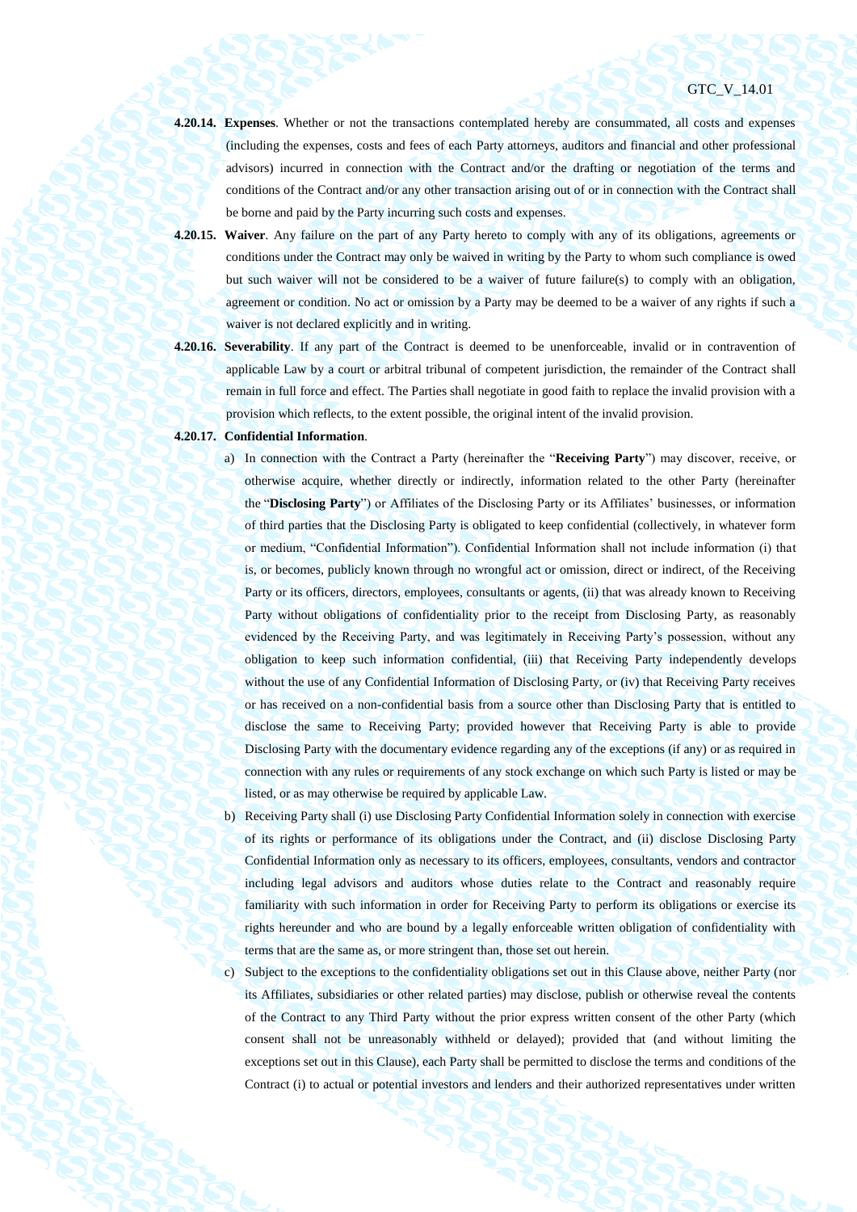**4.20.14. Expenses**. Whether or not the transactions contemplated hereby are consummated, all costs and expenses (including the expenses, costs and fees of each Party attorneys, auditors and financial and other professional advisors) incurred in connection with the Contract and/or the drafting or negotiation of the terms and conditions of the Contract and/or any other transaction arising out of or in connection with the Contract shall be borne and paid by the Party incurring such costs and expenses.

**4.20.15. Waiver**. Any failure on the part of any Party hereto to comply with any of its obligations, agreements or conditions under the Contract may only be waived in writing by the Party to whom such compliance is owed but such waiver will not be considered to be a waiver of future failure(s) to comply with an obligation, agreement or condition. No act or omission by a Party may be deemed to be a waiver of any rights if such a waiver is not declared explicitly and in writing.

**4.20.16. Severability**. If any part of the Contract is deemed to be unenforceable, invalid or in contravention of applicable Law by a court or arbitral tribunal of competent jurisdiction, the remainder of the Contract shall remain in full force and effect. The Parties shall negotiate in good faith to replace the invalid provision with a provision which reflects, to the extent possible, the original intent of the invalid provision.

**4.20.17. Confidential Information**.

a) In connection with the Contract a Party (hereinafter the "**Receiving Party**") may discover, receive, or otherwise acquire, whether directly or indirectly, information related to the other Party (hereinafter the "**Disclosing Party**") or Affiliates of the Disclosing Party or its Affiliates' businesses, or information of third parties that the Disclosing Party is obligated to keep confidential (collectively, in whatever form or medium, "Confidential Information"). Confidential Information shall not include information (i) that is, or becomes, publicly known through no wrongful act or omission, direct or indirect, of the Receiving Party or its officers, directors, employees, consultants or agents, (ii) that was already known to Receiving Party without obligations of confidentiality prior to the receipt from Disclosing Party, as reasonably evidenced by the Receiving Party, and was legitimately in Receiving Party's possession, without any obligation to keep such information confidential, (iii) that Receiving Party independently develops without the use of any Confidential Information of Disclosing Party, or (iv) that Receiving Party receives or has received on a non-confidential basis from a source other than Disclosing Party that is entitled to disclose the same to Receiving Party; provided however that Receiving Party is able to provide Disclosing Party with the documentary evidence regarding any of the exceptions (if any) or as required in connection with any rules or requirements of any stock exchange on which such Party is listed or may be listed, or as may otherwise be required by applicable Law.

b) Receiving Party shall (i) use Disclosing Party Confidential Information solely in connection with exercise of its rights or performance of its obligations under the Contract, and (ii) disclose Disclosing Party Confidential Information only as necessary to its officers, employees, consultants, vendors and contractor including legal advisors and auditors whose duties relate to the Contract and reasonably require familiarity with such information in order for Receiving Party to perform its obligations or exercise its rights hereunder and who are bound by a legally enforceable written obligation of confidentiality with terms that are the same as, or more stringent than, those set out herein.

c) Subject to the exceptions to the confidentiality obligations set out in this Clause above, neither Party (nor its Affiliates, subsidiaries or other related parties) may disclose, publish or otherwise reveal the contents of the Contract to any Third Party without the prior express written consent of the other Party (which consent shall not be unreasonably withheld or delayed); provided that (and without limiting the exceptions set out in this Clause), each Party shall be permitted to disclose the terms and conditions of the Contract (i) to actual or potential investors and lenders and their authorized representatives under written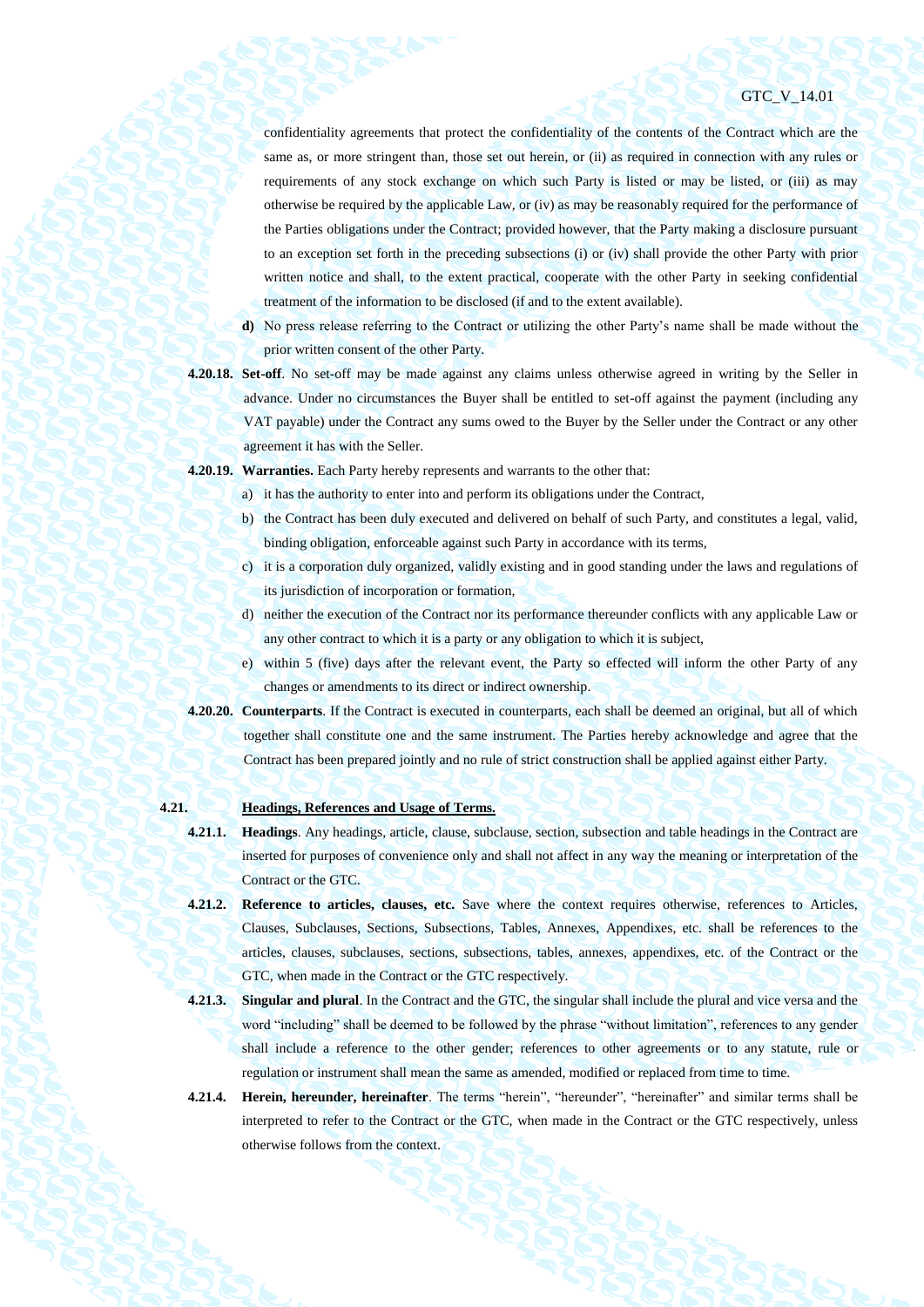confidentiality agreements that protect the confidentiality of the contents of the Contract which are the same as, or more stringent than, those set out herein, or (ii) as required in connection with any rules or requirements of any stock exchange on which such Party is listed or may be listed, or (iii) as may otherwise be required by the applicable Law, or (iv) as may be reasonably required for the performance of the Parties obligations under the Contract; provided however, that the Party making a disclosure pursuant to an exception set forth in the preceding subsections (i) or (iv) shall provide the other Party with prior written notice and shall, to the extent practical, cooperate with the other Party in seeking confidential treatment of the information to be disclosed (if and to the extent available).

**d)** No press release referring to the Contract or utilizing the other Party's name shall be made without the prior written consent of the other Party.

**4.20.18. Set-off**. No set-off may be made against any claims unless otherwise agreed in writing by the Seller in advance. Under no circumstances the Buyer shall be entitled to set-off against the payment (including any VAT payable) under the Contract any sums owed to the Buyer by the Seller under the Contract or any other agreement it has with the Seller.

**4.20.19. Warranties.** Each Party hereby represents and warrants to the other that:

a) it has the authority to enter into and perform its obligations under the Contract,

b) the Contract has been duly executed and delivered on behalf of such Party, and constitutes a legal, valid, binding obligation, enforceable against such Party in accordance with its terms,

c) it is a corporation duly organized, validly existing and in good standing under the laws and regulations of its jurisdiction of incorporation or formation,

d) neither the execution of the Contract nor its performance thereunder conflicts with any applicable Law or any other contract to which it is a party or any obligation to which it is subject,

e) within 5 (five) days after the relevant event, the Party so effected will inform the other Party of any changes or amendments to its direct or indirect ownership.

**4.20.20. Counterparts**. If the Contract is executed in counterparts, each shall be deemed an original, but all of which together shall constitute one and the same instrument. The Parties hereby acknowledge and agree that the Contract has been prepared jointly and no rule of strict construction shall be applied against either Party.

**4.21. Headings, References and Usage of Terms.**

**4.21.1. Headings**. Any headings, article, clause, subclause, section, subsection and table headings in the Contract are inserted for purposes of convenience only and shall not affect in any way the meaning or interpretation of the Contract or the GTC.

**4.21.2. Reference to articles, clauses, etc.** Save where the context requires otherwise, references to Articles, Clauses, Subclauses, Sections, Subsections, Tables, Annexes, Appendixes, etc. shall be references to the articles, clauses, subclauses, sections, subsections, tables, annexes, appendixes, etc. of the Contract or the GTC, when made in the Contract or the GTC respectively.

**4.21.3. Singular and plural**. In the Contract and the GTC, the singular shall include the plural and vice versa and the word "including" shall be deemed to be followed by the phrase "without limitation", references to any gender shall include a reference to the other gender; references to other agreements or to any statute, rule or regulation or instrument shall mean the same as amended, modified or replaced from time to time.

**4.21.4. Herein, hereunder, hereinafter**. The terms "herein", "hereunder", "hereinafter" and similar terms shall be interpreted to refer to the Contract or the GTC, when made in the Contract or the GTC respectively, unless otherwise follows from the context.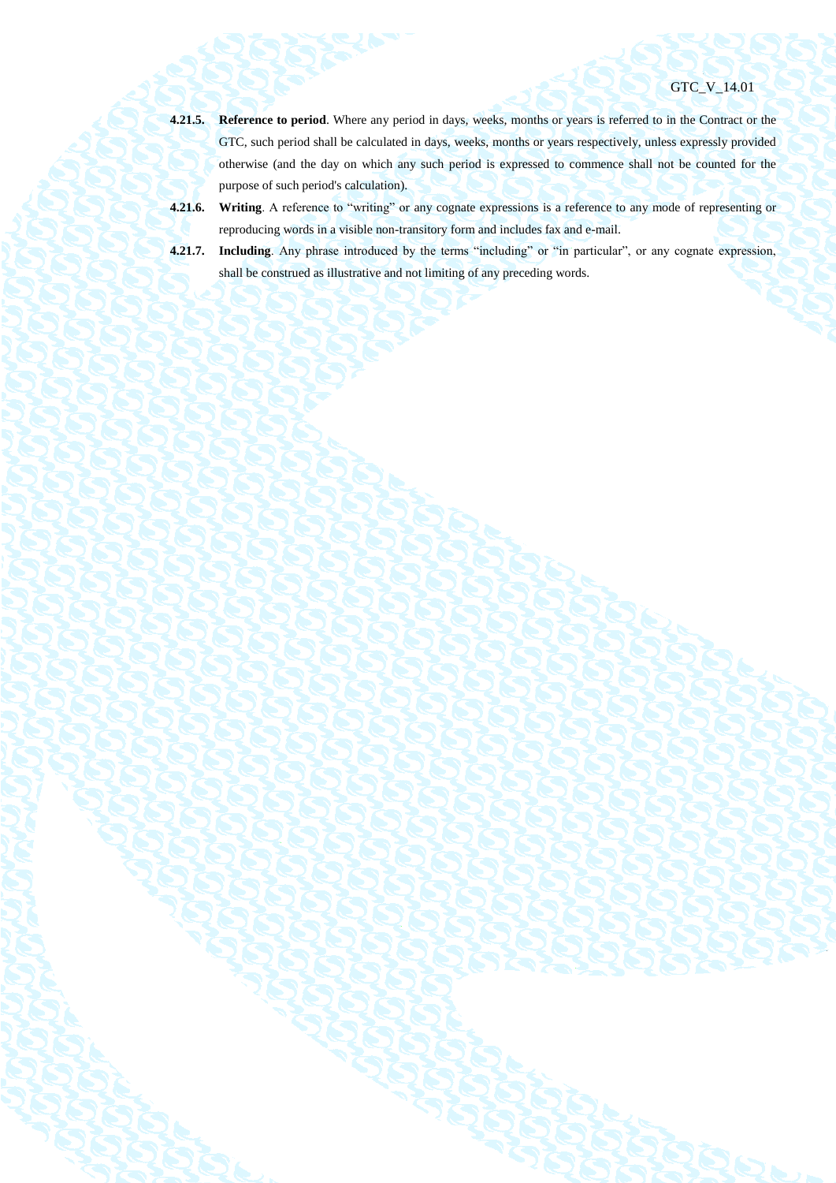**4.21.5.** **Reference to period**. Where any period in days, weeks, months or years is referred to in the Contract or the GTC, such period shall be calculated in days, weeks, months or years respectively, unless expressly provided otherwise (and the day on which any such period is expressed to commence shall not be counted for the purpose of such period's calculation).

**4.21.6.** **Writing**. A reference to "writing" or any cognate expressions is a reference to any mode of representing or reproducing words in a visible non-transitory form and includes fax and e-mail.

**4.21.7.** **Including**. Any phrase introduced by the terms "including" or "in particular", or any cognate expression, shall be construed as illustrative and not limiting of any preceding words.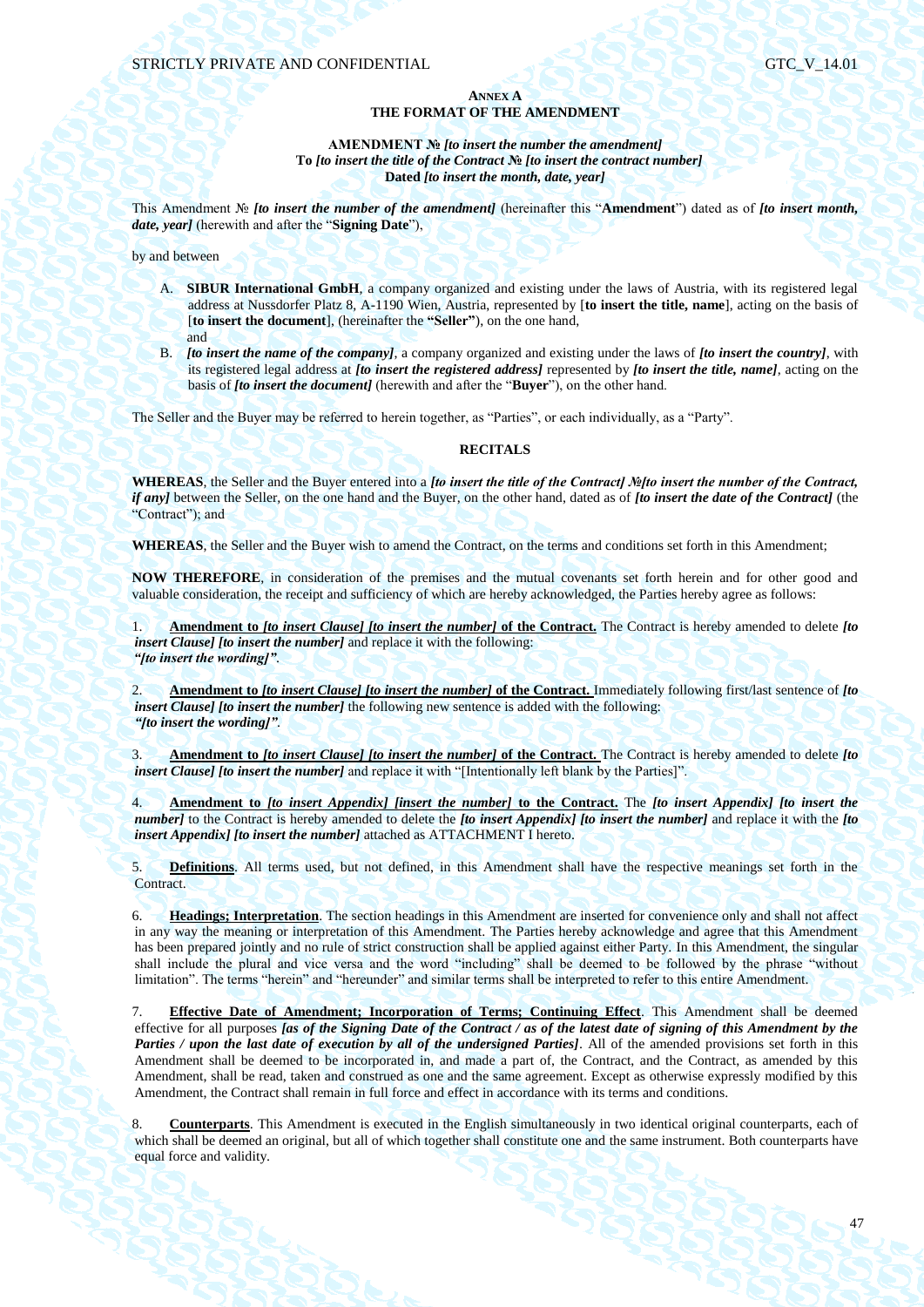**ANNEX A**
**THE FORMAT OF THE AMENDMENT**

**AMENDMENT № *[to insert the number the amendment]***
**To *[to insert the title of the Contract № [to insert the contract number]***
**Dated *[to insert the month, date, year]***

This Amendment № ***[to insert the number of the amendment]*** (hereinafter this "**Amendment**") dated as of ***[to insert month, date, year]*** (herewith and after the "**Signing Date**"),

by and between

A. **SIBUR International GmbH**, a company organized and existing under the laws of Austria, with its registered legal address at Nussdorfer Platz 8, A-1190 Wien, Austria, represented by [**to insert the title, name**], acting on the basis of [**to insert the document**], (hereinafter the **"Seller"**), on the one hand,
and

B. ***[to insert the name of the company]***, a company organized and existing under the laws of ***[to insert the country]***, with its registered legal address at ***[to insert the registered address]*** represented by ***[to insert the title, name]***, acting on the basis of ***[to insert the document]*** (herewith and after the "**Buyer**"), on the other hand.

The Seller and the Buyer may be referred to herein together, as "Parties", or each individually, as a "Party".

**RECITALS**

**WHEREAS**, the Seller and the Buyer entered into a ***[to insert the title of the Contract] №[to insert the number of the Contract, if any]*** between the Seller, on the one hand and the Buyer, on the other hand, dated as of ***[to insert the date of the Contract]*** (the "Contract"); and

**WHEREAS**, the Seller and the Buyer wish to amend the Contract, on the terms and conditions set forth in this Amendment;

**NOW THEREFORE**, in consideration of the premises and the mutual covenants set forth herein and for other good and valuable consideration, the receipt and sufficiency of which are hereby acknowledged, the Parties hereby agree as follows:

1. **Amendment to *[to insert Clause] [to insert the number]* of the Contract.** The Contract is hereby amended to delete ***[to insert Clause] [to insert the number]*** and replace it with the following:
***"[to insert the wording]".***

2. **Amendment to *[to insert Clause] [to insert the number]* of the Contract.** Immediately following first/last sentence of ***[to insert Clause] [to insert the number]*** the following new sentence is added with the following:
***"[to insert the wording]".***

3. **Amendment to *[to insert Clause] [to insert the number]* of the Contract.** The Contract is hereby amended to delete ***[to insert Clause] [to insert the number]*** and replace it with "[Intentionally left blank by the Parties]".

4. **Amendment to *[to insert Appendix] [insert the number]* to the Contract.** The ***[to insert Appendix] [to insert the number]*** to the Contract is hereby amended to delete the ***[to insert Appendix] [to insert the number]*** and replace it with the ***[to insert Appendix] [to insert the number]*** attached as ATTACHMENT I hereto.

5. **Definitions**. All terms used, but not defined, in this Amendment shall have the respective meanings set forth in the Contract.

6. **Headings; Interpretation**. The section headings in this Amendment are inserted for convenience only and shall not affect in any way the meaning or interpretation of this Amendment. The Parties hereby acknowledge and agree that this Amendment has been prepared jointly and no rule of strict construction shall be applied against either Party. In this Amendment, the singular shall include the plural and vice versa and the word "including" shall be deemed to be followed by the phrase "without limitation". The terms "herein" and "hereunder" and similar terms shall be interpreted to refer to this entire Amendment.

7. **Effective Date of Amendment; Incorporation of Terms; Continuing Effect**. This Amendment shall be deemed effective for all purposes ***[as of the Signing Date of the Contract / as of the latest date of signing of this Amendment by the Parties / upon the last date of execution by all of the undersigned Parties]***. All of the amended provisions set forth in this Amendment shall be deemed to be incorporated in, and made a part of, the Contract, and the Contract, as amended by this Amendment, shall be read, taken and construed as one and the same agreement. Except as otherwise expressly modified by this Amendment, the Contract shall remain in full force and effect in accordance with its terms and conditions.

8. **Counterparts**. This Amendment is executed in the English simultaneously in two identical original counterparts, each of which shall be deemed an original, but all of which together shall constitute one and the same instrument. Both counterparts have equal force and validity.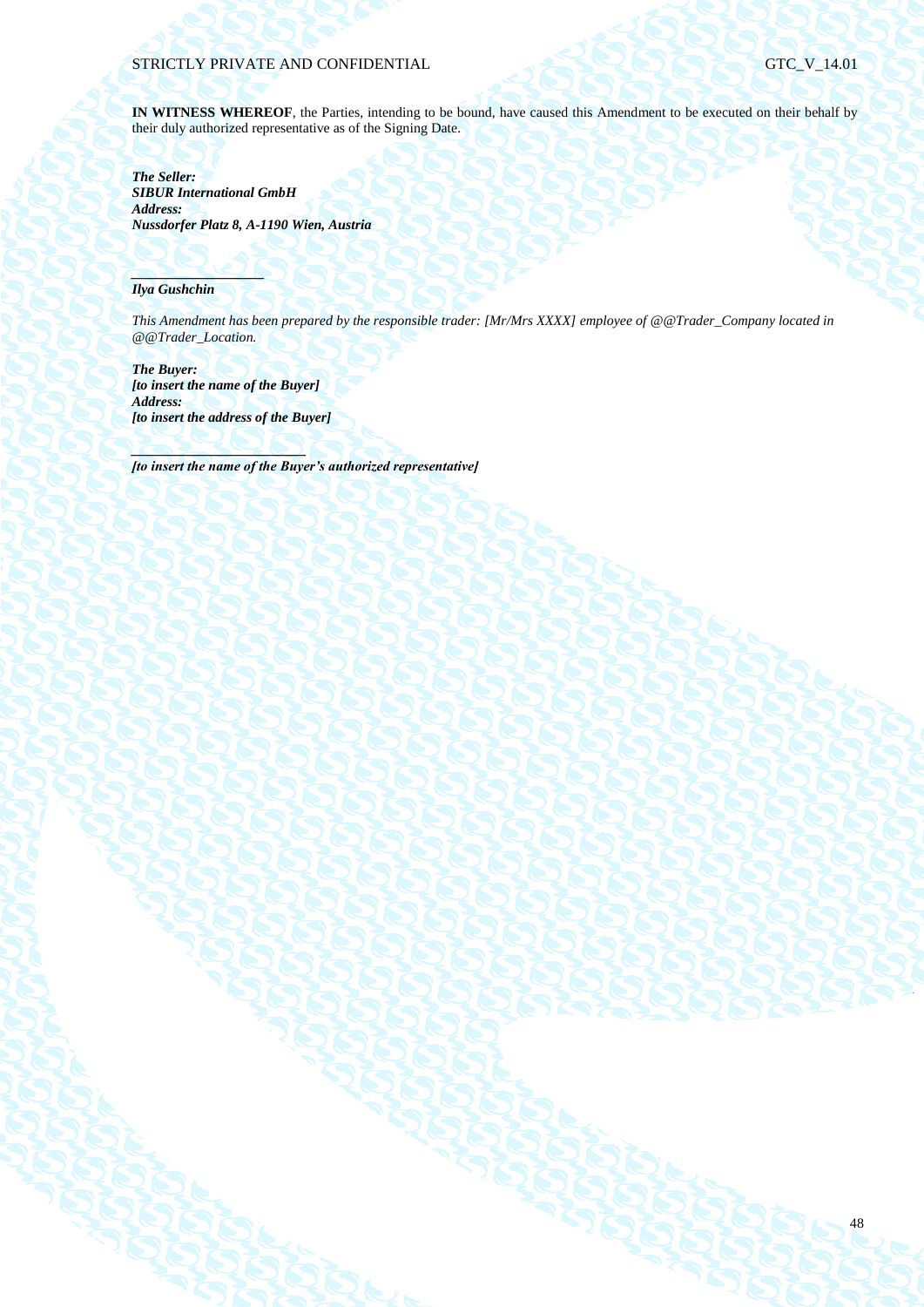**IN WITNESS WHEREOF**, the Parties, intending to be bound, have caused this Amendment to be executed on their behalf by their duly authorized representative as of the Signing Date.

***The Seller:***
***SIBUR International GmbH***
***Address:***
***Nussdorfer Platz 8, A-1190 Wien, Austria***

___________________
***Ilya Gushchin***

*This Amendment has been prepared by the responsible trader: [Mr/Mrs XXXX] employee of @@Trader_Company located in @@Trader_Location.*

***The Buyer:***
***[to insert the name of the Buyer]***
***Address:***
***[to insert the address of the Buyer]***

_________________________
***[to insert the name of the Buyer's authorized representative]***